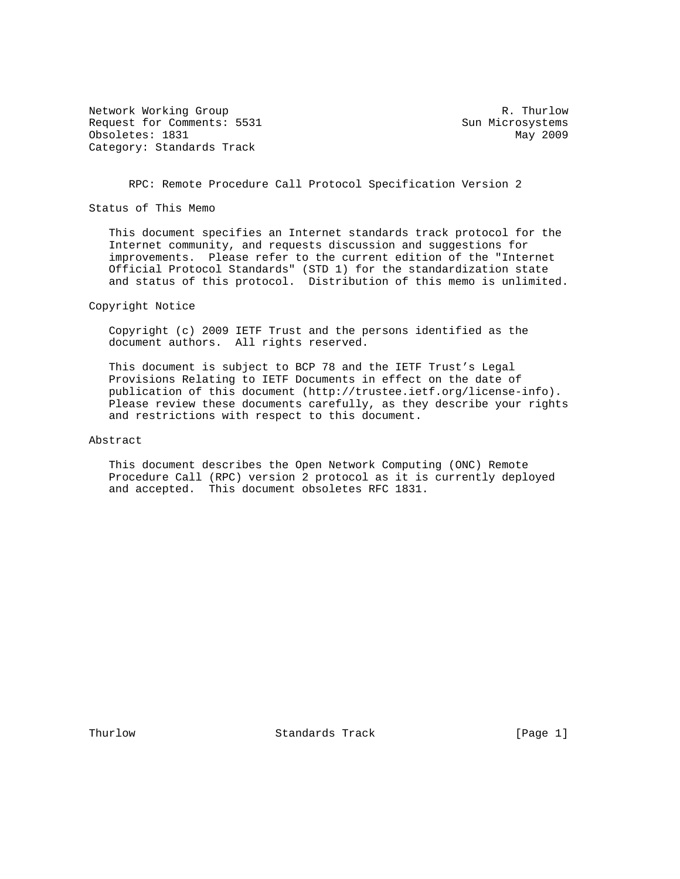Network Working Group R. Thurlow
Request for Comments: 5531 Sun Microsystems
Obsoletes: 1831 May 2009
Category: Standards Track

# RPC: Remote Procedure Call Protocol Specification Version 2

## Status of This Memo

This document specifies an Internet standards track protocol for the Internet community, and requests discussion and suggestions for improvements. Please refer to the current edition of the "Internet Official Protocol Standards" (STD 1) for the standardization state and status of this protocol. Distribution of this memo is unlimited.

## Copyright Notice

Copyright (c) 2009 IETF Trust and the persons identified as the document authors. All rights reserved.

This document is subject to BCP 78 and the IETF Trust's Legal Provisions Relating to IETF Documents in effect on the date of publication of this document (http://trustee.ietf.org/license-info). Please review these documents carefully, as they describe your rights and restrictions with respect to this document.

## Abstract

This document describes the Open Network Computing (ONC) Remote Procedure Call (RPC) version 2 protocol as it is currently deployed and accepted. This document obsoletes RFC 1831.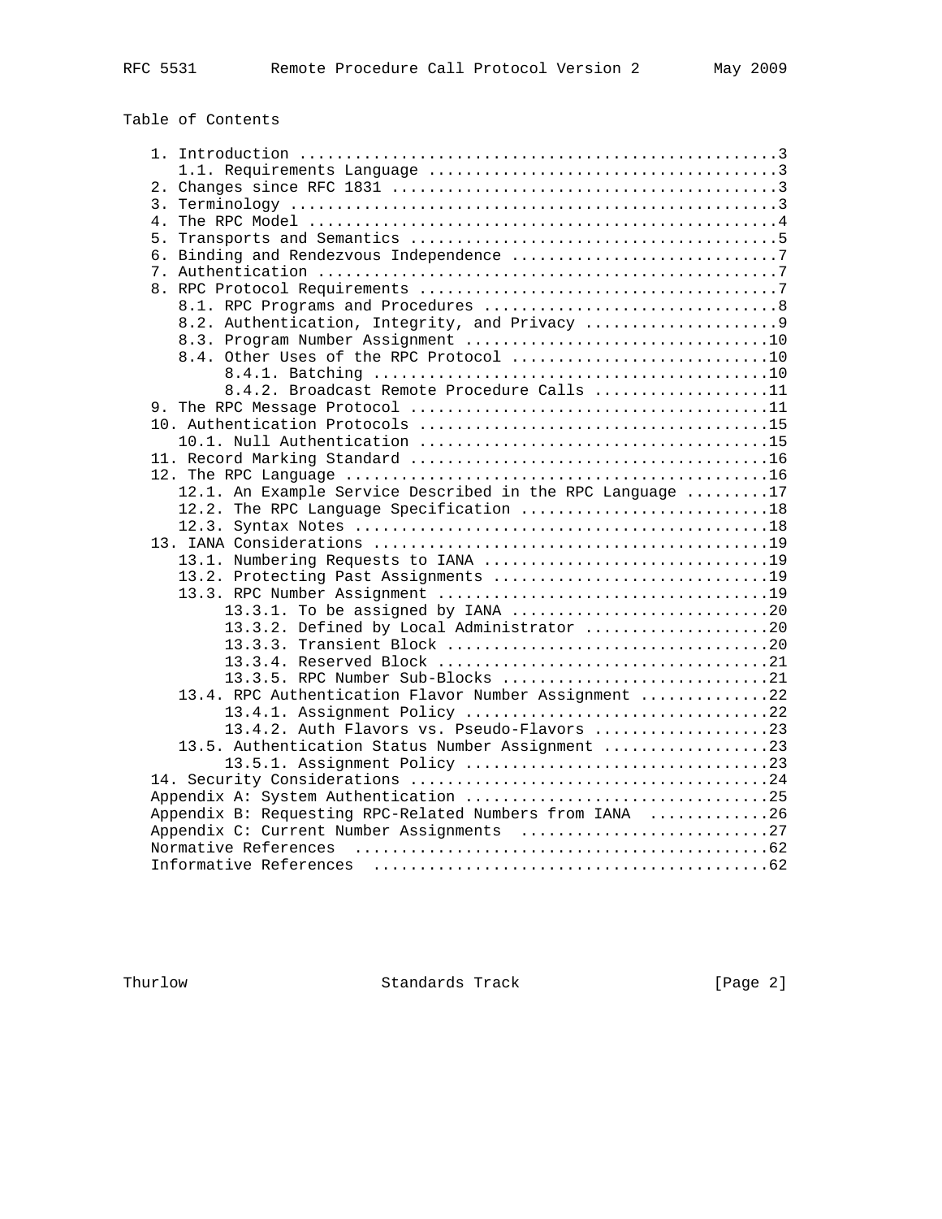Table of Contents

```
   1. Introduction ....................................................3
      1.1. Requirements Language ......................................3
   2. Changes since RFC 1831 ..........................................3
   3. Terminology .....................................................3
   4. The RPC Model ...................................................4
   5. Transports and Semantics ........................................5
   6. Binding and Rendezvous Independence .............................7
   7. Authentication ..................................................7
   8. RPC Protocol Requirements .......................................7
      8.1. RPC Programs and Procedures ................................8
      8.2. Authentication, Integrity, and Privacy .....................9
      8.3. Program Number Assignment .................................10
      8.4. Other Uses of the RPC Protocol ............................10
           8.4.1. Batching ...........................................10
           8.4.2. Broadcast Remote Procedure Calls ...................11
   9. The RPC Message Protocol .......................................11
   10. Authentication Protocols ......................................15
      10.1. Null Authentication ......................................15
   11. Record Marking Standard .......................................16
   12. The RPC Language ..............................................16
      12.1. An Example Service Described in the RPC Language .........17
      12.2. The RPC Language Specification ...........................18
      12.3. Syntax Notes .............................................18
   13. IANA Considerations ...........................................19
      13.1. Numbering Requests to IANA ...............................19
      13.2. Protecting Past Assignments ..............................19
      13.3. RPC Number Assignment ....................................19
           13.3.1. To be assigned by IANA ............................20
           13.3.2. Defined by Local Administrator ....................20
           13.3.3. Transient Block ...................................20
           13.3.4. Reserved Block ....................................21
           13.3.5. RPC Number Sub-Blocks .............................21
      13.4. RPC Authentication Flavor Number Assignment ..............22
           13.4.1. Assignment Policy .................................22
           13.4.2. Auth Flavors vs. Pseudo-Flavors ...................23
      13.5. Authentication Status Number Assignment ..................23
           13.5.1. Assignment Policy .................................23
   14. Security Considerations .......................................24
   Appendix A: System Authentication .................................25
   Appendix B: Requesting RPC-Related Numbers from IANA  .............26
   Appendix C: Current Number Assignments  ...........................27
   Normative References  .............................................62
   Informative References  ...........................................62
```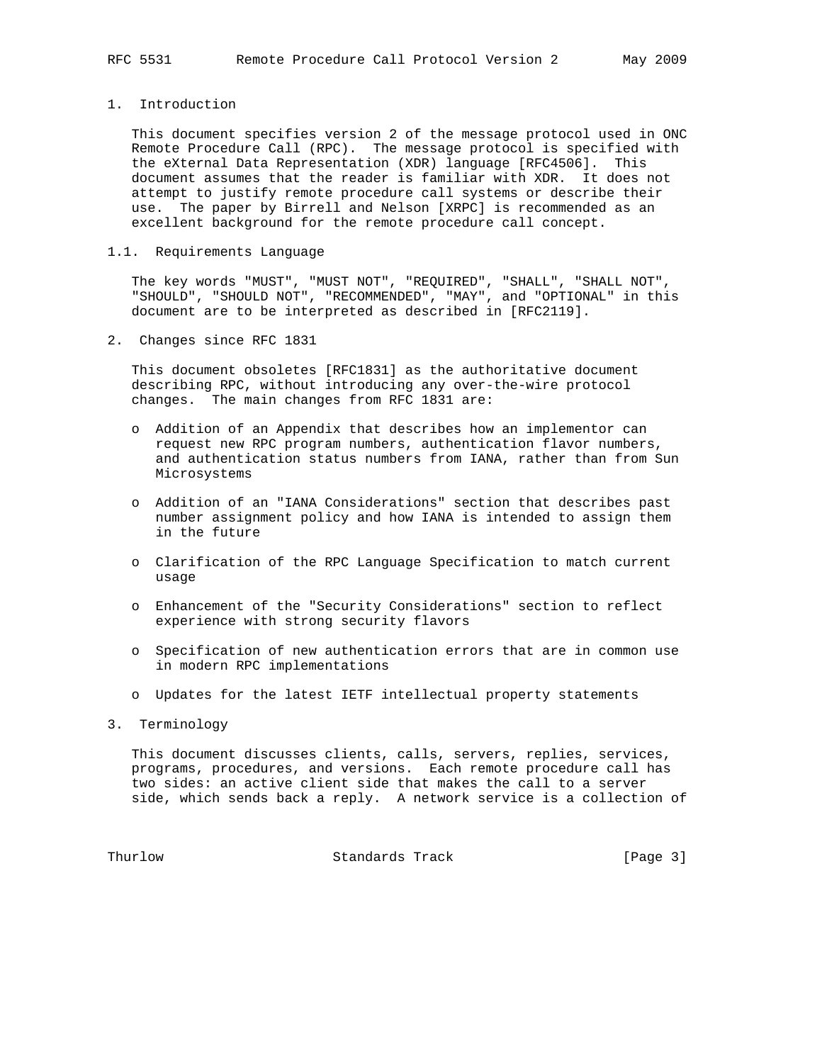# 1. Introduction

This document specifies version 2 of the message protocol used in ONC Remote Procedure Call (RPC). The message protocol is specified with the eXternal Data Representation (XDR) language [RFC4506]. This document assumes that the reader is familiar with XDR. It does not attempt to justify remote procedure call systems or describe their use. The paper by Birrell and Nelson [XRPC] is recommended as an excellent background for the remote procedure call concept.

## 1.1. Requirements Language

The key words "MUST", "MUST NOT", "REQUIRED", "SHALL", "SHALL NOT", "SHOULD", "SHOULD NOT", "RECOMMENDED", "MAY", and "OPTIONAL" in this document are to be interpreted as described in [RFC2119].

# 2. Changes since RFC 1831

This document obsoletes [RFC1831] as the authoritative document describing RPC, without introducing any over-the-wire protocol changes. The main changes from RFC 1831 are:

- Addition of an Appendix that describes how an implementor can request new RPC program numbers, authentication flavor numbers, and authentication status numbers from IANA, rather than from Sun Microsystems
- Addition of an "IANA Considerations" section that describes past number assignment policy and how IANA is intended to assign them in the future
- Clarification of the RPC Language Specification to match current usage
- Enhancement of the "Security Considerations" section to reflect experience with strong security flavors
- Specification of new authentication errors that are in common use in modern RPC implementations
- Updates for the latest IETF intellectual property statements

# 3. Terminology

This document discusses clients, calls, servers, replies, services, programs, procedures, and versions. Each remote procedure call has two sides: an active client side that makes the call to a server side, which sends back a reply. A network service is a collection of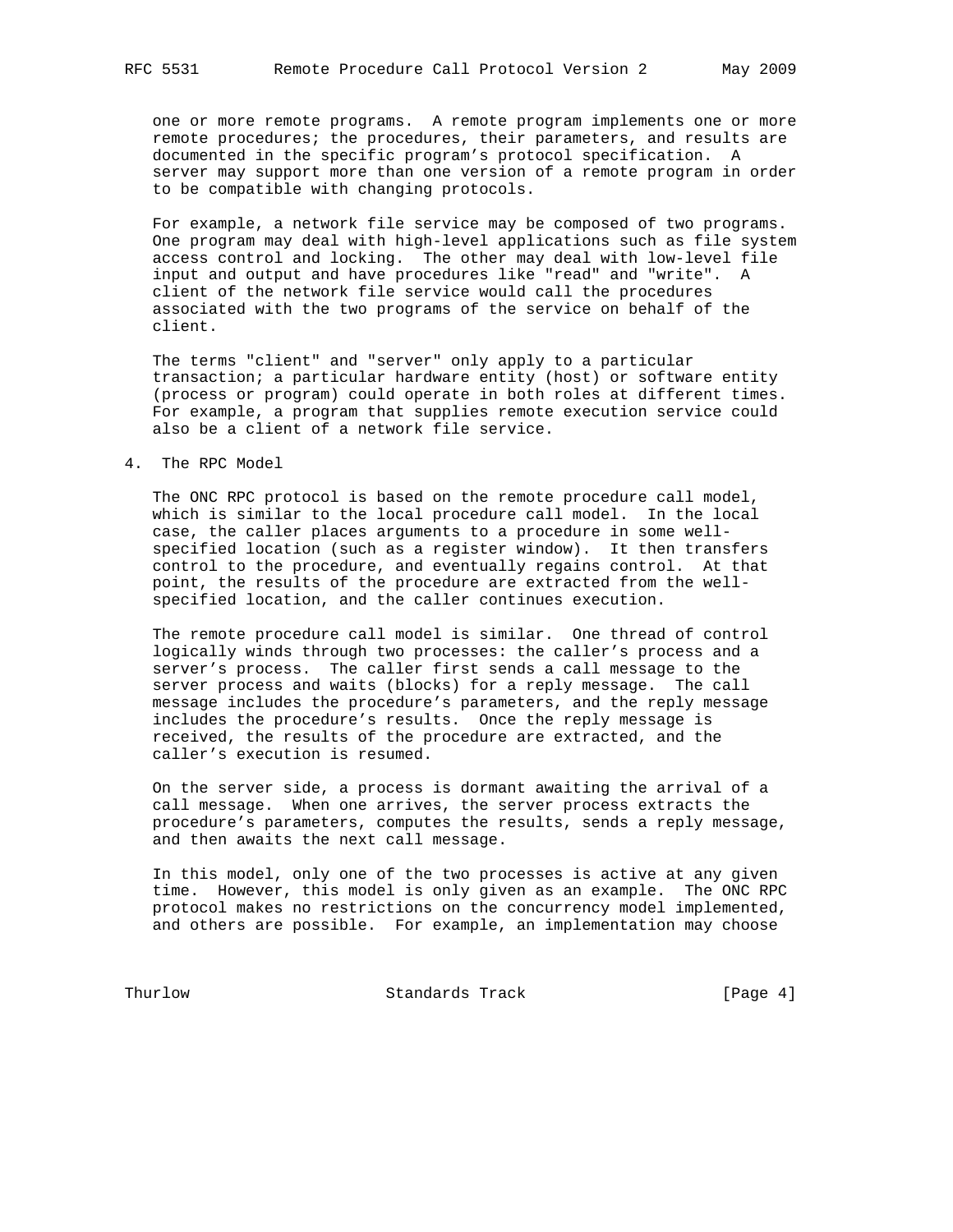one or more remote programs. A remote program implements one or more remote procedures; the procedures, their parameters, and results are documented in the specific program's protocol specification. A server may support more than one version of a remote program in order to be compatible with changing protocols.

For example, a network file service may be composed of two programs. One program may deal with high-level applications such as file system access control and locking. The other may deal with low-level file input and output and have procedures like "read" and "write". A client of the network file service would call the procedures associated with the two programs of the service on behalf of the client.

The terms "client" and "server" only apply to a particular transaction; a particular hardware entity (host) or software entity (process or program) could operate in both roles at different times. For example, a program that supplies remote execution service could also be a client of a network file service.

## 4. The RPC Model

The ONC RPC protocol is based on the remote procedure call model, which is similar to the local procedure call model. In the local case, the caller places arguments to a procedure in some well-specified location (such as a register window). It then transfers control to the procedure, and eventually regains control. At that point, the results of the procedure are extracted from the well-specified location, and the caller continues execution.

The remote procedure call model is similar. One thread of control logically winds through two processes: the caller's process and a server's process. The caller first sends a call message to the server process and waits (blocks) for a reply message. The call message includes the procedure's parameters, and the reply message includes the procedure's results. Once the reply message is received, the results of the procedure are extracted, and the caller's execution is resumed.

On the server side, a process is dormant awaiting the arrival of a call message. When one arrives, the server process extracts the procedure's parameters, computes the results, sends a reply message, and then awaits the next call message.

In this model, only one of the two processes is active at any given time. However, this model is only given as an example. The ONC RPC protocol makes no restrictions on the concurrency model implemented, and others are possible. For example, an implementation may choose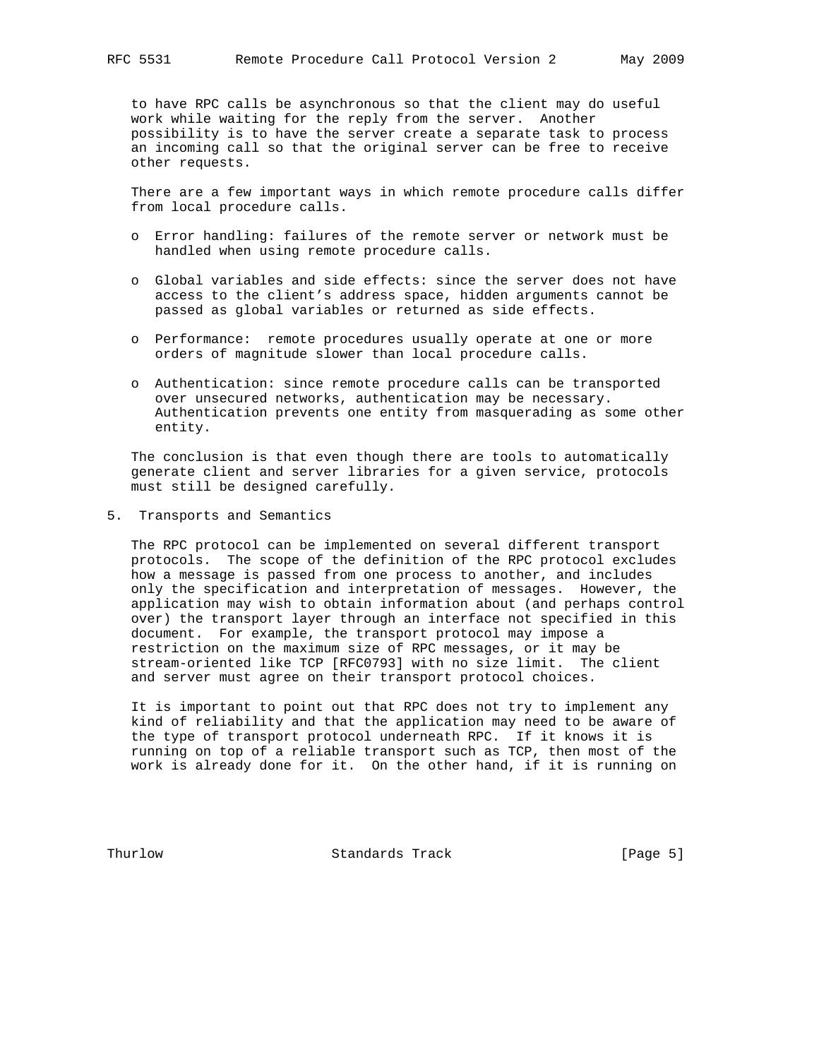to have RPC calls be asynchronous so that the client may do useful work while waiting for the reply from the server. Another possibility is to have the server create a separate task to process an incoming call so that the original server can be free to receive other requests.

There are a few important ways in which remote procedure calls differ from local procedure calls.

- Error handling: failures of the remote server or network must be handled when using remote procedure calls.
- Global variables and side effects: since the server does not have access to the client's address space, hidden arguments cannot be passed as global variables or returned as side effects.
- Performance: remote procedures usually operate at one or more orders of magnitude slower than local procedure calls.
- Authentication: since remote procedure calls can be transported over unsecured networks, authentication may be necessary. Authentication prevents one entity from masquerading as some other entity.

The conclusion is that even though there are tools to automatically generate client and server libraries for a given service, protocols must still be designed carefully.

## 5. Transports and Semantics

The RPC protocol can be implemented on several different transport protocols. The scope of the definition of the RPC protocol excludes how a message is passed from one process to another, and includes only the specification and interpretation of messages. However, the application may wish to obtain information about (and perhaps control over) the transport layer through an interface not specified in this document. For example, the transport protocol may impose a restriction on the maximum size of RPC messages, or it may be stream-oriented like TCP [RFC0793] with no size limit. The client and server must agree on their transport protocol choices.

It is important to point out that RPC does not try to implement any kind of reliability and that the application may need to be aware of the type of transport protocol underneath RPC. If it knows it is running on top of a reliable transport such as TCP, then most of the work is already done for it. On the other hand, if it is running on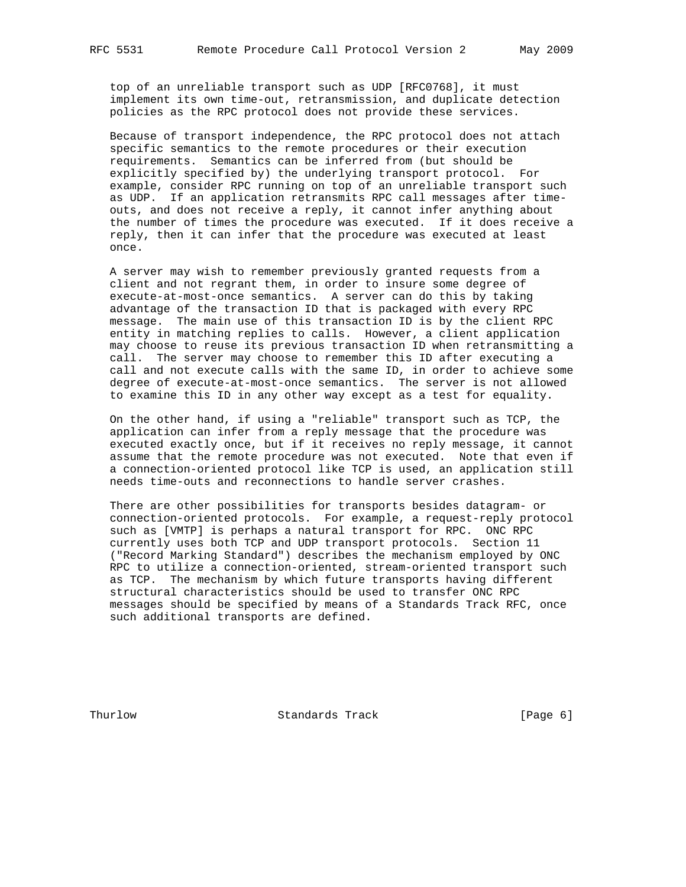top of an unreliable transport such as UDP [RFC0768], it must implement its own time-out, retransmission, and duplicate detection policies as the RPC protocol does not provide these services.

Because of transport independence, the RPC protocol does not attach specific semantics to the remote procedures or their execution requirements. Semantics can be inferred from (but should be explicitly specified by) the underlying transport protocol. For example, consider RPC running on top of an unreliable transport such as UDP. If an application retransmits RPC call messages after time-outs, and does not receive a reply, it cannot infer anything about the number of times the procedure was executed. If it does receive a reply, then it can infer that the procedure was executed at least once.

A server may wish to remember previously granted requests from a client and not regrant them, in order to insure some degree of execute-at-most-once semantics. A server can do this by taking advantage of the transaction ID that is packaged with every RPC message. The main use of this transaction ID is by the client RPC entity in matching replies to calls. However, a client application may choose to reuse its previous transaction ID when retransmitting a call. The server may choose to remember this ID after executing a call and not execute calls with the same ID, in order to achieve some degree of execute-at-most-once semantics. The server is not allowed to examine this ID in any other way except as a test for equality.

On the other hand, if using a "reliable" transport such as TCP, the application can infer from a reply message that the procedure was executed exactly once, but if it receives no reply message, it cannot assume that the remote procedure was not executed. Note that even if a connection-oriented protocol like TCP is used, an application still needs time-outs and reconnections to handle server crashes.

There are other possibilities for transports besides datagram- or connection-oriented protocols. For example, a request-reply protocol such as [VMTP] is perhaps a natural transport for RPC. ONC RPC currently uses both TCP and UDP transport protocols. Section 11 ("Record Marking Standard") describes the mechanism employed by ONC RPC to utilize a connection-oriented, stream-oriented transport such as TCP. The mechanism by which future transports having different structural characteristics should be used to transfer ONC RPC messages should be specified by means of a Standards Track RFC, once such additional transports are defined.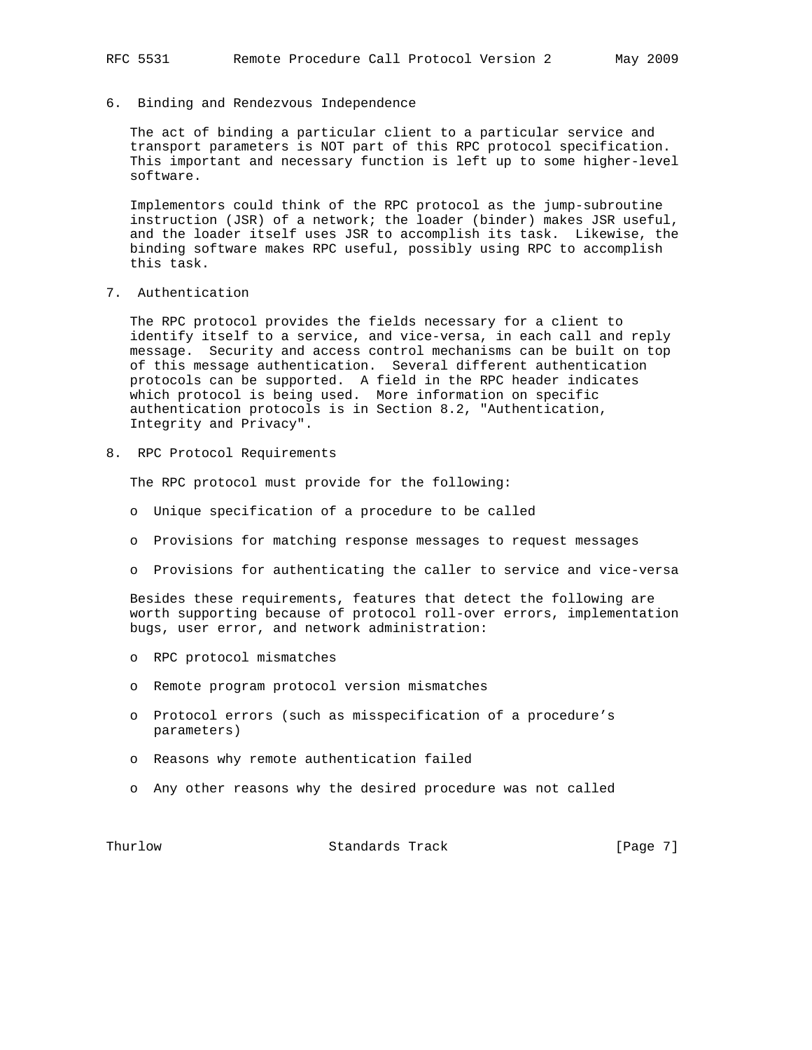## 6. Binding and Rendezvous Independence

The act of binding a particular client to a particular service and transport parameters is NOT part of this RPC protocol specification. This important and necessary function is left up to some higher-level software.

Implementors could think of the RPC protocol as the jump-subroutine instruction (JSR) of a network; the loader (binder) makes JSR useful, and the loader itself uses JSR to accomplish its task. Likewise, the binding software makes RPC useful, possibly using RPC to accomplish this task.

## 7. Authentication

The RPC protocol provides the fields necessary for a client to identify itself to a service, and vice-versa, in each call and reply message. Security and access control mechanisms can be built on top of this message authentication. Several different authentication protocols can be supported. A field in the RPC header indicates which protocol is being used. More information on specific authentication protocols is in Section 8.2, "Authentication, Integrity and Privacy".

## 8. RPC Protocol Requirements

The RPC protocol must provide for the following:

- Unique specification of a procedure to be called
- Provisions for matching response messages to request messages
- Provisions for authenticating the caller to service and vice-versa

Besides these requirements, features that detect the following are worth supporting because of protocol roll-over errors, implementation bugs, user error, and network administration:

- RPC protocol mismatches
- Remote program protocol version mismatches
- Protocol errors (such as misspecification of a procedure's parameters)
- Reasons why remote authentication failed
- Any other reasons why the desired procedure was not called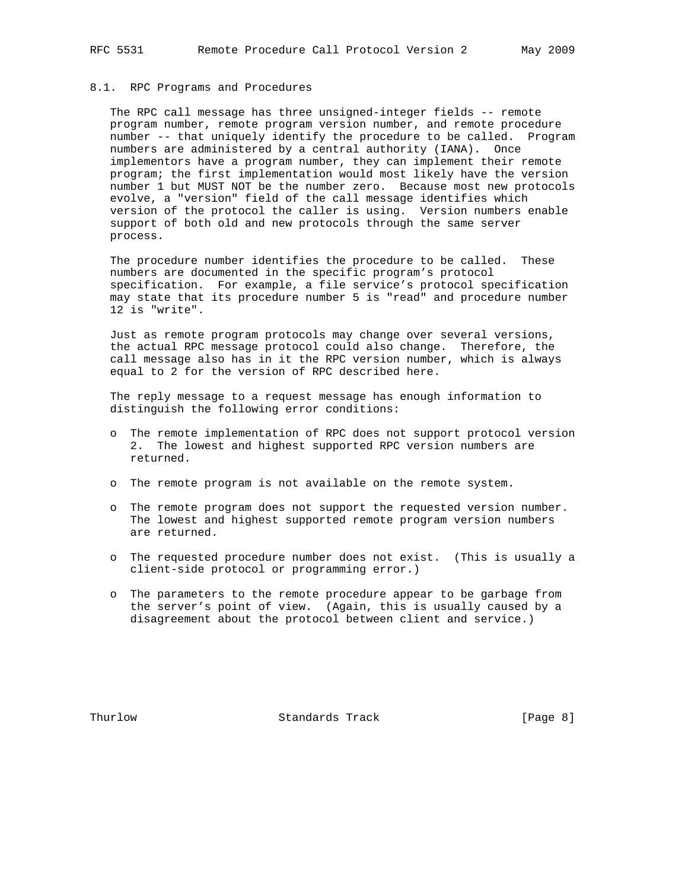## 8.1. RPC Programs and Procedures

The RPC call message has three unsigned-integer fields -- remote program number, remote program version number, and remote procedure number -- that uniquely identify the procedure to be called. Program numbers are administered by a central authority (IANA). Once implementors have a program number, they can implement their remote program; the first implementation would most likely have the version number 1 but MUST NOT be the number zero. Because most new protocols evolve, a "version" field of the call message identifies which version of the protocol the caller is using. Version numbers enable support of both old and new protocols through the same server process.

The procedure number identifies the procedure to be called. These numbers are documented in the specific program's protocol specification. For example, a file service's protocol specification may state that its procedure number 5 is "read" and procedure number 12 is "write".

Just as remote program protocols may change over several versions, the actual RPC message protocol could also change. Therefore, the call message also has in it the RPC version number, which is always equal to 2 for the version of RPC described here.

The reply message to a request message has enough information to distinguish the following error conditions:

- The remote implementation of RPC does not support protocol version 2. The lowest and highest supported RPC version numbers are returned.
- The remote program is not available on the remote system.
- The remote program does not support the requested version number. The lowest and highest supported remote program version numbers are returned.
- The requested procedure number does not exist. (This is usually a client-side protocol or programming error.)
- The parameters to the remote procedure appear to be garbage from the server's point of view. (Again, this is usually caused by a disagreement about the protocol between client and service.)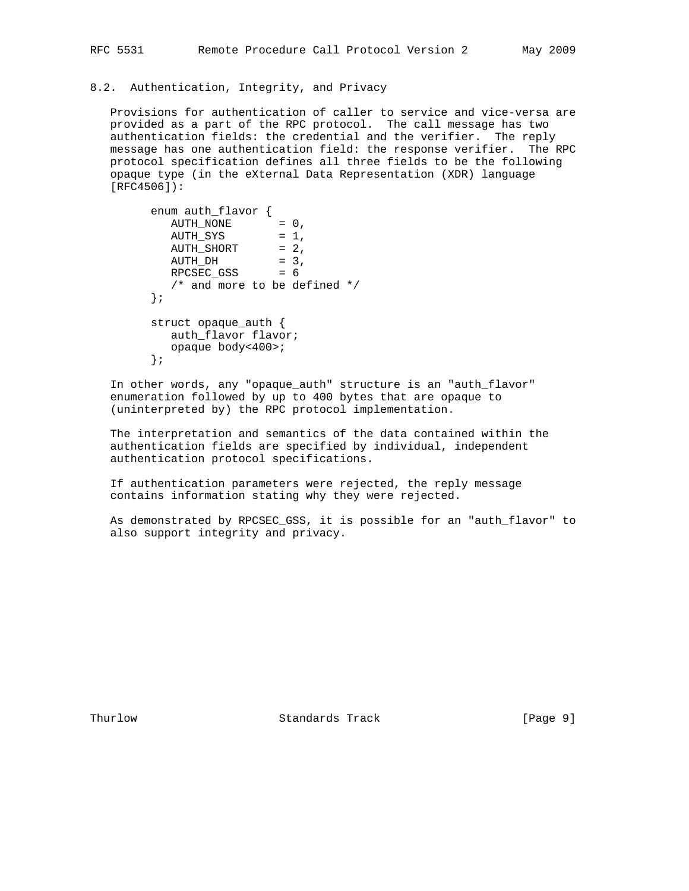## 8.2. Authentication, Integrity, and Privacy

Provisions for authentication of caller to service and vice-versa are provided as a part of the RPC protocol. The call message has two authentication fields: the credential and the verifier. The reply message has one authentication field: the response verifier. The RPC protocol specification defines all three fields to be the following opaque type (in the eXternal Data Representation (XDR) language [RFC4506]):

```
enum auth_flavor {
   AUTH_NONE       = 0,
   AUTH_SYS        = 1,
   AUTH_SHORT      = 2,
   AUTH_DH         = 3,
   RPCSEC_GSS      = 6
   /* and more to be defined */
};

struct opaque_auth {
   auth_flavor flavor;
   opaque body<400>;
};
```

In other words, any "opaque_auth" structure is an "auth_flavor" enumeration followed by up to 400 bytes that are opaque to (uninterpreted by) the RPC protocol implementation.

The interpretation and semantics of the data contained within the authentication fields are specified by individual, independent authentication protocol specifications.

If authentication parameters were rejected, the reply message contains information stating why they were rejected.

As demonstrated by RPCSEC_GSS, it is possible for an "auth_flavor" to also support integrity and privacy.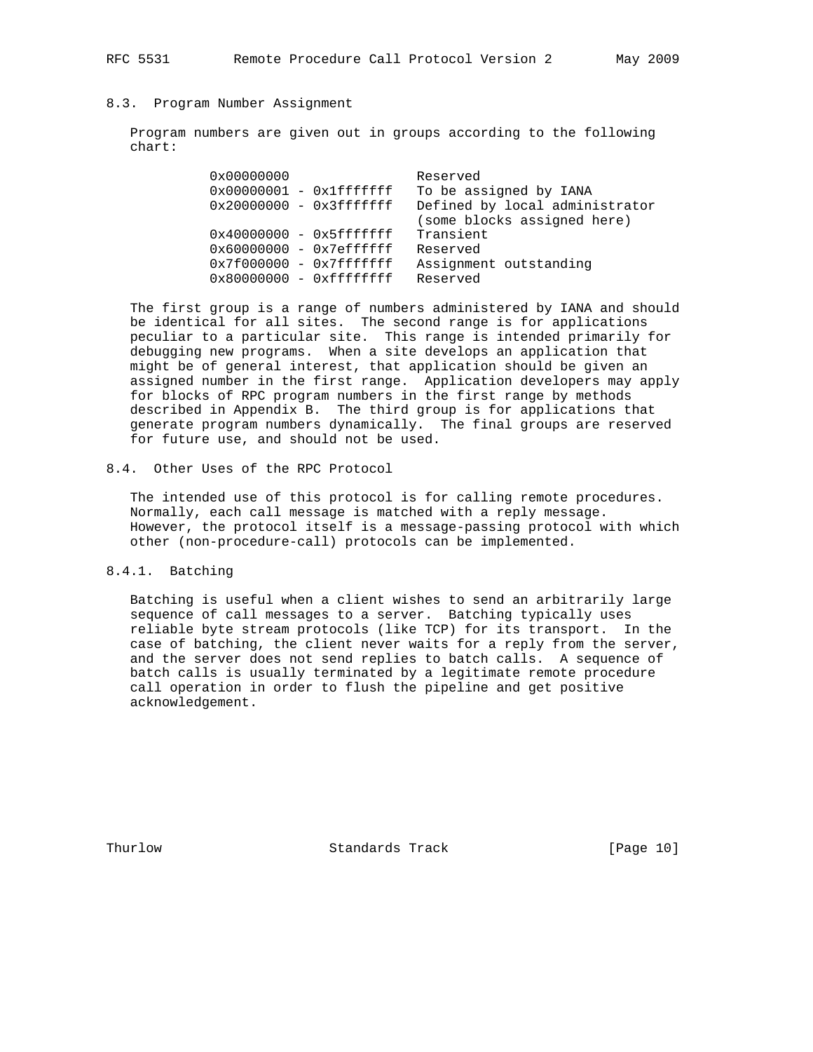### 8.3. Program Number Assignment

Program numbers are given out in groups according to the following chart:

```
0x00000000                Reserved
0x00000001 - 0x1fffffff   To be assigned by IANA
0x20000000 - 0x3fffffff   Defined by local administrator
                          (some blocks assigned here)
0x40000000 - 0x5fffffff   Transient
0x60000000 - 0x7effffff   Reserved
0x7f000000 - 0x7fffffff   Assignment outstanding
0x80000000 - 0xffffffff   Reserved
```

The first group is a range of numbers administered by IANA and should be identical for all sites. The second range is for applications peculiar to a particular site. This range is intended primarily for debugging new programs. When a site develops an application that might be of general interest, that application should be given an assigned number in the first range. Application developers may apply for blocks of RPC program numbers in the first range by methods described in Appendix B. The third group is for applications that generate program numbers dynamically. The final groups are reserved for future use, and should not be used.

### 8.4. Other Uses of the RPC Protocol

The intended use of this protocol is for calling remote procedures. Normally, each call message is matched with a reply message. However, the protocol itself is a message-passing protocol with which other (non-procedure-call) protocols can be implemented.

#### 8.4.1. Batching

Batching is useful when a client wishes to send an arbitrarily large sequence of call messages to a server. Batching typically uses reliable byte stream protocols (like TCP) for its transport. In the case of batching, the client never waits for a reply from the server, and the server does not send replies to batch calls. A sequence of batch calls is usually terminated by a legitimate remote procedure call operation in order to flush the pipeline and get positive acknowledgement.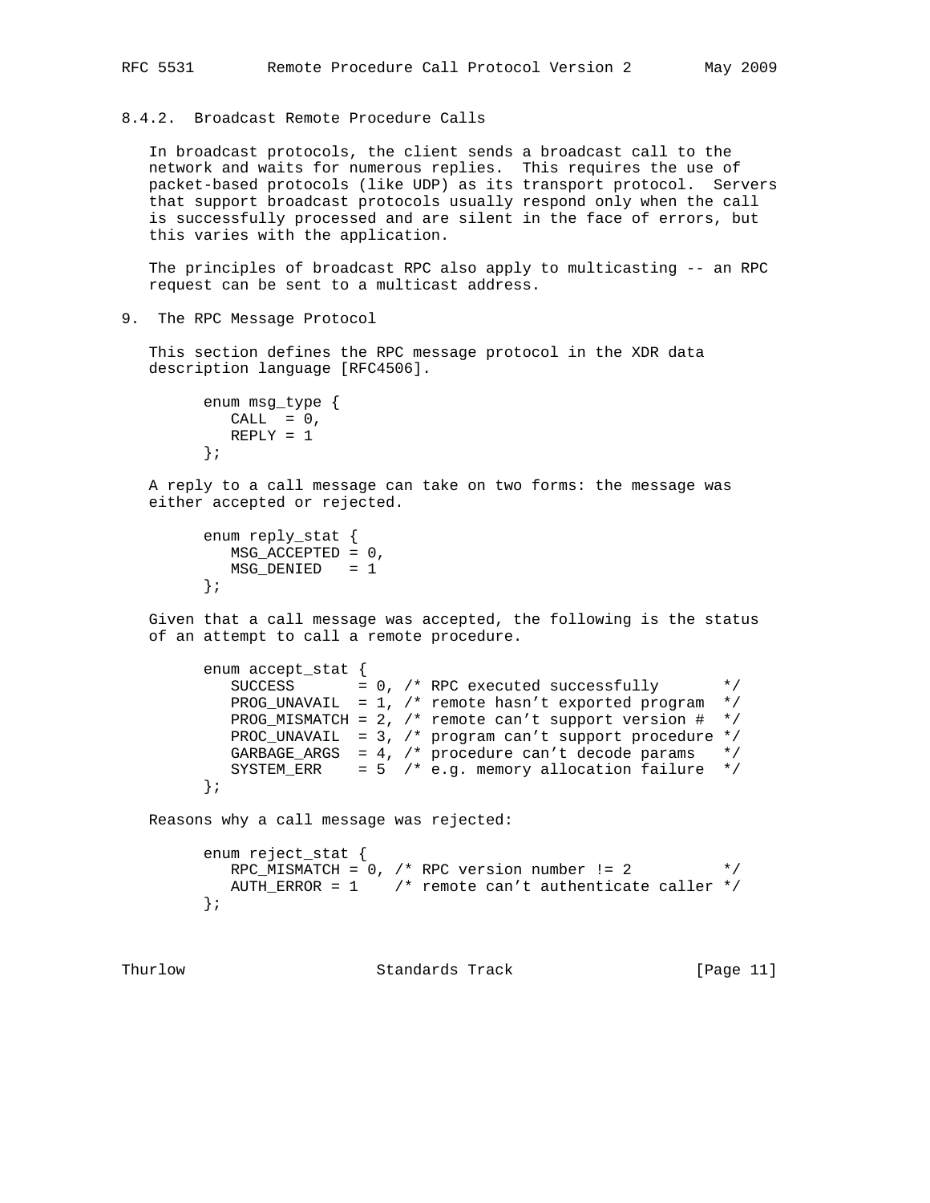### 8.4.2. Broadcast Remote Procedure Calls

In broadcast protocols, the client sends a broadcast call to the network and waits for numerous replies. This requires the use of packet-based protocols (like UDP) as its transport protocol. Servers that support broadcast protocols usually respond only when the call is successfully processed and are silent in the face of errors, but this varies with the application.

The principles of broadcast RPC also apply to multicasting -- an RPC request can be sent to a multicast address.

## 9. The RPC Message Protocol

This section defines the RPC message protocol in the XDR data description language [RFC4506].

```
enum msg_type {
   CALL  = 0,
   REPLY = 1
};
```

A reply to a call message can take on two forms: the message was either accepted or rejected.

```
enum reply_stat {
   MSG_ACCEPTED = 0,
   MSG_DENIED   = 1
};
```

Given that a call message was accepted, the following is the status of an attempt to call a remote procedure.

```
enum accept_stat {
   SUCCESS       = 0, /* RPC executed successfully       */
   PROG_UNAVAIL  = 1, /* remote hasn't exported program  */
   PROG_MISMATCH = 2, /* remote can't support version #  */
   PROC_UNAVAIL  = 3, /* program can't support procedure */
   GARBAGE_ARGS  = 4, /* procedure can't decode params   */
   SYSTEM_ERR    = 5  /* e.g. memory allocation failure  */
};
```

Reasons why a call message was rejected:

```
enum reject_stat {
   RPC_MISMATCH = 0, /* RPC version number != 2          */
   AUTH_ERROR = 1    /* remote can't authenticate caller */
};
```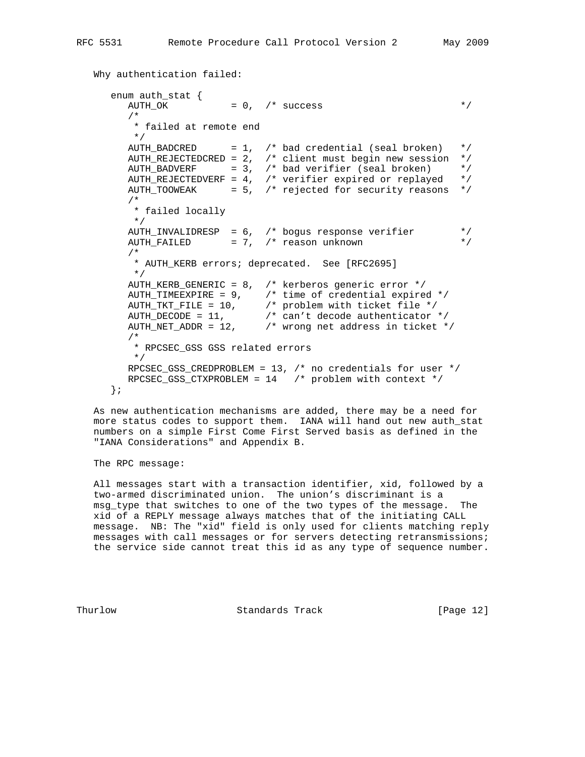Why authentication failed:

```
   enum auth_stat {
      AUTH_OK           = 0,  /* success                          */
      /*
       * failed at remote end
       */
      AUTH_BADCRED      = 1,  /* bad credential (seal broken)   */
      AUTH_REJECTEDCRED = 2,  /* client must begin new session  */
      AUTH_BADVERF      = 3,  /* bad verifier (seal broken)     */
      AUTH_REJECTEDVERF = 4,  /* verifier expired or replayed   */
      AUTH_TOOWEAK      = 5,  /* rejected for security reasons  */
      /*
       * failed locally
       */
      AUTH_INVALIDRESP  = 6,  /* bogus response verifier        */
      AUTH_FAILED       = 7,  /* reason unknown                 */
      /*
       * AUTH_KERB errors; deprecated.  See [RFC2695]
       */
      AUTH_KERB_GENERIC = 8,  /* kerberos generic error */
      AUTH_TIMEEXPIRE = 9,    /* time of credential expired */
      AUTH_TKT_FILE = 10,     /* problem with ticket file */
      AUTH_DECODE = 11,       /* can't decode authenticator */
      AUTH_NET_ADDR = 12,     /* wrong net address in ticket */
      /*
       * RPCSEC_GSS GSS related errors
       */
      RPCSEC_GSS_CREDPROBLEM = 13, /* no credentials for user */
      RPCSEC_GSS_CTXPROBLEM = 14   /* problem with context */
   };
```

As new authentication mechanisms are added, there may be a need for more status codes to support them. IANA will hand out new auth_stat numbers on a simple First Come First Served basis as defined in the "IANA Considerations" and Appendix B.

The RPC message:

All messages start with a transaction identifier, xid, followed by a two-armed discriminated union. The union's discriminant is a msg_type that switches to one of the two types of the message. The xid of a REPLY message always matches that of the initiating CALL message. NB: The "xid" field is only used for clients matching reply messages with call messages or for servers detecting retransmissions; the service side cannot treat this id as any type of sequence number.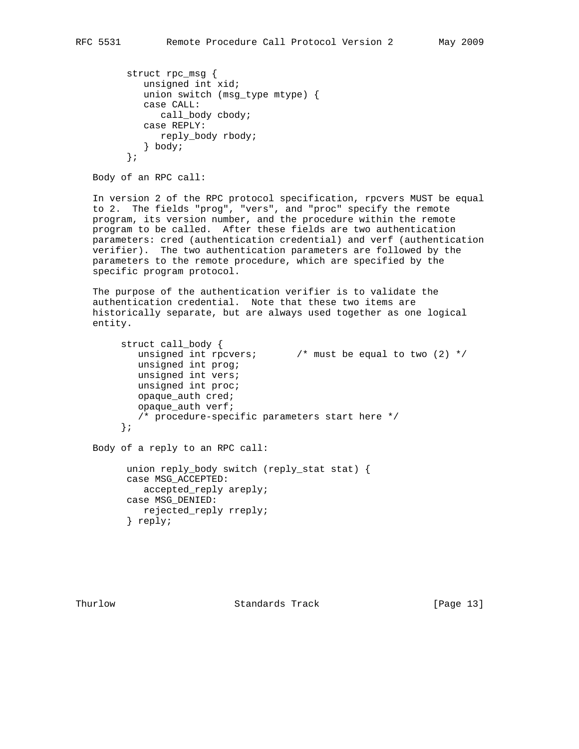```
struct rpc_msg {
   unsigned int xid;
   union switch (msg_type mtype) {
   case CALL:
      call_body cbody;
   case REPLY:
      reply_body rbody;
   } body;
};
```

Body of an RPC call:

In version 2 of the RPC protocol specification, rpcvers MUST be equal to 2. The fields "prog", "vers", and "proc" specify the remote program, its version number, and the procedure within the remote program to be called. After these fields are two authentication parameters: cred (authentication credential) and verf (authentication verifier). The two authentication parameters are followed by the parameters to the remote procedure, which are specified by the specific program protocol.

The purpose of the authentication verifier is to validate the authentication credential. Note that these two items are historically separate, but are always used together as one logical entity.

```
struct call_body {
   unsigned int rpcvers;       /* must be equal to two (2) */
   unsigned int prog;
   unsigned int vers;
   unsigned int proc;
   opaque_auth cred;
   opaque_auth verf;
   /* procedure-specific parameters start here */
};
```

Body of a reply to an RPC call:

```
union reply_body switch (reply_stat stat) {
case MSG_ACCEPTED:
   accepted_reply areply;
case MSG_DENIED:
   rejected_reply rreply;
} reply;
```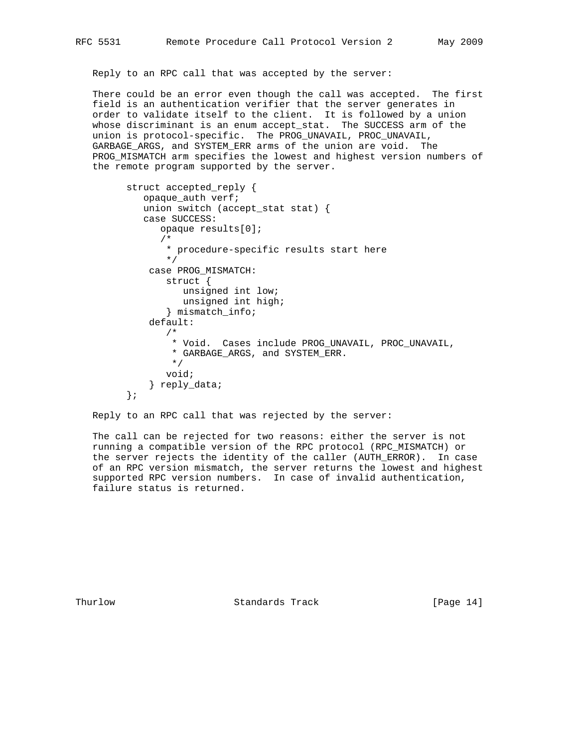Reply to an RPC call that was accepted by the server:

There could be an error even though the call was accepted. The first field is an authentication verifier that the server generates in order to validate itself to the client. It is followed by a union whose discriminant is an enum accept_stat. The SUCCESS arm of the union is protocol-specific. The PROG_UNAVAIL, PROC_UNAVAIL, GARBAGE_ARGS, and SYSTEM_ERR arms of the union are void. The PROG_MISMATCH arm specifies the lowest and highest version numbers of the remote program supported by the server.

```
      struct accepted_reply {
         opaque_auth verf;
         union switch (accept_stat stat) {
         case SUCCESS:
            opaque results[0];
            /*
             * procedure-specific results start here
             */
          case PROG_MISMATCH:
             struct {
                unsigned int low;
                unsigned int high;
             } mismatch_info;
          default:
             /*
              * Void.  Cases include PROG_UNAVAIL, PROC_UNAVAIL,
              * GARBAGE_ARGS, and SYSTEM_ERR.
              */
             void;
          } reply_data;
      };
```

Reply to an RPC call that was rejected by the server:

The call can be rejected for two reasons: either the server is not running a compatible version of the RPC protocol (RPC_MISMATCH) or the server rejects the identity of the caller (AUTH_ERROR). In case of an RPC version mismatch, the server returns the lowest and highest supported RPC version numbers. In case of invalid authentication, failure status is returned.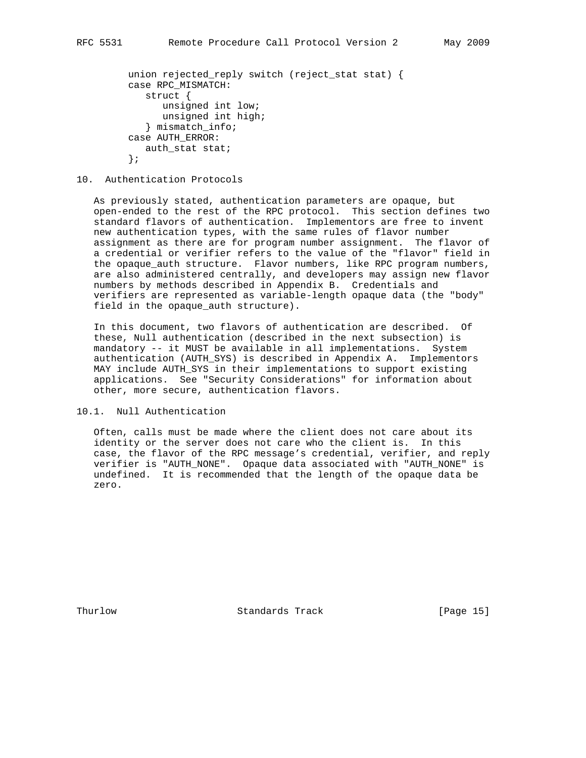```
union rejected_reply switch (reject_stat stat) {
case RPC_MISMATCH:
   struct {
      unsigned int low;
      unsigned int high;
   } mismatch_info;
case AUTH_ERROR:
   auth_stat stat;
};
```

## 10. Authentication Protocols

As previously stated, authentication parameters are opaque, but open-ended to the rest of the RPC protocol. This section defines two standard flavors of authentication. Implementors are free to invent new authentication types, with the same rules of flavor number assignment as there are for program number assignment. The flavor of a credential or verifier refers to the value of the "flavor" field in the opaque_auth structure. Flavor numbers, like RPC program numbers, are also administered centrally, and developers may assign new flavor numbers by methods described in Appendix B. Credentials and verifiers are represented as variable-length opaque data (the "body" field in the opaque_auth structure).

In this document, two flavors of authentication are described. Of these, Null authentication (described in the next subsection) is mandatory -- it MUST be available in all implementations. System authentication (AUTH_SYS) is described in Appendix A. Implementors MAY include AUTH_SYS in their implementations to support existing applications. See "Security Considerations" for information about other, more secure, authentication flavors.

### 10.1. Null Authentication

Often, calls must be made where the client does not care about its identity or the server does not care who the client is. In this case, the flavor of the RPC message's credential, verifier, and reply verifier is "AUTH_NONE". Opaque data associated with "AUTH_NONE" is undefined. It is recommended that the length of the opaque data be zero.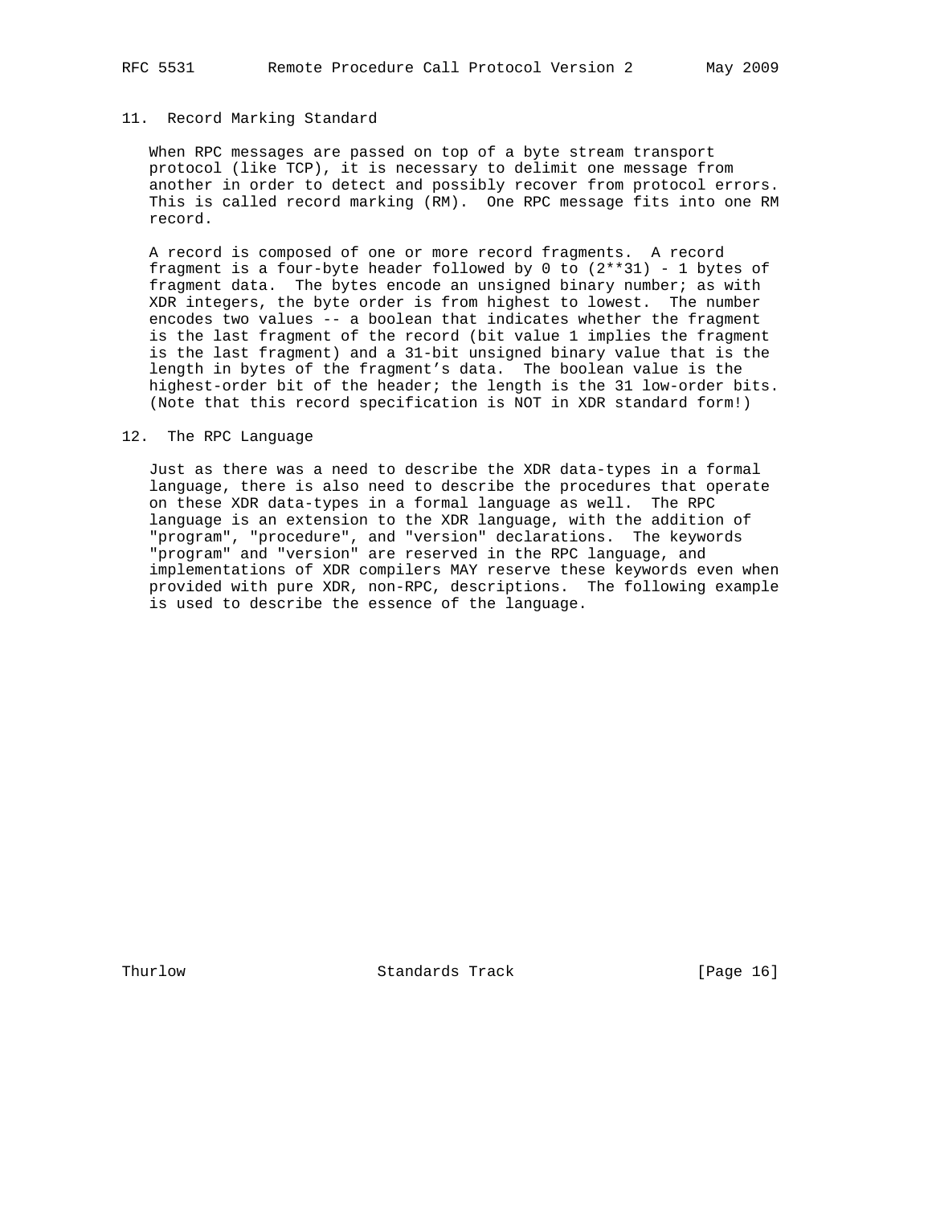## 11. Record Marking Standard

When RPC messages are passed on top of a byte stream transport protocol (like TCP), it is necessary to delimit one message from another in order to detect and possibly recover from protocol errors. This is called record marking (RM). One RPC message fits into one RM record.

A record is composed of one or more record fragments. A record fragment is a four-byte header followed by 0 to $(2^{31}) - 1$ bytes of fragment data. The bytes encode an unsigned binary number; as with XDR integers, the byte order is from highest to lowest. The number encodes two values -- a boolean that indicates whether the fragment is the last fragment of the record (bit value 1 implies the fragment is the last fragment) and a 31-bit unsigned binary value that is the length in bytes of the fragment's data. The boolean value is the highest-order bit of the header; the length is the 31 low-order bits. (Note that this record specification is NOT in XDR standard form!)

## 12. The RPC Language

Just as there was a need to describe the XDR data-types in a formal language, there is also need to describe the procedures that operate on these XDR data-types in a formal language as well. The RPC language is an extension to the XDR language, with the addition of "program", "procedure", and "version" declarations. The keywords "program" and "version" are reserved in the RPC language, and implementations of XDR compilers MAY reserve these keywords even when provided with pure XDR, non-RPC, descriptions. The following example is used to describe the essence of the language.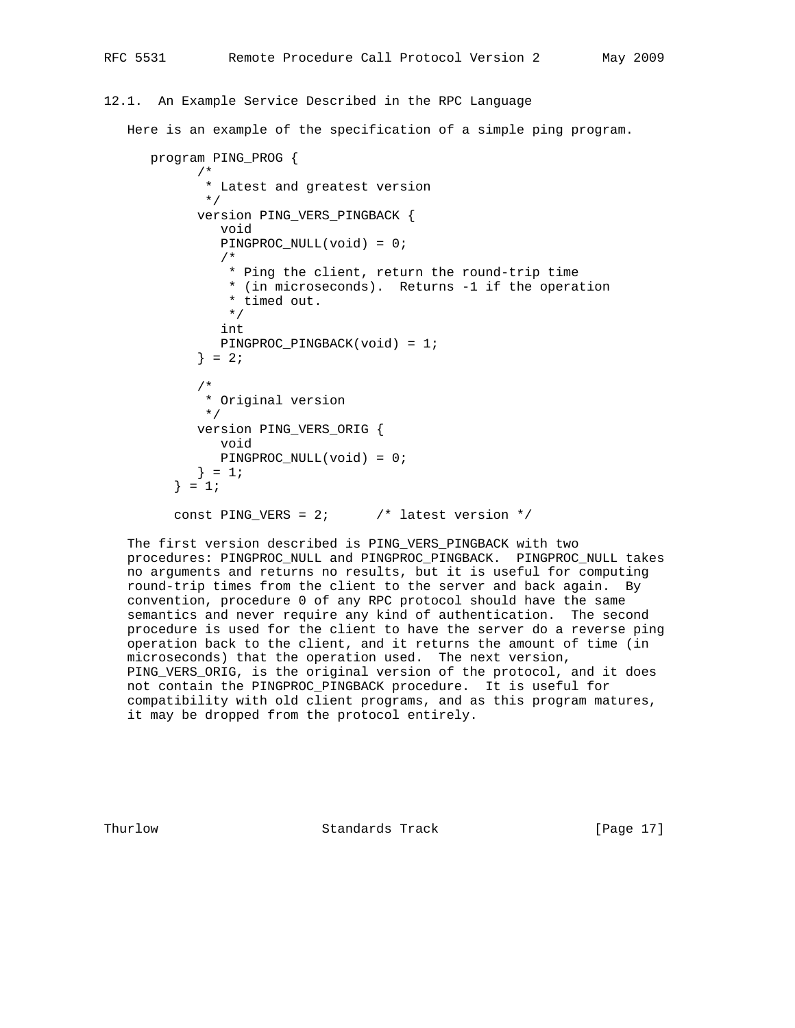### 12.1. An Example Service Described in the RPC Language

Here is an example of the specification of a simple ping program.

```
   program PING_PROG {
         /*
          * Latest and greatest version
          */
         version PING_VERS_PINGBACK {
            void
            PINGPROC_NULL(void) = 0;
            /*
             * Ping the client, return the round-trip time
             * (in microseconds).  Returns -1 if the operation
             * timed out.
             */
            int
            PINGPROC_PINGBACK(void) = 1;
         } = 2;

         /*
          * Original version
          */
         version PING_VERS_ORIG {
            void
            PINGPROC_NULL(void) = 0;
         } = 1;
      } = 1;

      const PING_VERS = 2;      /* latest version */
```

The first version described is PING_VERS_PINGBACK with two procedures: PINGPROC_NULL and PINGPROC_PINGBACK. PINGPROC_NULL takes no arguments and returns no results, but it is useful for computing round-trip times from the client to the server and back again. By convention, procedure 0 of any RPC protocol should have the same semantics and never require any kind of authentication. The second procedure is used for the client to have the server do a reverse ping operation back to the client, and it returns the amount of time (in microseconds) that the operation used. The next version, PING_VERS_ORIG, is the original version of the protocol, and it does not contain the PINGPROC_PINGBACK procedure. It is useful for compatibility with old client programs, and as this program matures, it may be dropped from the protocol entirely.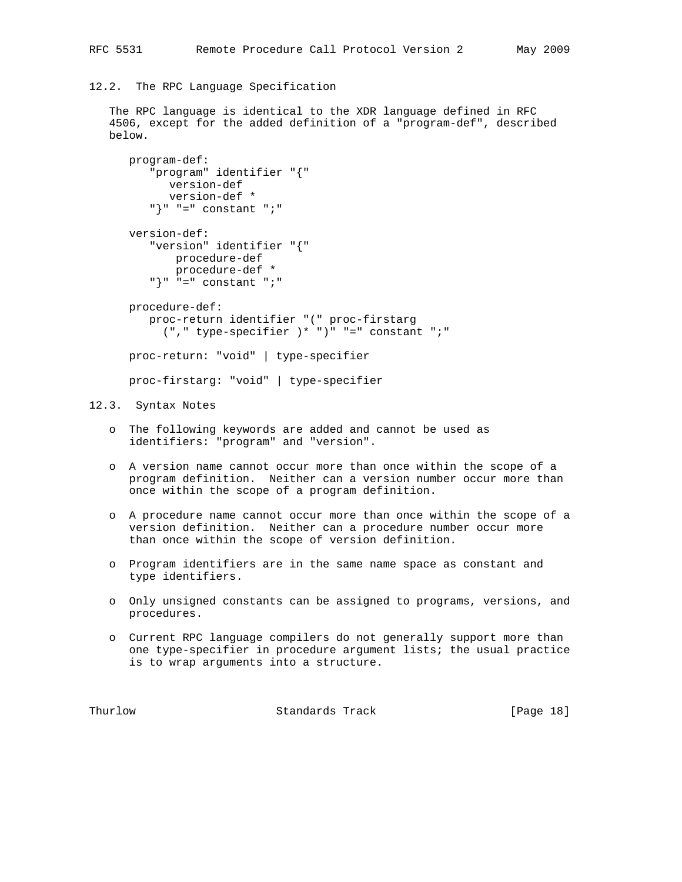## 12.2. The RPC Language Specification

The RPC language is identical to the XDR language defined in RFC 4506, except for the added definition of a "program-def", described below.

```
program-def:
   "program" identifier "{"
      version-def
      version-def *
   "}" "=" constant ";"

version-def:
   "version" identifier "{"
       procedure-def
       procedure-def *
   "}" "=" constant ";"

procedure-def:
   proc-return identifier "(" proc-firstarg
     ("," type-specifier )* ")" "=" constant ";"

proc-return: "void" | type-specifier

proc-firstarg: "void" | type-specifier
```

## 12.3. Syntax Notes

- The following keywords are added and cannot be used as identifiers: "program" and "version".
- A version name cannot occur more than once within the scope of a program definition. Neither can a version number occur more than once within the scope of a program definition.
- A procedure name cannot occur more than once within the scope of a version definition. Neither can a procedure number occur more than once within the scope of version definition.
- Program identifiers are in the same name space as constant and type identifiers.
- Only unsigned constants can be assigned to programs, versions, and procedures.
- Current RPC language compilers do not generally support more than one type-specifier in procedure argument lists; the usual practice is to wrap arguments into a structure.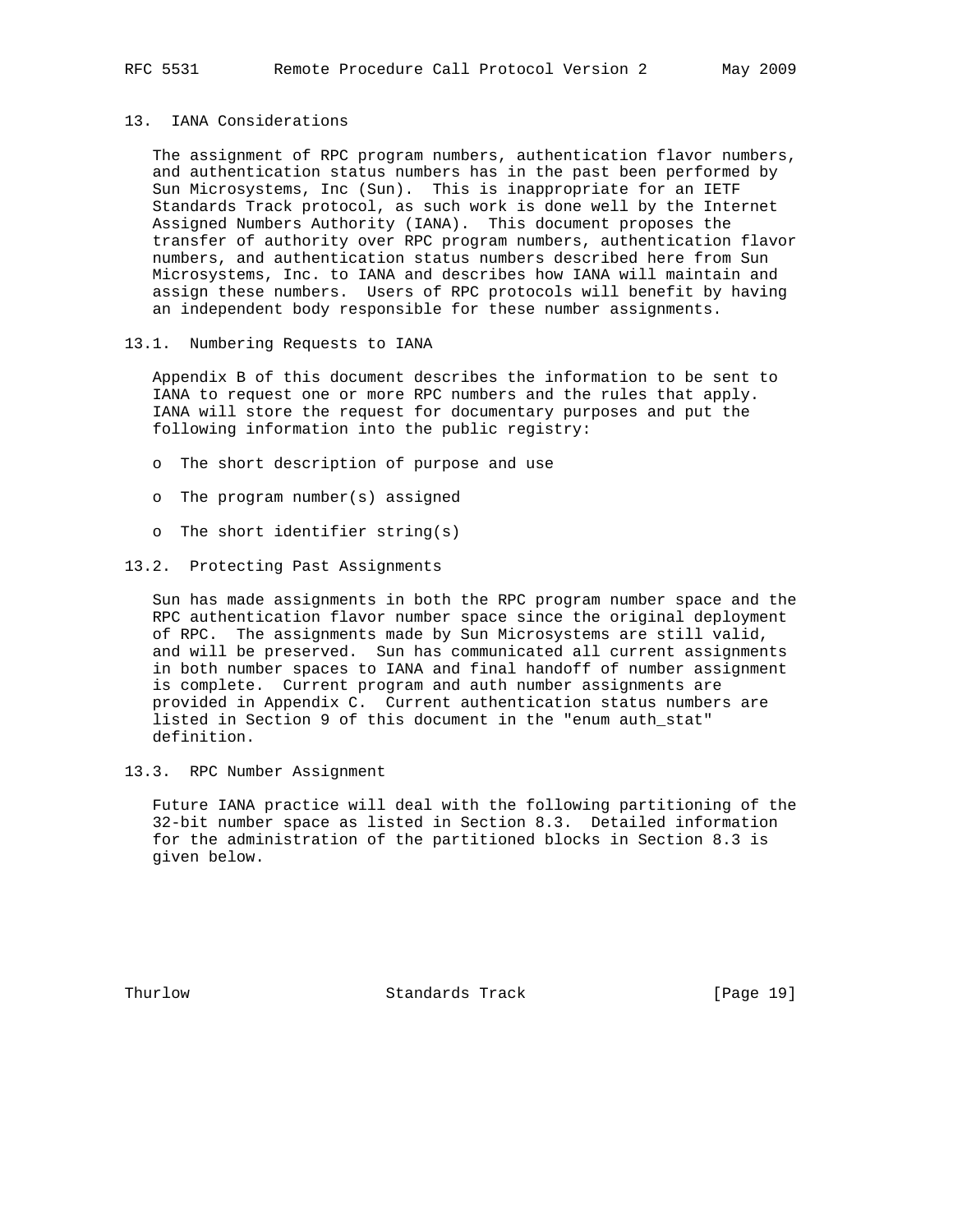## 13. IANA Considerations

The assignment of RPC program numbers, authentication flavor numbers, and authentication status numbers has in the past been performed by Sun Microsystems, Inc (Sun). This is inappropriate for an IETF Standards Track protocol, as such work is done well by the Internet Assigned Numbers Authority (IANA). This document proposes the transfer of authority over RPC program numbers, authentication flavor numbers, and authentication status numbers described here from Sun Microsystems, Inc. to IANA and describes how IANA will maintain and assign these numbers. Users of RPC protocols will benefit by having an independent body responsible for these number assignments.

### 13.1. Numbering Requests to IANA

Appendix B of this document describes the information to be sent to IANA to request one or more RPC numbers and the rules that apply. IANA will store the request for documentary purposes and put the following information into the public registry:

- The short description of purpose and use
- The program number(s) assigned
- The short identifier string(s)

### 13.2. Protecting Past Assignments

Sun has made assignments in both the RPC program number space and the RPC authentication flavor number space since the original deployment of RPC. The assignments made by Sun Microsystems are still valid, and will be preserved. Sun has communicated all current assignments in both number spaces to IANA and final handoff of number assignment is complete. Current program and auth number assignments are provided in Appendix C. Current authentication status numbers are listed in Section 9 of this document in the "enum auth_stat" definition.

### 13.3. RPC Number Assignment

Future IANA practice will deal with the following partitioning of the 32-bit number space as listed in Section 8.3. Detailed information for the administration of the partitioned blocks in Section 8.3 is given below.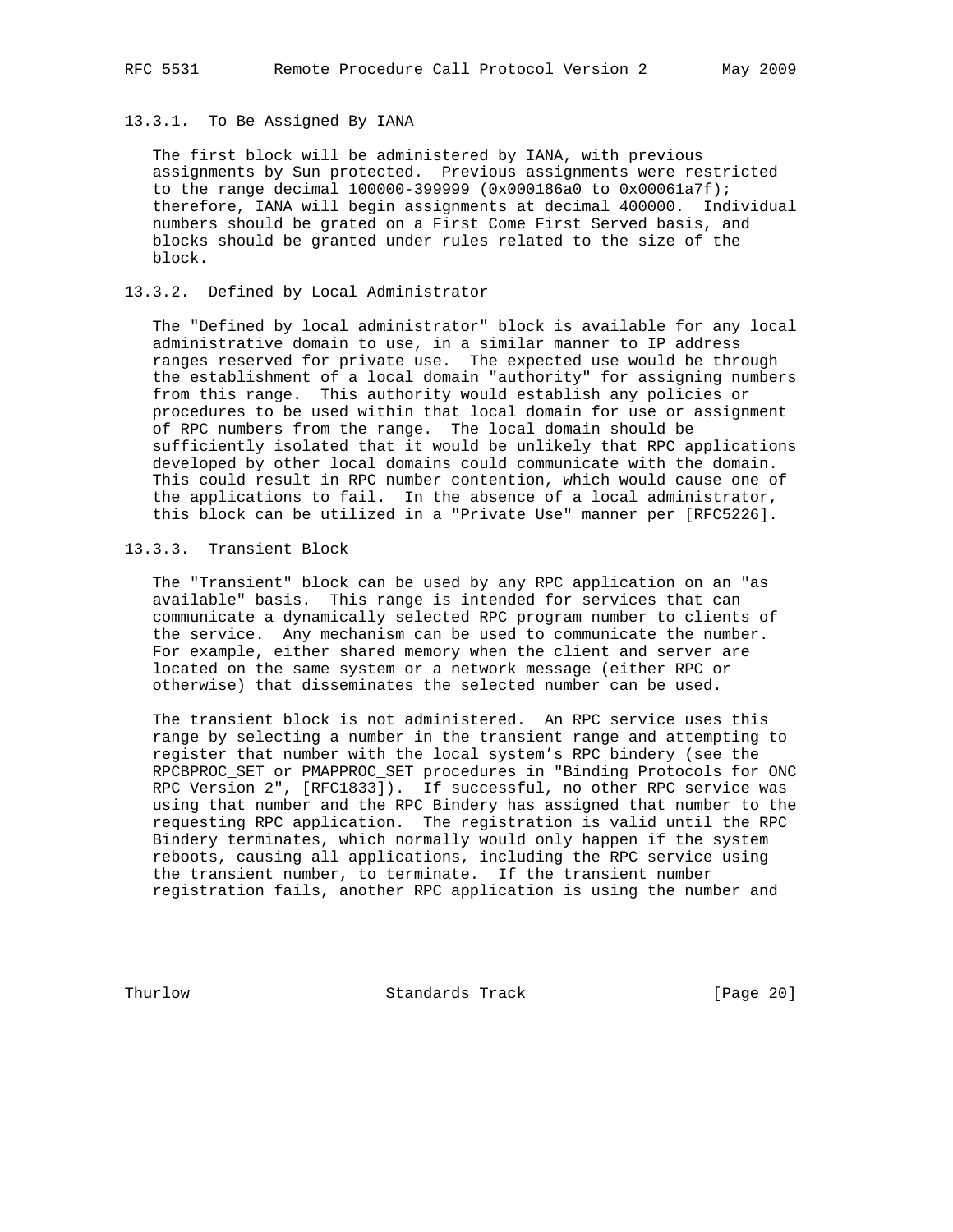### 13.3.1. To Be Assigned By IANA

The first block will be administered by IANA, with previous assignments by Sun protected. Previous assignments were restricted to the range decimal 100000-399999 (0x000186a0 to 0x00061a7f); therefore, IANA will begin assignments at decimal 400000. Individual numbers should be grated on a First Come First Served basis, and blocks should be granted under rules related to the size of the block.

### 13.3.2. Defined by Local Administrator

The "Defined by local administrator" block is available for any local administrative domain to use, in a similar manner to IP address ranges reserved for private use. The expected use would be through the establishment of a local domain "authority" for assigning numbers from this range. This authority would establish any policies or procedures to be used within that local domain for use or assignment of RPC numbers from the range. The local domain should be sufficiently isolated that it would be unlikely that RPC applications developed by other local domains could communicate with the domain. This could result in RPC number contention, which would cause one of the applications to fail. In the absence of a local administrator, this block can be utilized in a "Private Use" manner per [RFC5226].

### 13.3.3. Transient Block

The "Transient" block can be used by any RPC application on an "as available" basis. This range is intended for services that can communicate a dynamically selected RPC program number to clients of the service. Any mechanism can be used to communicate the number. For example, either shared memory when the client and server are located on the same system or a network message (either RPC or otherwise) that disseminates the selected number can be used.

The transient block is not administered. An RPC service uses this range by selecting a number in the transient range and attempting to register that number with the local system's RPC bindery (see the RPCBPROC_SET or PMAPPROC_SET procedures in "Binding Protocols for ONC RPC Version 2", [RFC1833]). If successful, no other RPC service was using that number and the RPC Bindery has assigned that number to the requesting RPC application. The registration is valid until the RPC Bindery terminates, which normally would only happen if the system reboots, causing all applications, including the RPC service using the transient number, to terminate. If the transient number registration fails, another RPC application is using the number and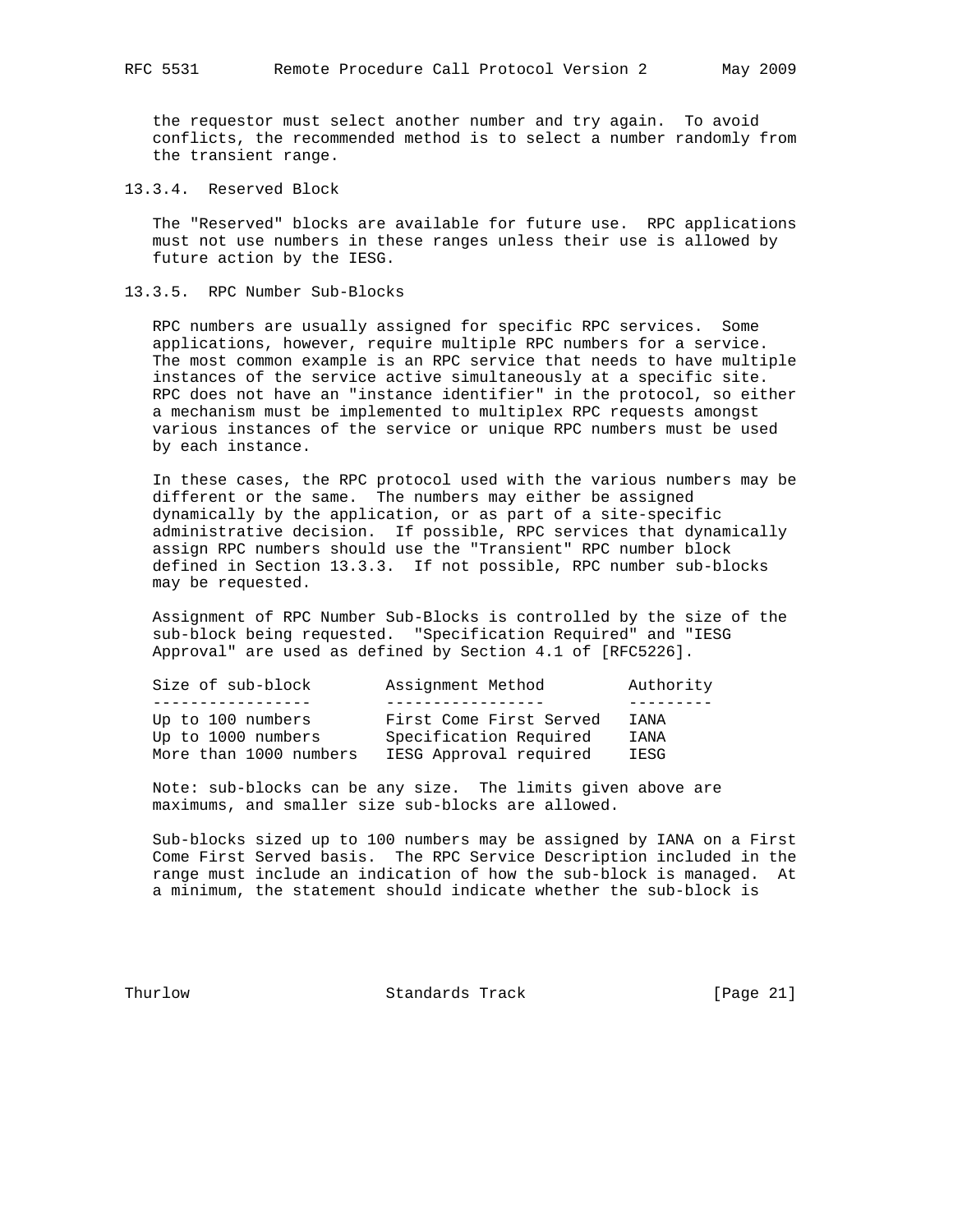the requestor must select another number and try again. To avoid conflicts, the recommended method is to select a number randomly from the transient range.

### 13.3.4. Reserved Block

The "Reserved" blocks are available for future use. RPC applications must not use numbers in these ranges unless their use is allowed by future action by the IESG.

### 13.3.5. RPC Number Sub-Blocks

RPC numbers are usually assigned for specific RPC services. Some applications, however, require multiple RPC numbers for a service. The most common example is an RPC service that needs to have multiple instances of the service active simultaneously at a specific site. RPC does not have an "instance identifier" in the protocol, so either a mechanism must be implemented to multiplex RPC requests amongst various instances of the service or unique RPC numbers must be used by each instance.

In these cases, the RPC protocol used with the various numbers may be different or the same. The numbers may either be assigned dynamically by the application, or as part of a site-specific administrative decision. If possible, RPC services that dynamically assign RPC numbers should use the "Transient" RPC number block defined in Section 13.3.3. If not possible, RPC number sub-blocks may be requested.

Assignment of RPC Number Sub-Blocks is controlled by the size of the sub-block being requested. "Specification Required" and "IESG Approval" are used as defined by Section 4.1 of [RFC5226].

| Size of sub-block | Assignment Method | Authority |
|---|---|---|
| Up to 100 numbers | First Come First Served | IANA |
| Up to 1000 numbers | Specification Required | IANA |
| More than 1000 numbers | IESG Approval required | IESG |

Note: sub-blocks can be any size. The limits given above are maximums, and smaller size sub-blocks are allowed.

Sub-blocks sized up to 100 numbers may be assigned by IANA on a First Come First Served basis. The RPC Service Description included in the range must include an indication of how the sub-block is managed. At a minimum, the statement should indicate whether the sub-block is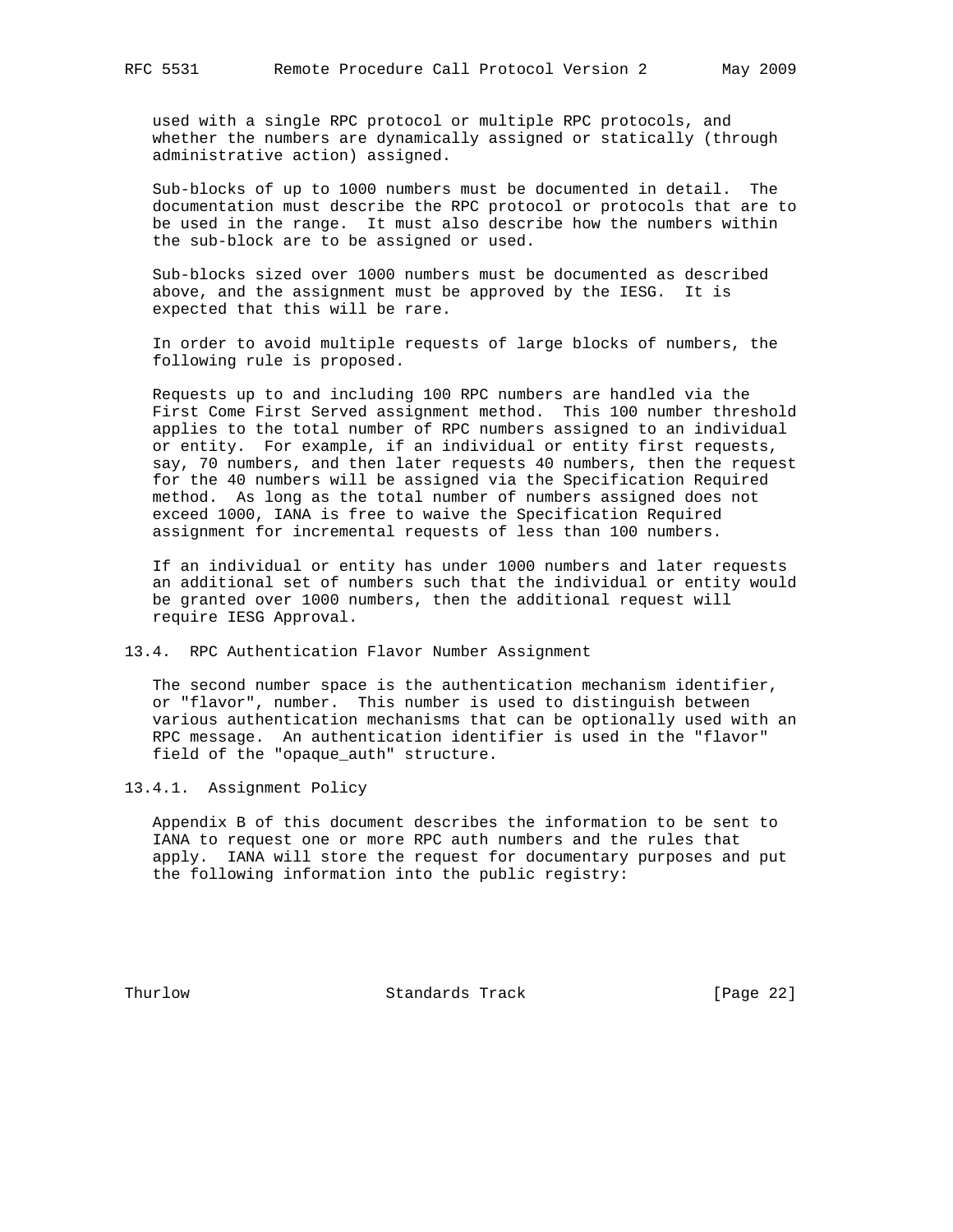used with a single RPC protocol or multiple RPC protocols, and whether the numbers are dynamically assigned or statically (through administrative action) assigned.

Sub-blocks of up to 1000 numbers must be documented in detail. The documentation must describe the RPC protocol or protocols that are to be used in the range. It must also describe how the numbers within the sub-block are to be assigned or used.

Sub-blocks sized over 1000 numbers must be documented as described above, and the assignment must be approved by the IESG. It is expected that this will be rare.

In order to avoid multiple requests of large blocks of numbers, the following rule is proposed.

Requests up to and including 100 RPC numbers are handled via the First Come First Served assignment method. This 100 number threshold applies to the total number of RPC numbers assigned to an individual or entity. For example, if an individual or entity first requests, say, 70 numbers, and then later requests 40 numbers, then the request for the 40 numbers will be assigned via the Specification Required method. As long as the total number of numbers assigned does not exceed 1000, IANA is free to waive the Specification Required assignment for incremental requests of less than 100 numbers.

If an individual or entity has under 1000 numbers and later requests an additional set of numbers such that the individual or entity would be granted over 1000 numbers, then the additional request will require IESG Approval.

## 13.4. RPC Authentication Flavor Number Assignment

The second number space is the authentication mechanism identifier, or "flavor", number. This number is used to distinguish between various authentication mechanisms that can be optionally used with an RPC message. An authentication identifier is used in the "flavor" field of the "opaque_auth" structure.

### 13.4.1. Assignment Policy

Appendix B of this document describes the information to be sent to IANA to request one or more RPC auth numbers and the rules that apply. IANA will store the request for documentary purposes and put the following information into the public registry: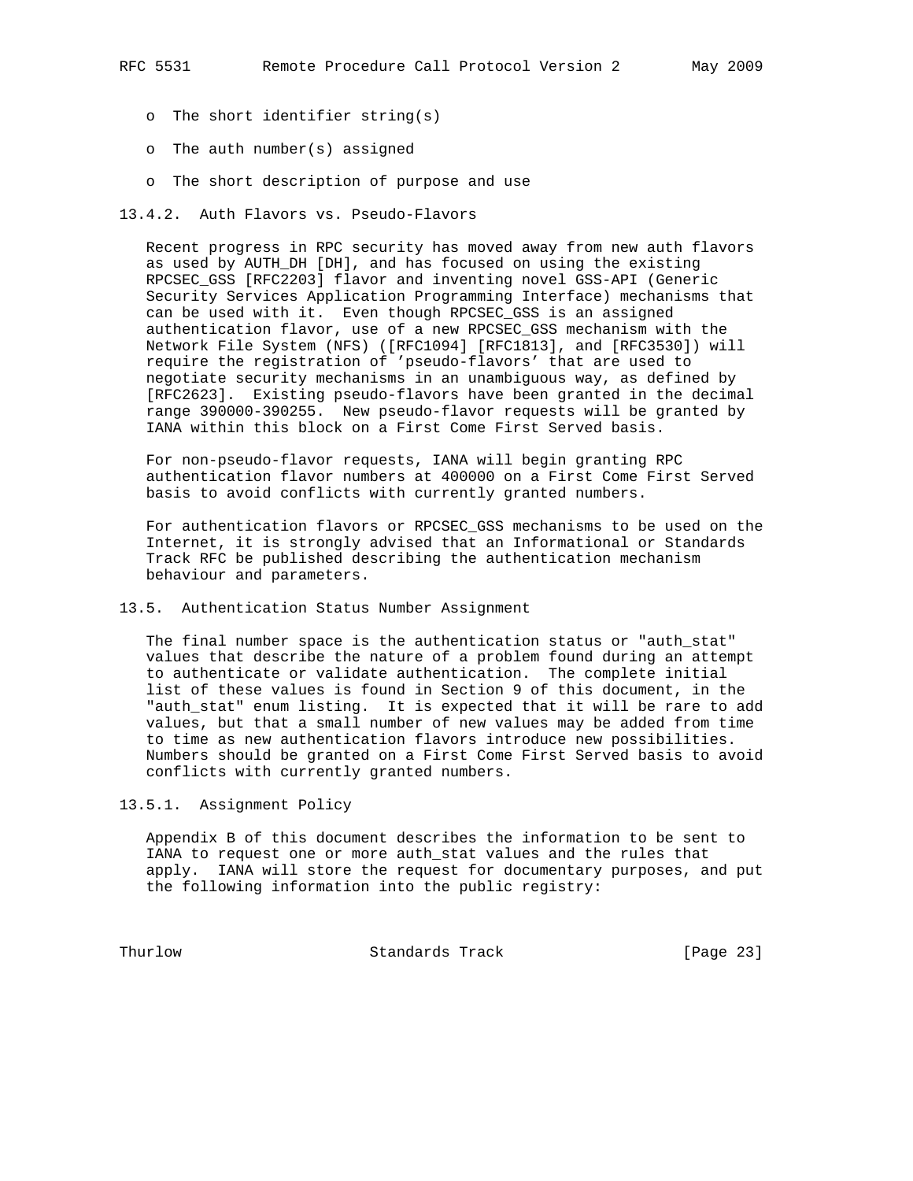- The short identifier string(s)
- The auth number(s) assigned
- The short description of purpose and use

### 13.4.2. Auth Flavors vs. Pseudo-Flavors

Recent progress in RPC security has moved away from new auth flavors as used by AUTH_DH [DH], and has focused on using the existing RPCSEC_GSS [RFC2203] flavor and inventing novel GSS-API (Generic Security Services Application Programming Interface) mechanisms that can be used with it. Even though RPCSEC_GSS is an assigned authentication flavor, use of a new RPCSEC_GSS mechanism with the Network File System (NFS) ([RFC1094] [RFC1813], and [RFC3530]) will require the registration of 'pseudo-flavors' that are used to negotiate security mechanisms in an unambiguous way, as defined by [RFC2623]. Existing pseudo-flavors have been granted in the decimal range 390000-390255. New pseudo-flavor requests will be granted by IANA within this block on a First Come First Served basis.

For non-pseudo-flavor requests, IANA will begin granting RPC authentication flavor numbers at 400000 on a First Come First Served basis to avoid conflicts with currently granted numbers.

For authentication flavors or RPCSEC_GSS mechanisms to be used on the Internet, it is strongly advised that an Informational or Standards Track RFC be published describing the authentication mechanism behaviour and parameters.

## 13.5. Authentication Status Number Assignment

The final number space is the authentication status or "auth_stat" values that describe the nature of a problem found during an attempt to authenticate or validate authentication. The complete initial list of these values is found in Section 9 of this document, in the "auth_stat" enum listing. It is expected that it will be rare to add values, but that a small number of new values may be added from time to time as new authentication flavors introduce new possibilities. Numbers should be granted on a First Come First Served basis to avoid conflicts with currently granted numbers.

### 13.5.1. Assignment Policy

Appendix B of this document describes the information to be sent to IANA to request one or more auth_stat values and the rules that apply. IANA will store the request for documentary purposes, and put the following information into the public registry: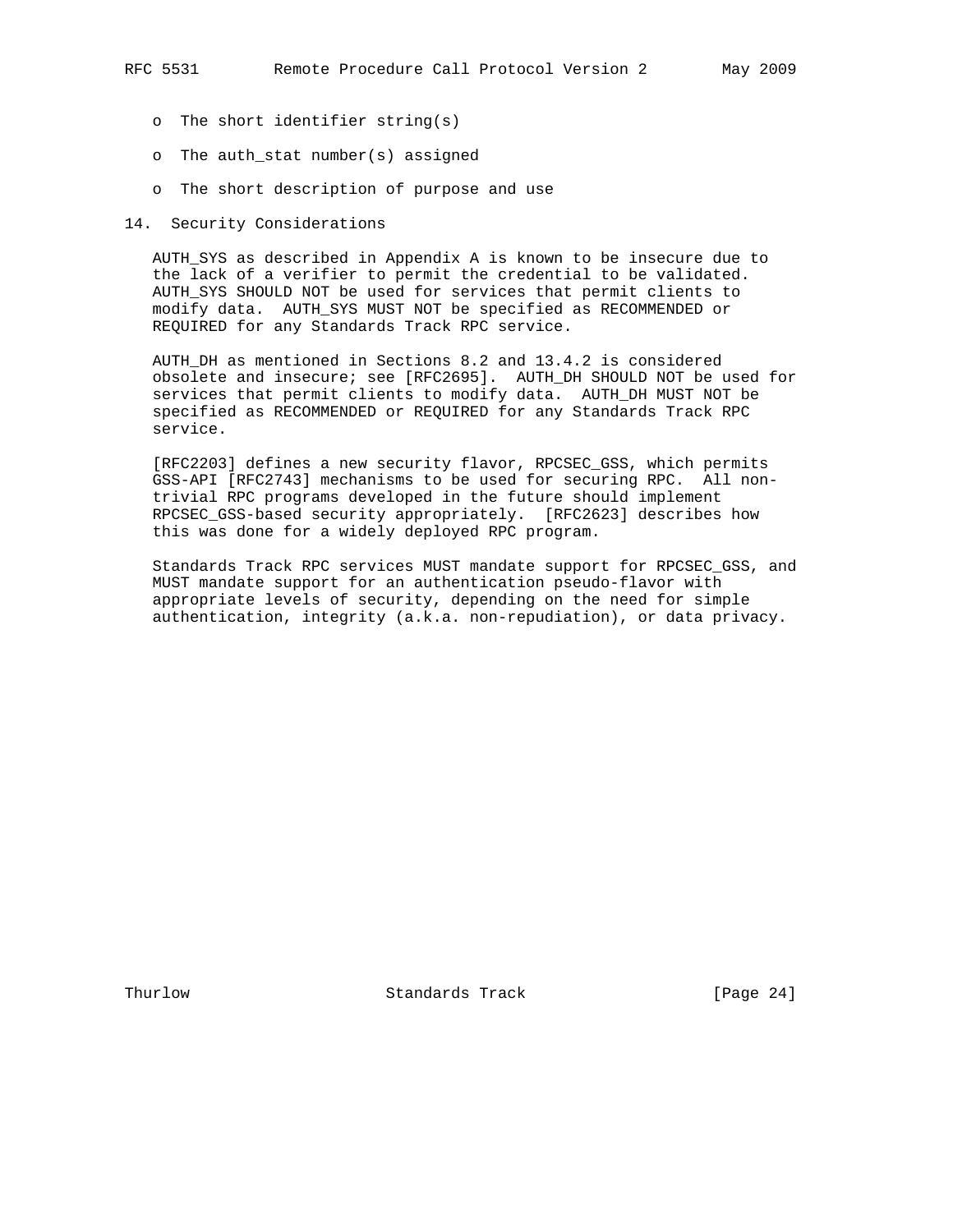- The short identifier string(s)
- The auth_stat number(s) assigned
- The short description of purpose and use

## 14. Security Considerations

AUTH_SYS as described in Appendix A is known to be insecure due to the lack of a verifier to permit the credential to be validated. AUTH_SYS SHOULD NOT be used for services that permit clients to modify data. AUTH_SYS MUST NOT be specified as RECOMMENDED or REQUIRED for any Standards Track RPC service.

AUTH_DH as mentioned in Sections 8.2 and 13.4.2 is considered obsolete and insecure; see [RFC2695]. AUTH_DH SHOULD NOT be used for services that permit clients to modify data. AUTH_DH MUST NOT be specified as RECOMMENDED or REQUIRED for any Standards Track RPC service.

[RFC2203] defines a new security flavor, RPCSEC_GSS, which permits GSS-API [RFC2743] mechanisms to be used for securing RPC. All non-trivial RPC programs developed in the future should implement RPCSEC_GSS-based security appropriately. [RFC2623] describes how this was done for a widely deployed RPC program.

Standards Track RPC services MUST mandate support for RPCSEC_GSS, and MUST mandate support for an authentication pseudo-flavor with appropriate levels of security, depending on the need for simple authentication, integrity (a.k.a. non-repudiation), or data privacy.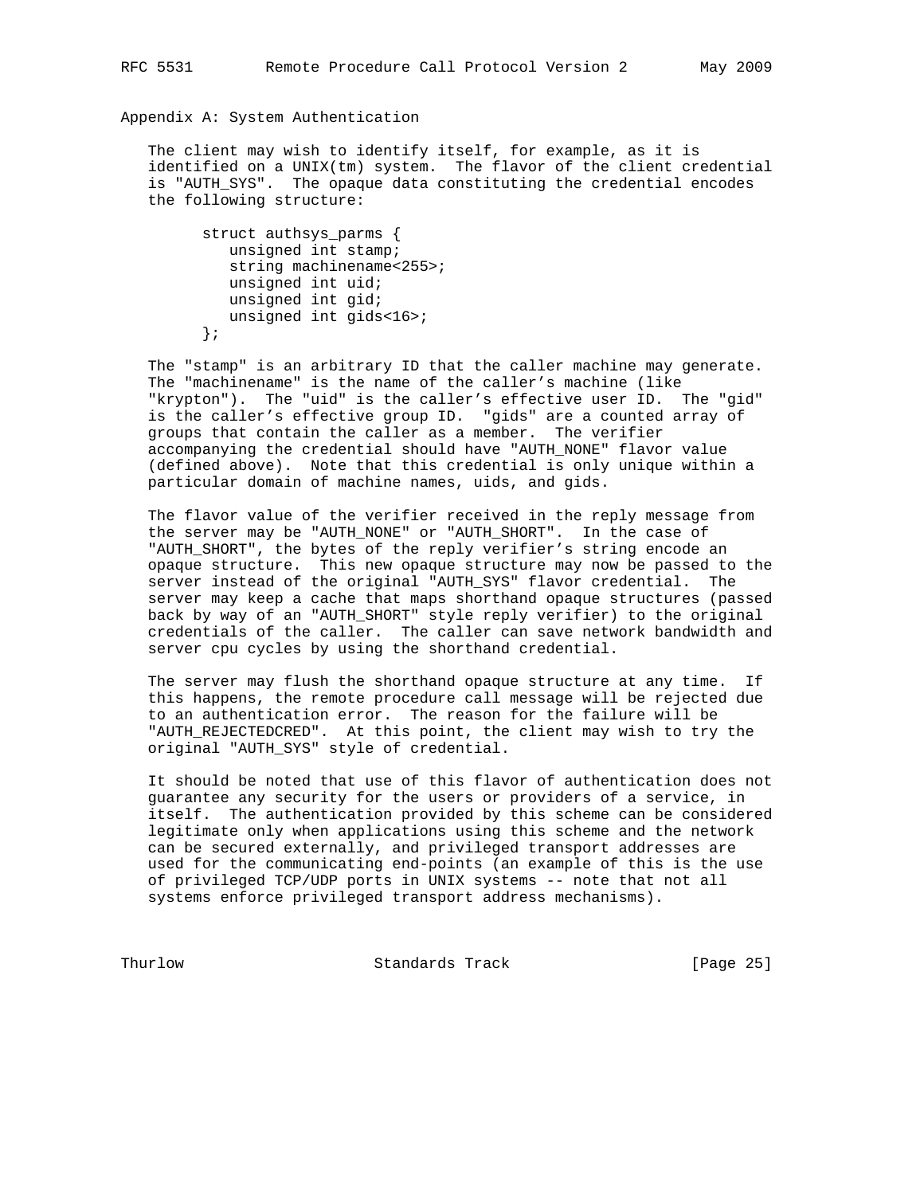## Appendix A: System Authentication

The client may wish to identify itself, for example, as it is identified on a UNIX(tm) system. The flavor of the client credential is "AUTH_SYS". The opaque data constituting the credential encodes the following structure:

```
struct authsys_parms {
   unsigned int stamp;
   string machinename<255>;
   unsigned int uid;
   unsigned int gid;
   unsigned int gids<16>;
};
```

The "stamp" is an arbitrary ID that the caller machine may generate. The "machinename" is the name of the caller's machine (like "krypton"). The "uid" is the caller's effective user ID. The "gid" is the caller's effective group ID. "gids" are a counted array of groups that contain the caller as a member. The verifier accompanying the credential should have "AUTH_NONE" flavor value (defined above). Note that this credential is only unique within a particular domain of machine names, uids, and gids.

The flavor value of the verifier received in the reply message from the server may be "AUTH_NONE" or "AUTH_SHORT". In the case of "AUTH_SHORT", the bytes of the reply verifier's string encode an opaque structure. This new opaque structure may now be passed to the server instead of the original "AUTH_SYS" flavor credential. The server may keep a cache that maps shorthand opaque structures (passed back by way of an "AUTH_SHORT" style reply verifier) to the original credentials of the caller. The caller can save network bandwidth and server cpu cycles by using the shorthand credential.

The server may flush the shorthand opaque structure at any time. If this happens, the remote procedure call message will be rejected due to an authentication error. The reason for the failure will be "AUTH_REJECTEDCRED". At this point, the client may wish to try the original "AUTH_SYS" style of credential.

It should be noted that use of this flavor of authentication does not guarantee any security for the users or providers of a service, in itself. The authentication provided by this scheme can be considered legitimate only when applications using this scheme and the network can be secured externally, and privileged transport addresses are used for the communicating end-points (an example of this is the use of privileged TCP/UDP ports in UNIX systems -- note that not all systems enforce privileged transport address mechanisms).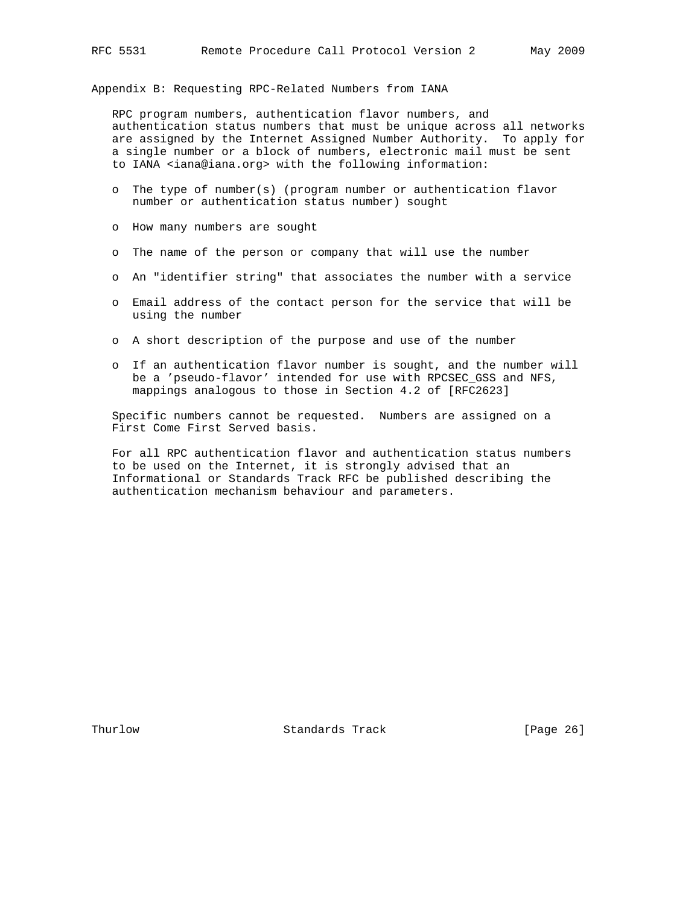## Appendix B: Requesting RPC-Related Numbers from IANA

RPC program numbers, authentication flavor numbers, and authentication status numbers that must be unique across all networks are assigned by the Internet Assigned Number Authority. To apply for a single number or a block of numbers, electronic mail must be sent to IANA <iana@iana.org> with the following information:

- The type of number(s) (program number or authentication flavor number or authentication status number) sought
- How many numbers are sought
- The name of the person or company that will use the number
- An "identifier string" that associates the number with a service
- Email address of the contact person for the service that will be using the number
- A short description of the purpose and use of the number
- If an authentication flavor number is sought, and the number will be a 'pseudo-flavor' intended for use with RPCSEC_GSS and NFS, mappings analogous to those in Section 4.2 of [RFC2623]

Specific numbers cannot be requested. Numbers are assigned on a First Come First Served basis.

For all RPC authentication flavor and authentication status numbers to be used on the Internet, it is strongly advised that an Informational or Standards Track RFC be published describing the authentication mechanism behaviour and parameters.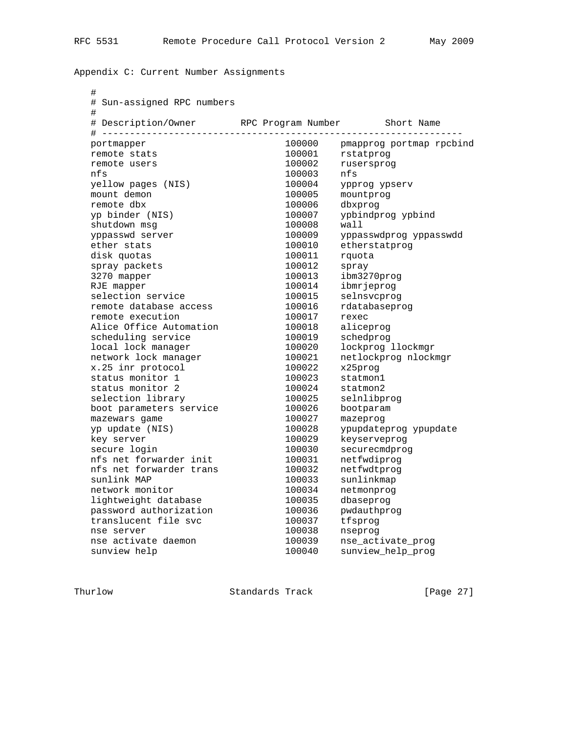Appendix C: Current Number Assignments

```
#
# Sun-assigned RPC numbers
#
# Description/Owner        RPC Program Number        Short Name
# -----------------------------------------------------------------
portmapper                        100000    pmapprog portmap rpcbind
remote stats                      100001    rstatprog
remote users                      100002    rusersprog
nfs                               100003    nfs
yellow pages (NIS)                100004    ypprog ypserv
mount demon                       100005    mountprog
remote dbx                        100006    dbxprog
yp binder (NIS)                   100007    ypbindprog ypbind
shutdown msg                      100008    wall
yppasswd server                   100009    yppasswdprog yppasswdd
ether stats                       100010    etherstatprog
disk quotas                       100011    rquota
spray packets                     100012    spray
3270 mapper                       100013    ibm3270prog
RJE mapper                        100014    ibmrjeprog
selection service                 100015    selnsvcprog
remote database access            100016    rdatabaseprog
remote execution                  100017    rexec
Alice Office Automation           100018    aliceprog
scheduling service                100019    schedprog
local lock manager                100020    lockprog llockmgr
network lock manager              100021    netlockprog nlockmgr
x.25 inr protocol                 100022    x25prog
status monitor 1                  100023    statmon1
status monitor 2                  100024    statmon2
selection library                 100025    selnlibprog
boot parameters service           100026    bootparam
mazewars game                     100027    mazeprog
yp update (NIS)                   100028    ypupdateprog ypupdate
key server                        100029    keyserveprog
secure login                      100030    securecmdprog
nfs net forwarder init            100031    netfwdiprog
nfs net forwarder trans           100032    netfwdtprog
sunlink MAP                       100033    sunlinkmap
network monitor                   100034    netmonprog
lightweight database              100035    dbaseprog
password authorization            100036    pwdauthprog
translucent file svc              100037    tfsprog
nse server                        100038    nseprog
nse activate daemon               100039    nse_activate_prog
sunview help                      100040    sunview_help_prog
```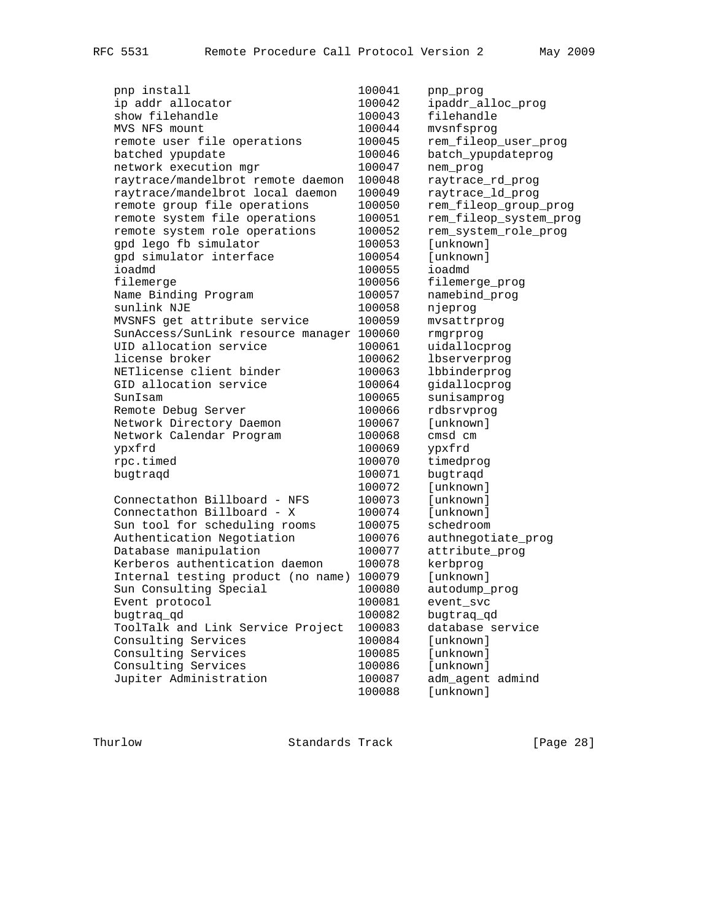```
   pnp install                         100041    pnp_prog
   ip addr allocator                   100042    ipaddr_alloc_prog
   show filehandle                     100043    filehandle
   MVS NFS mount                       100044    mvsnfsprog
   remote user file operations         100045    rem_fileop_user_prog
   batched ypupdate                    100046    batch_ypupdateprog
   network execution mgr               100047    nem_prog
   raytrace/mandelbrot remote daemon   100048    raytrace_rd_prog
   raytrace/mandelbrot local daemon    100049    raytrace_ld_prog
   remote group file operations        100050    rem_fileop_group_prog
   remote system file operations       100051    rem_fileop_system_prog
   remote system role operations       100052    rem_system_role_prog
   gpd lego fb simulator               100053    [unknown]
   gpd simulator interface             100054    [unknown]
   ioadmd                              100055    ioadmd
   filemerge                           100056    filemerge_prog
   Name Binding Program                100057    namebind_prog
   sunlink NJE                         100058    njeprog
   MVSNFS get attribute service        100059    mvsattrprog
   SunAccess/SunLink resource manager  100060    rmgrprog
   UID allocation service              100061    uidallocprog
   license broker                      100062    lbserverprog
   NETlicense client binder            100063    lbbinderprog
   GID allocation service              100064    gidallocprog
   SunIsam                             100065    sunisamprog
   Remote Debug Server                 100066    rdbsrvprog
   Network Directory Daemon            100067    [unknown]
   Network Calendar Program            100068    cmsd cm
   ypxfrd                              100069    ypxfrd
   rpc.timed                           100070    timedprog
   bugtraqd                            100071    bugtraqd
                                       100072    [unknown]
   Connectathon Billboard - NFS        100073    [unknown]
   Connectathon Billboard - X          100074    [unknown]
   Sun tool for scheduling rooms       100075    schedroom
   Authentication Negotiation          100076    authnegotiate_prog
   Database manipulation               100077    attribute_prog
   Kerberos authentication daemon      100078    kerbprog
   Internal testing product (no name)  100079    [unknown]
   Sun Consulting Special              100080    autodump_prog
   Event protocol                      100081    event_svc
   bugtraq_qd                          100082    bugtraq_qd
   ToolTalk and Link Service Project   100083    database service
   Consulting Services                 100084    [unknown]
   Consulting Services                 100085    [unknown]
   Consulting Services                 100086    [unknown]
   Jupiter Administration              100087    adm_agent admind
                                       100088    [unknown]
```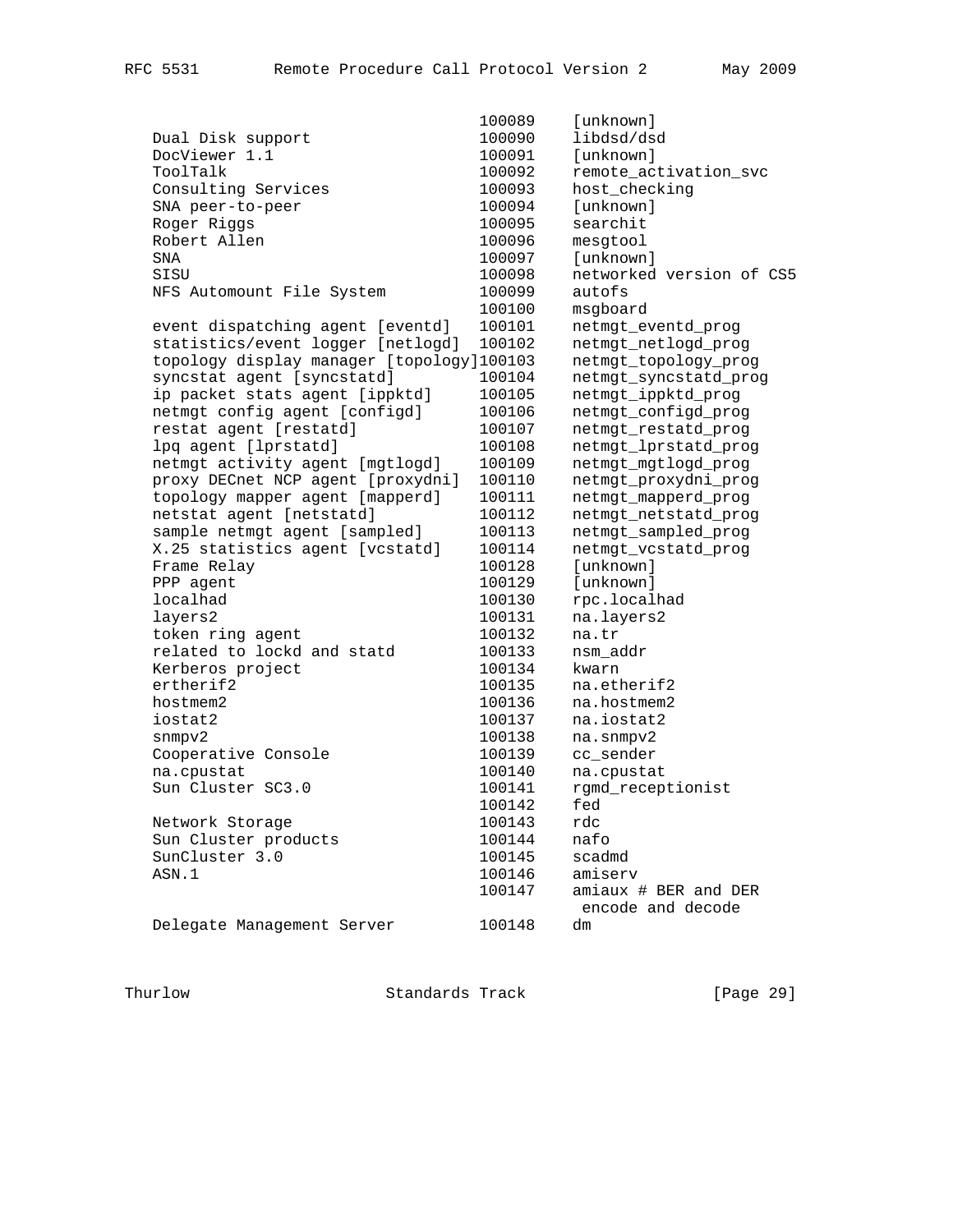| | | |
|---|---|---|
| | 100089 | [unknown] |
| Dual Disk support | 100090 | libdsd/dsd |
| DocViewer 1.1 | 100091 | [unknown] |
| ToolTalk | 100092 | remote_activation_svc |
| Consulting Services | 100093 | host_checking |
| SNA peer-to-peer | 100094 | [unknown] |
| Roger Riggs | 100095 | searchit |
| Robert Allen | 100096 | mesgtool |
| SNA | 100097 | [unknown] |
| SISU | 100098 | networked version of CS5 |
| NFS Automount File System | 100099 | autofs |
| | 100100 | msgboard |
| event dispatching agent [eventd] | 100101 | netmgt_eventd_prog |
| statistics/event logger [netlogd] | 100102 | netmgt_netlogd_prog |
| topology display manager [topology] | 100103 | netmgt_topology_prog |
| syncstat agent [syncstatd] | 100104 | netmgt_syncstatd_prog |
| ip packet stats agent [ippktd] | 100105 | netmgt_ippktd_prog |
| netmgt config agent [configd] | 100106 | netmgt_configd_prog |
| restat agent [restatd] | 100107 | netmgt_restatd_prog |
| lpq agent [lprstatd] | 100108 | netmgt_lprstatd_prog |
| netmgt activity agent [mgtlogd] | 100109 | netmgt_mgtlogd_prog |
| proxy DECnet NCP agent [proxydni] | 100110 | netmgt_proxydni_prog |
| topology mapper agent [mapperd] | 100111 | netmgt_mapperd_prog |
| netstat agent [netstatd] | 100112 | netmgt_netstatd_prog |
| sample netmgt agent [sampled] | 100113 | netmgt_sampled_prog |
| X.25 statistics agent [vcstatd] | 100114 | netmgt_vcstatd_prog |
| Frame Relay | 100128 | [unknown] |
| PPP agent | 100129 | [unknown] |
| localhad | 100130 | rpc.localhad |
| layers2 | 100131 | na.layers2 |
| token ring agent | 100132 | na.tr |
| related to lockd and statd | 100133 | nsm_addr |
| Kerberos project | 100134 | kwarn |
| ertherif2 | 100135 | na.etherif2 |
| hostmem2 | 100136 | na.hostmem2 |
| iostat2 | 100137 | na.iostat2 |
| snmpv2 | 100138 | na.snmpv2 |
| Cooperative Console | 100139 | cc_sender |
| na.cpustat | 100140 | na.cpustat |
| Sun Cluster SC3.0 | 100141 | rgmd_receptionist |
| | 100142 | fed |
| Network Storage | 100143 | rdc |
| Sun Cluster products | 100144 | nafo |
| SunCluster 3.0 | 100145 | scadmd |
| ASN.1 | 100146 | amiserv |
| | 100147 | amiaux # BER and DER encode and decode |
| Delegate Management Server | 100148 | dm |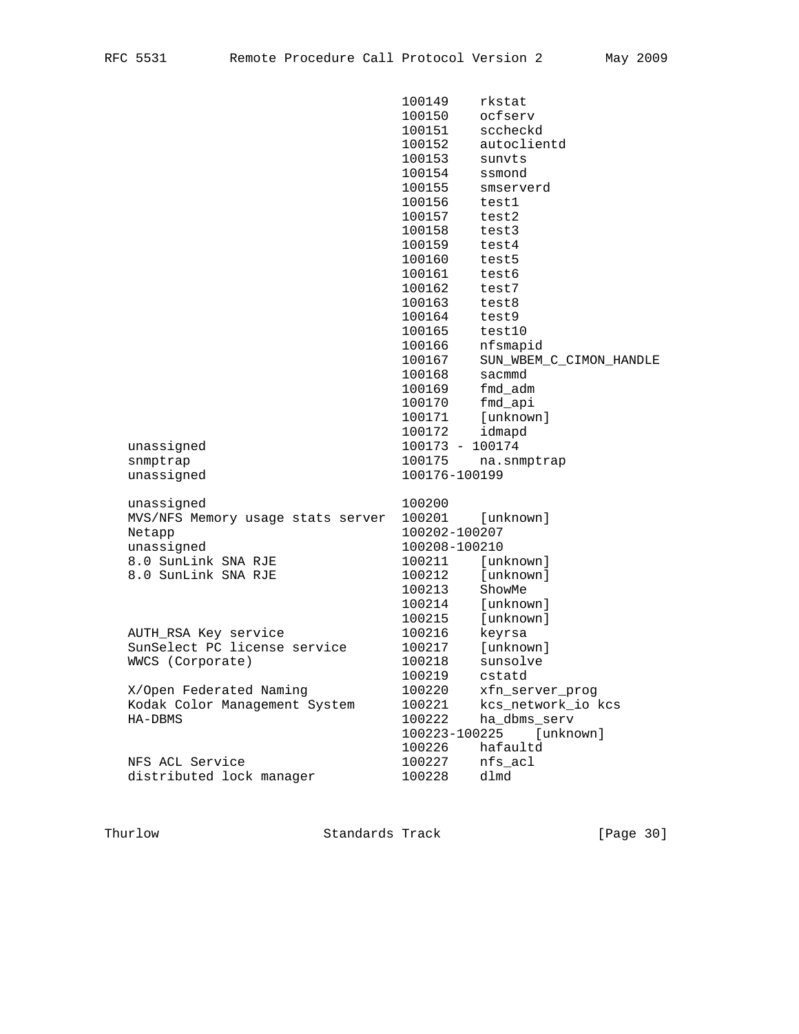```
                                  100149    rkstat
                                  100150    ocfserv
                                  100151    sccheckd
                                  100152    autoclientd
                                  100153    sunvts
                                  100154    ssmond
                                  100155    smserverd
                                  100156    test1
                                  100157    test2
                                  100158    test3
                                  100159    test4
                                  100160    test5
                                  100161    test6
                                  100162    test7
                                  100163    test8
                                  100164    test9
                                  100165    test10
                                  100166    nfsmapid
                                  100167    SUN_WBEM_C_CIMON_HANDLE
                                  100168    sacmmd
                                  100169    fmd_adm
                                  100170    fmd_api
                                  100171    [unknown]
                                  100172    idmapd
   unassigned                     100173 - 100174
   snmptrap                       100175    na.snmptrap
   unassigned                     100176-100199

   unassigned                     100200
   MVS/NFS Memory usage stats server  100201    [unknown]
   Netapp                         100202-100207
   unassigned                     100208-100210
   8.0 SunLink SNA RJE            100211    [unknown]
   8.0 SunLink SNA RJE            100212    [unknown]
                                  100213    ShowMe
                                  100214    [unknown]
                                  100215    [unknown]
   AUTH_RSA Key service           100216    keyrsa
   SunSelect PC license service   100217    [unknown]
   WWCS (Corporate)               100218    sunsolve
                                  100219    cstatd
   X/Open Federated Naming        100220    xfn_server_prog
   Kodak Color Management System  100221    kcs_network_io kcs
   HA-DBMS                        100222    ha_dbms_serv
                                  100223-100225    [unknown]
                                  100226    hafaultd
   NFS ACL Service                100227    nfs_acl
   distributed lock manager       100228    dlmd
```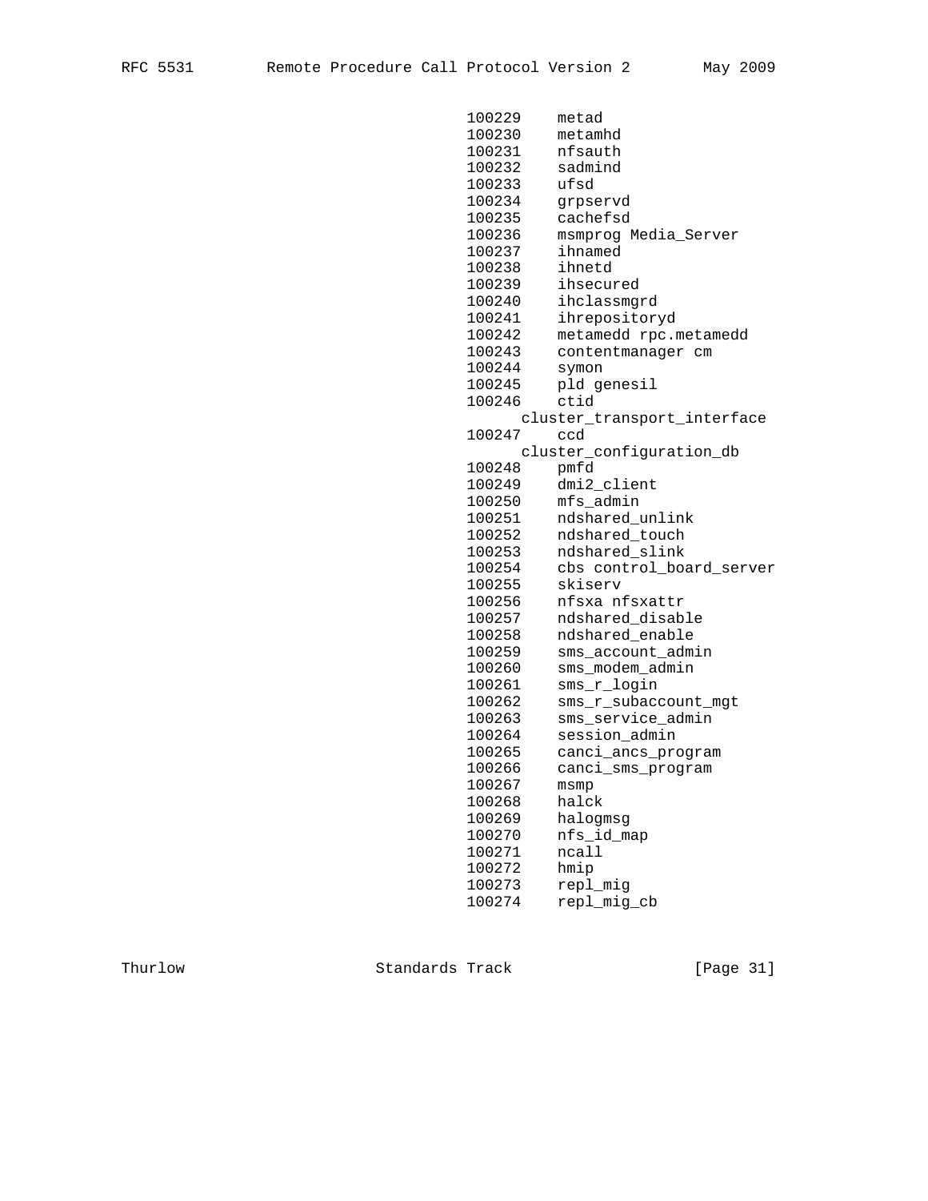```
                                     100229    metad
                                     100230    metamhd
                                     100231    nfsauth
                                     100232    sadmind
                                     100233    ufsd
                                     100234    grpservd
                                     100235    cachefsd
                                     100236    msmprog Media_Server
                                     100237    ihnamed
                                     100238    ihnetd
                                     100239    ihsecured
                                     100240    ihclassmgrd
                                     100241    ihrepositoryd
                                     100242    metamedd rpc.metamedd
                                     100243    contentmanager cm
                                     100244    symon
                                     100245    pld genesil
                                     100246    ctid
                                           cluster_transport_interface
                                     100247    ccd
                                           cluster_configuration_db
                                     100248    pmfd
                                     100249    dmi2_client
                                     100250    mfs_admin
                                     100251    ndshared_unlink
                                     100252    ndshared_touch
                                     100253    ndshared_slink
                                     100254    cbs control_board_server
                                     100255    skiserv
                                     100256    nfsxa nfsxattr
                                     100257    ndshared_disable
                                     100258    ndshared_enable
                                     100259    sms_account_admin
                                     100260    sms_modem_admin
                                     100261    sms_r_login
                                     100262    sms_r_subaccount_mgt
                                     100263    sms_service_admin
                                     100264    session_admin
                                     100265    canci_ancs_program
                                     100266    canci_sms_program
                                     100267    msmp
                                     100268    halck
                                     100269    halogmsg
                                     100270    nfs_id_map
                                     100271    ncall
                                     100272    hmip
                                     100273    repl_mig
                                     100274    repl_mig_cb
```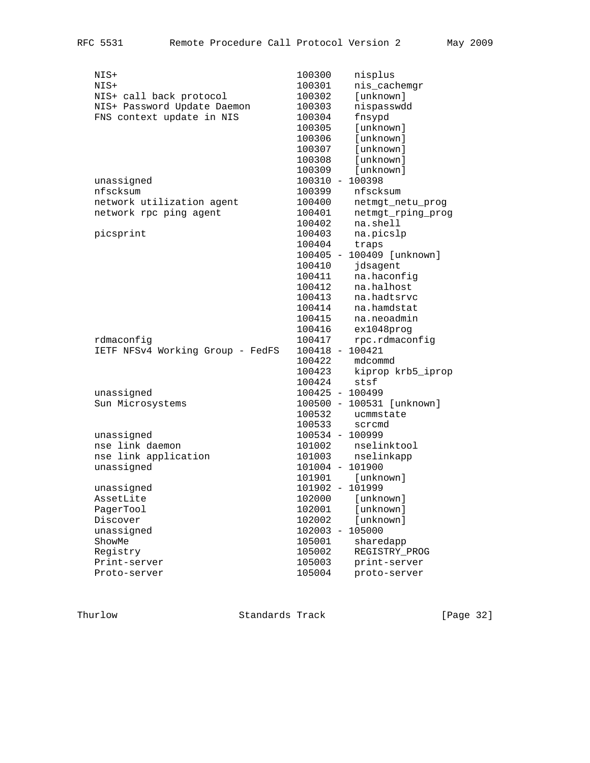```
   NIS+                              100300    nisplus
   NIS+                              100301    nis_cachemgr
   NIS+ call back protocol           100302    [unknown]
   NIS+ Password Update Daemon       100303    nispasswdd
   FNS context update in NIS         100304    fnsypd
                                     100305    [unknown]
                                     100306    [unknown]
                                     100307    [unknown]
                                     100308    [unknown]
                                     100309    [unknown]
   unassigned                        100310 - 100398
   nfscksum                          100399    nfscksum
   network utilization agent         100400    netmgt_netu_prog
   network rpc ping agent            100401    netmgt_rping_prog
                                     100402    na.shell
   picsprint                         100403    na.picslp
                                     100404    traps
                                     100405 - 100409 [unknown]
                                     100410    jdsagent
                                     100411    na.haconfig
                                     100412    na.halhost
                                     100413    na.hadtsrvc
                                     100414    na.hamdstat
                                     100415    na.neoadmin
                                     100416    ex1048prog
   rdmaconfig                        100417    rpc.rdmaconfig
   IETF NFSv4 Working Group - FedFS  100418 - 100421
                                     100422    mdcommd
                                     100423    kiprop krb5_iprop
                                     100424    stsf
   unassigned                        100425 - 100499
   Sun Microsystems                  100500 - 100531 [unknown]
                                     100532    ucmmstate
                                     100533    scrcmd
   unassigned                        100534 - 100999
   nse link daemon                   101002    nselinktool
   nse link application              101003    nselinkapp
   unassigned                        101004 - 101900
                                     101901    [unknown]
   unassigned                        101902 - 101999
   AssetLite                         102000    [unknown]
   PagerTool                         102001    [unknown]
   Discover                          102002    [unknown]
   unassigned                        102003 - 105000
   ShowMe                            105001    sharedapp
   Registry                          105002    REGISTRY_PROG
   Print-server                      105003    print-server
   Proto-server                      105004    proto-server
```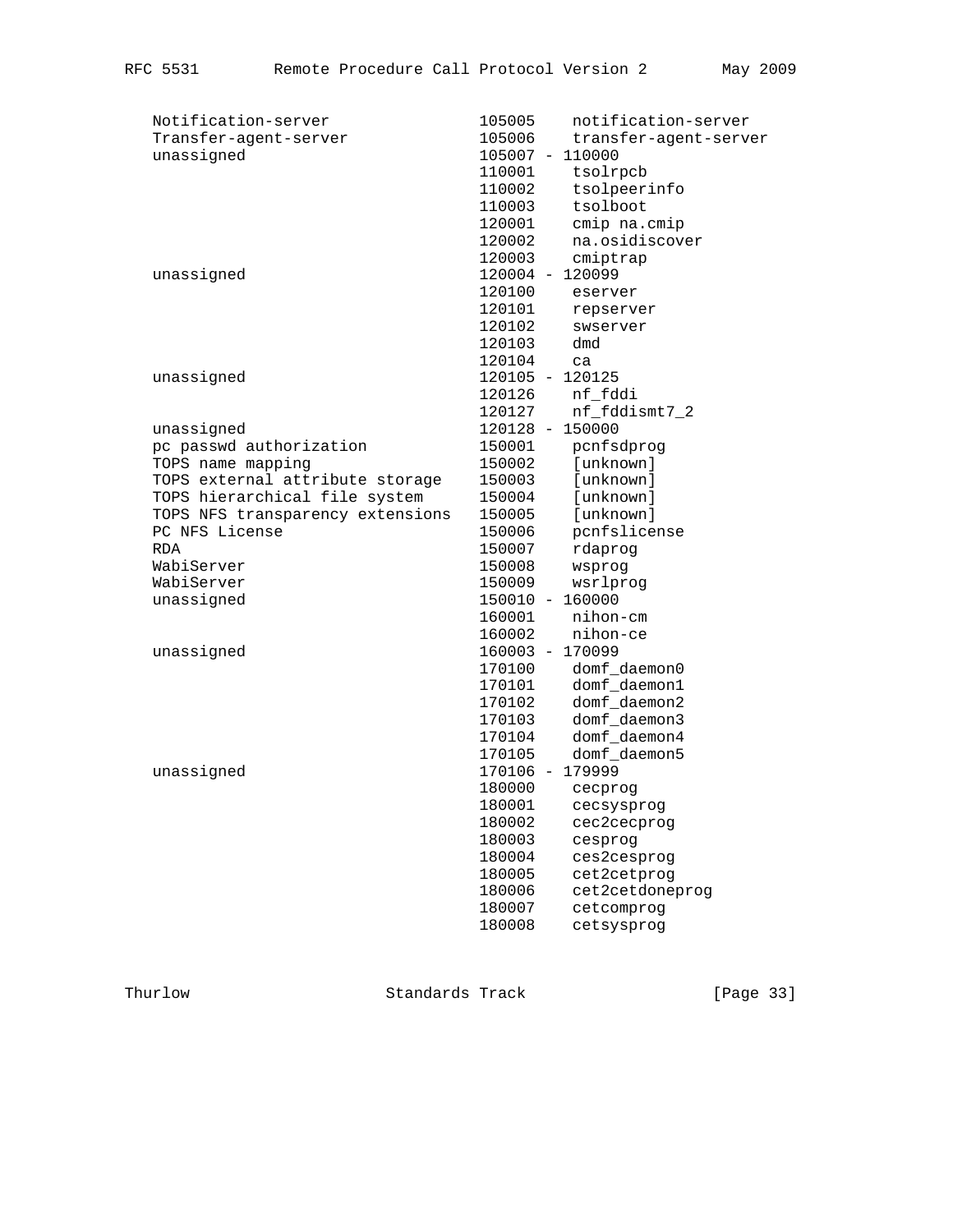```
   Notification-server              105005    notification-server
   Transfer-agent-server            105006    transfer-agent-server
   unassigned                       105007 - 110000
                                    110001    tsolrpcb
                                    110002    tsolpeerinfo
                                    110003    tsolboot
                                    120001    cmip na.cmip
                                    120002    na.osidiscover
                                    120003    cmiptrap
   unassigned                       120004 - 120099
                                    120100    eserver
                                    120101    repserver
                                    120102    swserver
                                    120103    dmd
                                    120104    ca
   unassigned                       120105 - 120125
                                    120126    nf_fddi
                                    120127    nf_fddismt7_2
   unassigned                       120128 - 150000
   pc passwd authorization          150001    pcnfsdprog
   TOPS name mapping                150002    [unknown]
   TOPS external attribute storage  150003    [unknown]
   TOPS hierarchical file system    150004    [unknown]
   TOPS NFS transparency extensions 150005    [unknown]
   PC NFS License                   150006    pcnfslicense
   RDA                              150007    rdaprog
   WabiServer                       150008    wsprog
   WabiServer                       150009    wsrlprog
   unassigned                       150010 - 160000
                                    160001    nihon-cm
                                    160002    nihon-ce
   unassigned                       160003 - 170099
                                    170100    domf_daemon0
                                    170101    domf_daemon1
                                    170102    domf_daemon2
                                    170103    domf_daemon3
                                    170104    domf_daemon4
                                    170105    domf_daemon5
   unassigned                       170106 - 179999
                                    180000    cecprog
                                    180001    cecsysprog
                                    180002    cec2cecprog
                                    180003    cesprog
                                    180004    ces2cesprog
                                    180005    cet2cetprog
                                    180006    cet2cetdoneprog
                                    180007    cetcomprog
                                    180008    cetsysprog
```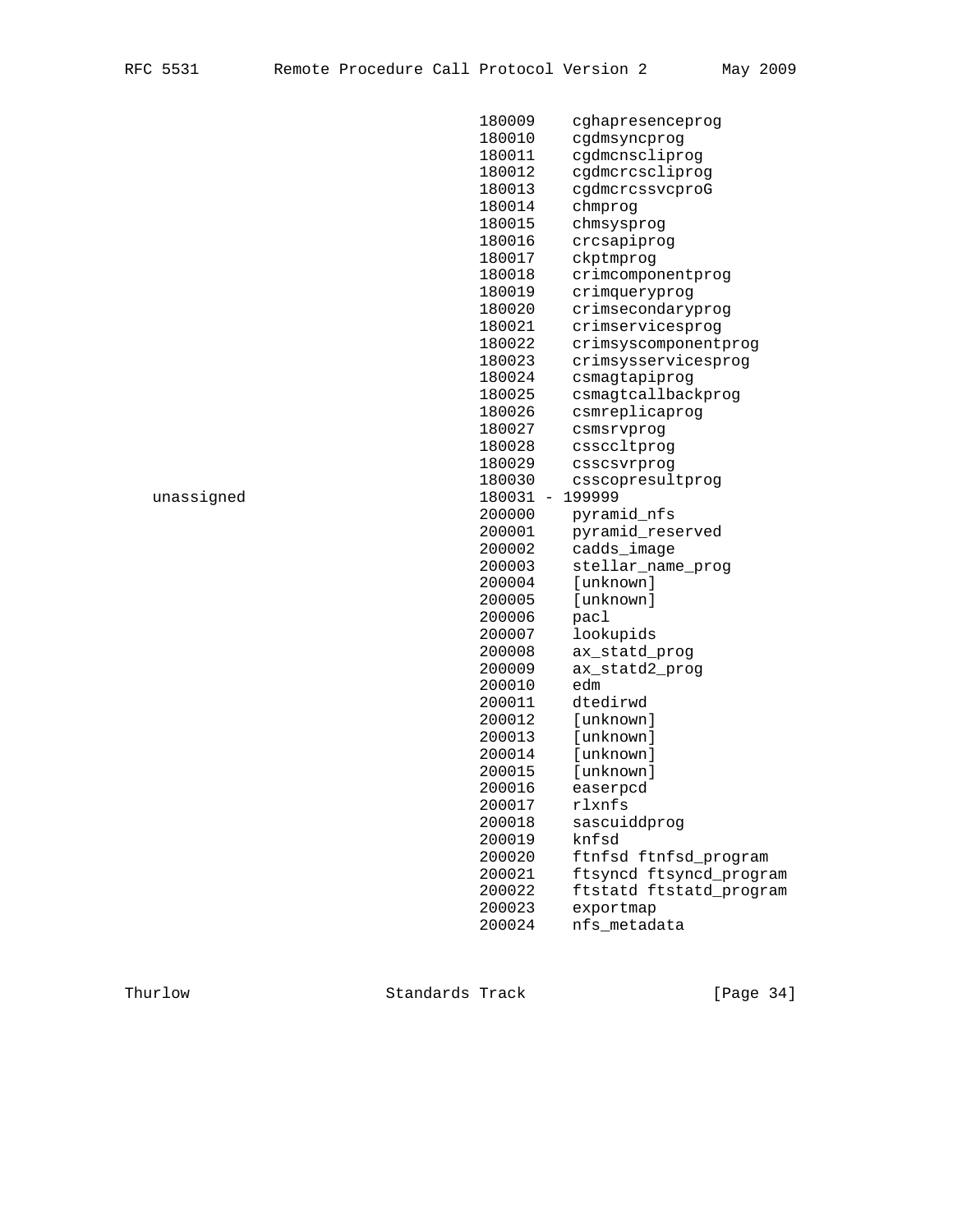```
                                180009    cghapresenceprog
                                180010    cgdmsyncprog
                                180011    cgdmcnscliprog
                                180012    cgdmcrcscliprog
                                180013    cgdmcrcssvcproG
                                180014    chmprog
                                180015    chmsysprog
                                180016    crcsapiprog
                                180017    ckptmprog
                                180018    crimcomponentprog
                                180019    crimqueryprog
                                180020    crimsecondaryprog
                                180021    crimservicesprog
                                180022    crimsyscomponentprog
                                180023    crimsysservicesprog
                                180024    csmagtapiprog
                                180025    csmagtcallbackprog
                                180026    csmreplicaprog
                                180027    csmsrvprog
                                180028    cssccltprog
                                180029    csscsvrprog
                                180030    csscopresultprog
   unassigned                   180031 - 199999
                                200000    pyramid_nfs
                                200001    pyramid_reserved
                                200002    cadds_image
                                200003    stellar_name_prog
                                200004    [unknown]
                                200005    [unknown]
                                200006    pacl
                                200007    lookupids
                                200008    ax_statd_prog
                                200009    ax_statd2_prog
                                200010    edm
                                200011    dtedirwd
                                200012    [unknown]
                                200013    [unknown]
                                200014    [unknown]
                                200015    [unknown]
                                200016    easerpcd
                                200017    rlxnfs
                                200018    sascuiddprog
                                200019    knfsd
                                200020    ftnfsd ftnfsd_program
                                200021    ftsyncd ftsyncd_program
                                200022    ftstatd ftstatd_program
                                200023    exportmap
                                200024    nfs_metadata
```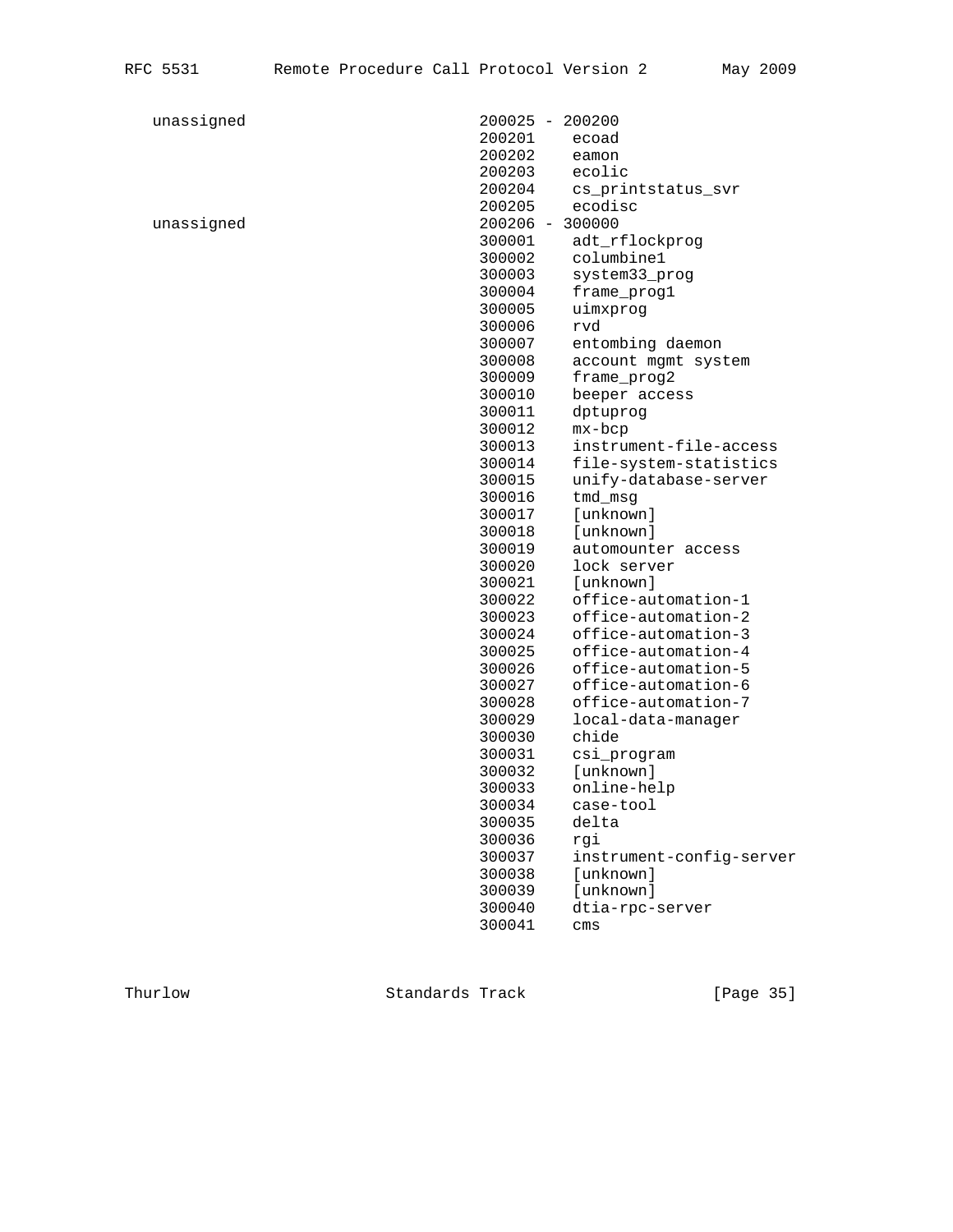```
   unassigned                        200025 - 200200
                                     200201    ecoad
                                     200202    eamon
                                     200203    ecolic
                                     200204    cs_printstatus_svr
                                     200205    ecodisc
   unassigned                        200206 - 300000
                                     300001    adt_rflockprog
                                     300002    columbine1
                                     300003    system33_prog
                                     300004    frame_prog1
                                     300005    uimxprog
                                     300006    rvd
                                     300007    entombing daemon
                                     300008    account mgmt system
                                     300009    frame_prog2
                                     300010    beeper access
                                     300011    dptuprog
                                     300012    mx-bcp
                                     300013    instrument-file-access
                                     300014    file-system-statistics
                                     300015    unify-database-server
                                     300016    tmd_msg
                                     300017    [unknown]
                                     300018    [unknown]
                                     300019    automounter access
                                     300020    lock server
                                     300021    [unknown]
                                     300022    office-automation-1
                                     300023    office-automation-2
                                     300024    office-automation-3
                                     300025    office-automation-4
                                     300026    office-automation-5
                                     300027    office-automation-6
                                     300028    office-automation-7
                                     300029    local-data-manager
                                     300030    chide
                                     300031    csi_program
                                     300032    [unknown]
                                     300033    online-help
                                     300034    case-tool
                                     300035    delta
                                     300036    rgi
                                     300037    instrument-config-server
                                     300038    [unknown]
                                     300039    [unknown]
                                     300040    dtia-rpc-server
                                     300041    cms
```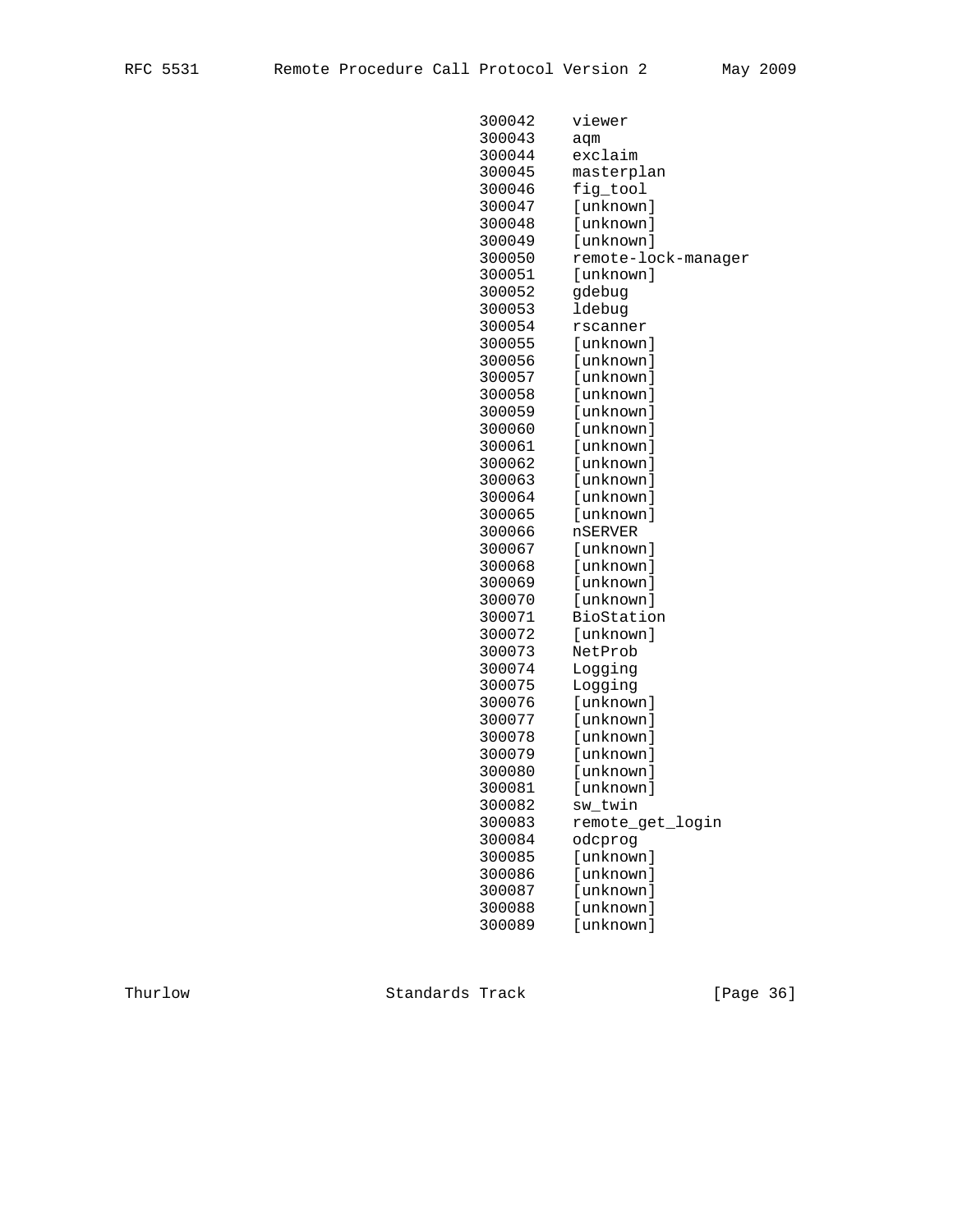```
                           300042    viewer
                           300043    aqm
                           300044    exclaim
                           300045    masterplan
                           300046    fig_tool
                           300047    [unknown]
                           300048    [unknown]
                           300049    [unknown]
                           300050    remote-lock-manager
                           300051    [unknown]
                           300052    gdebug
                           300053    ldebug
                           300054    rscanner
                           300055    [unknown]
                           300056    [unknown]
                           300057    [unknown]
                           300058    [unknown]
                           300059    [unknown]
                           300060    [unknown]
                           300061    [unknown]
                           300062    [unknown]
                           300063    [unknown]
                           300064    [unknown]
                           300065    [unknown]
                           300066    nSERVER
                           300067    [unknown]
                           300068    [unknown]
                           300069    [unknown]
                           300070    [unknown]
                           300071    BioStation
                           300072    [unknown]
                           300073    NetProb
                           300074    Logging
                           300075    Logging
                           300076    [unknown]
                           300077    [unknown]
                           300078    [unknown]
                           300079    [unknown]
                           300080    [unknown]
                           300081    [unknown]
                           300082    sw_twin
                           300083    remote_get_login
                           300084    odcprog
                           300085    [unknown]
                           300086    [unknown]
                           300087    [unknown]
                           300088    [unknown]
                           300089    [unknown]
```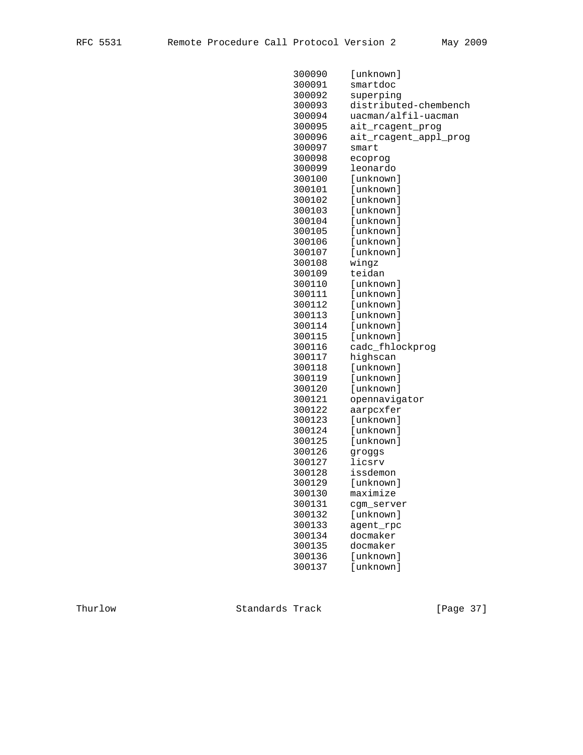```
                                300090    [unknown]
                                300091    smartdoc
                                300092    superping
                                300093    distributed-chembench
                                300094    uacman/alfil-uacman
                                300095    ait_rcagent_prog
                                300096    ait_rcagent_appl_prog
                                300097    smart
                                300098    ecoprog
                                300099    leonardo
                                300100    [unknown]
                                300101    [unknown]
                                300102    [unknown]
                                300103    [unknown]
                                300104    [unknown]
                                300105    [unknown]
                                300106    [unknown]
                                300107    [unknown]
                                300108    wingz
                                300109    teidan
                                300110    [unknown]
                                300111    [unknown]
                                300112    [unknown]
                                300113    [unknown]
                                300114    [unknown]
                                300115    [unknown]
                                300116    cadc_fhlockprog
                                300117    highscan
                                300118    [unknown]
                                300119    [unknown]
                                300120    [unknown]
                                300121    opennavigator
                                300122    aarpcxfer
                                300123    [unknown]
                                300124    [unknown]
                                300125    [unknown]
                                300126    groggs
                                300127    licsrv
                                300128    issdemon
                                300129    [unknown]
                                300130    maximize
                                300131    cgm_server
                                300132    [unknown]
                                300133    agent_rpc
                                300134    docmaker
                                300135    docmaker
                                300136    [unknown]
                                300137    [unknown]
```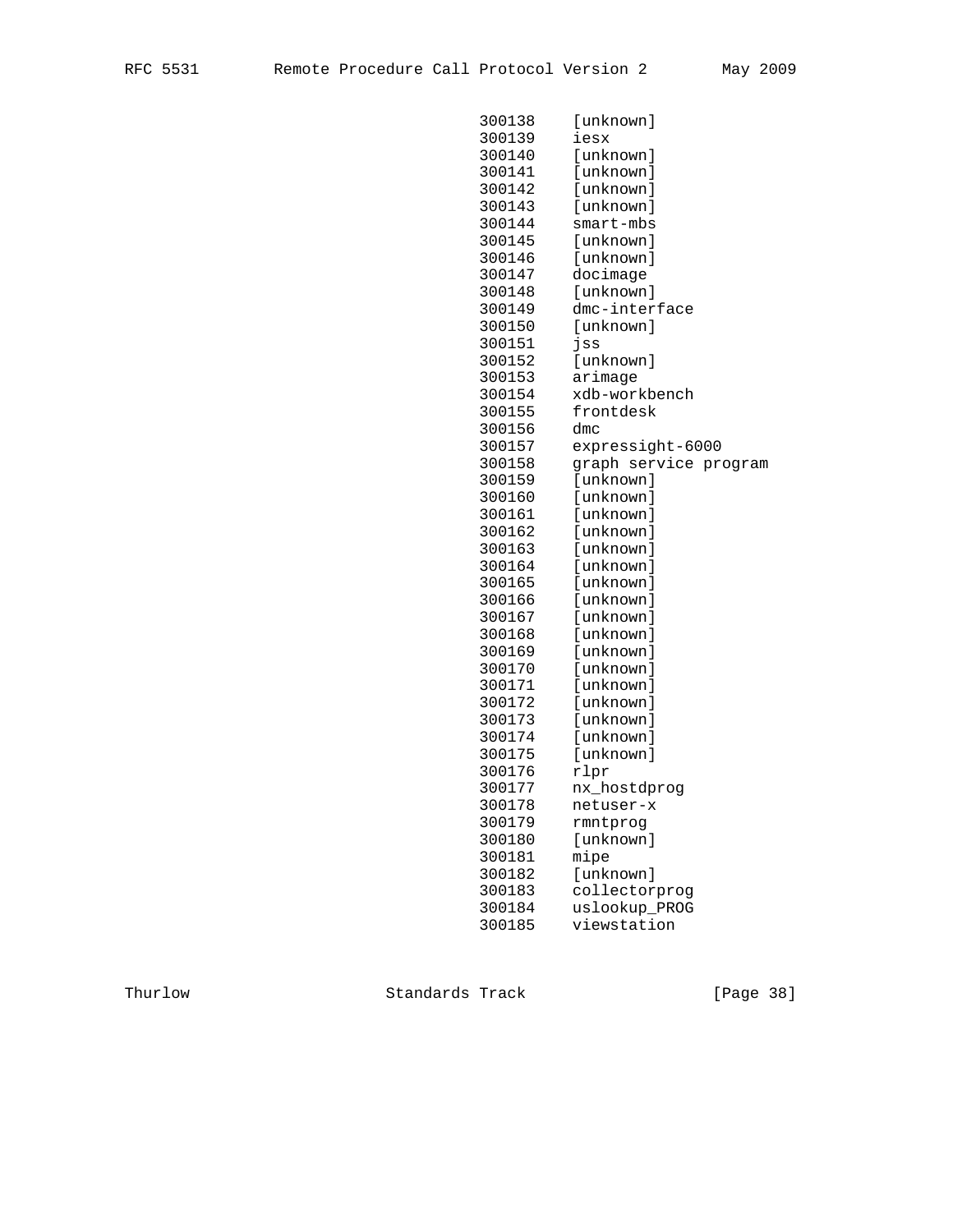```
                        300138    [unknown]
                        300139    iesx
                        300140    [unknown]
                        300141    [unknown]
                        300142    [unknown]
                        300143    [unknown]
                        300144    smart-mbs
                        300145    [unknown]
                        300146    [unknown]
                        300147    docimage
                        300148    [unknown]
                        300149    dmc-interface
                        300150    [unknown]
                        300151    jss
                        300152    [unknown]
                        300153    arimage
                        300154    xdb-workbench
                        300155    frontdesk
                        300156    dmc
                        300157    expressight-6000
                        300158    graph service program
                        300159    [unknown]
                        300160    [unknown]
                        300161    [unknown]
                        300162    [unknown]
                        300163    [unknown]
                        300164    [unknown]
                        300165    [unknown]
                        300166    [unknown]
                        300167    [unknown]
                        300168    [unknown]
                        300169    [unknown]
                        300170    [unknown]
                        300171    [unknown]
                        300172    [unknown]
                        300173    [unknown]
                        300174    [unknown]
                        300175    [unknown]
                        300176    rlpr
                        300177    nx_hostdprog
                        300178    netuser-x
                        300179    rmntprog
                        300180    [unknown]
                        300181    mipe
                        300182    [unknown]
                        300183    collectorprog
                        300184    uslookup_PROG
                        300185    viewstation
```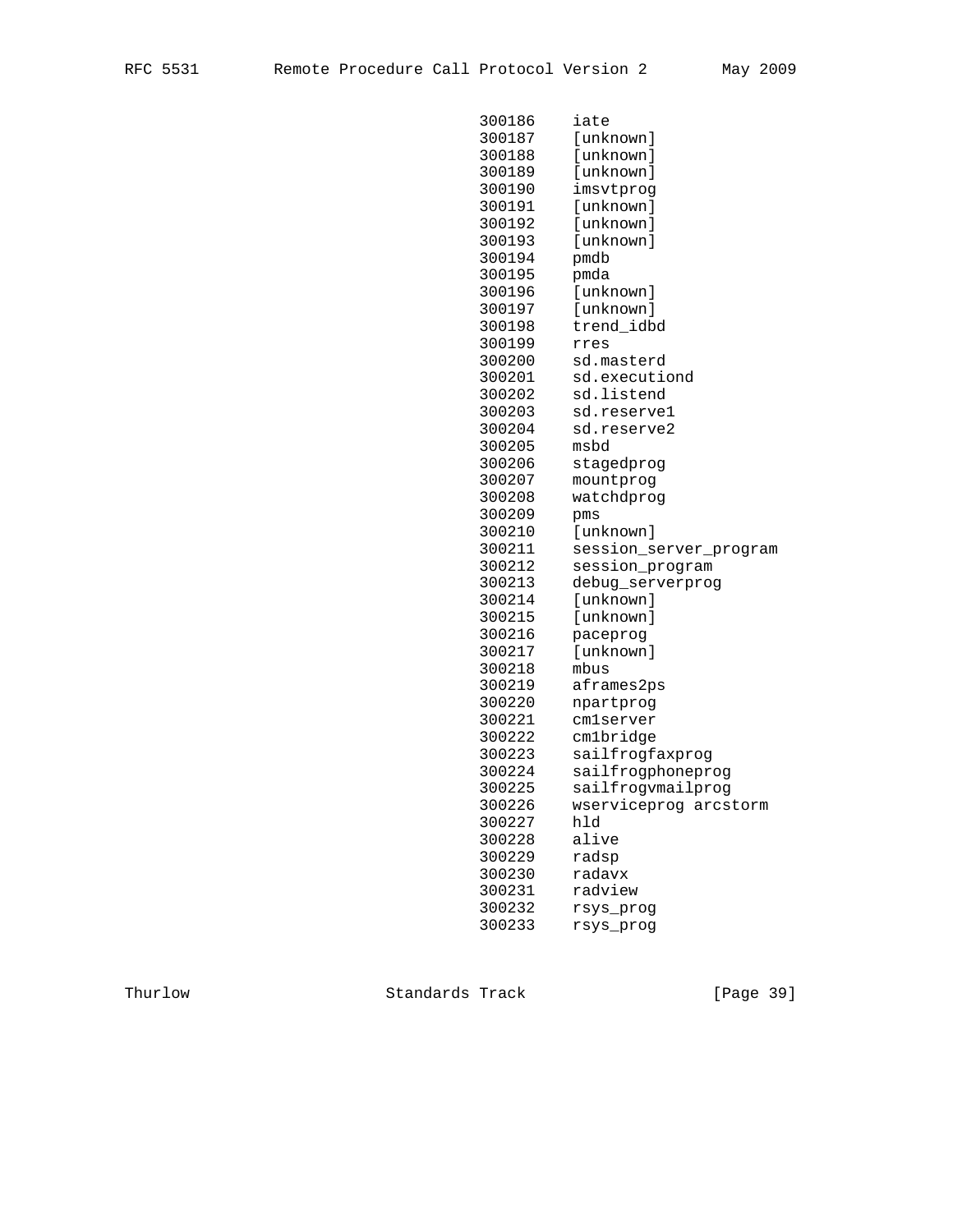```
                          300186    iate
                          300187    [unknown]
                          300188    [unknown]
                          300189    [unknown]
                          300190    imsvtprog
                          300191    [unknown]
                          300192    [unknown]
                          300193    [unknown]
                          300194    pmdb
                          300195    pmda
                          300196    [unknown]
                          300197    [unknown]
                          300198    trend_idbd
                          300199    rres
                          300200    sd.masterd
                          300201    sd.executiond
                          300202    sd.listend
                          300203    sd.reserve1
                          300204    sd.reserve2
                          300205    msbd
                          300206    stagedprog
                          300207    mountprog
                          300208    watchdprog
                          300209    pms
                          300210    [unknown]
                          300211    session_server_program
                          300212    session_program
                          300213    debug_serverprog
                          300214    [unknown]
                          300215    [unknown]
                          300216    paceprog
                          300217    [unknown]
                          300218    mbus
                          300219    aframes2ps
                          300220    npartprog
                          300221    cm1server
                          300222    cm1bridge
                          300223    sailfrogfaxprog
                          300224    sailfrogphoneprog
                          300225    sailfrogvmailprog
                          300226    wserviceprog arcstorm
                          300227    hld
                          300228    alive
                          300229    radsp
                          300230    radavx
                          300231    radview
                          300232    rsys_prog
                          300233    rsys_prog
```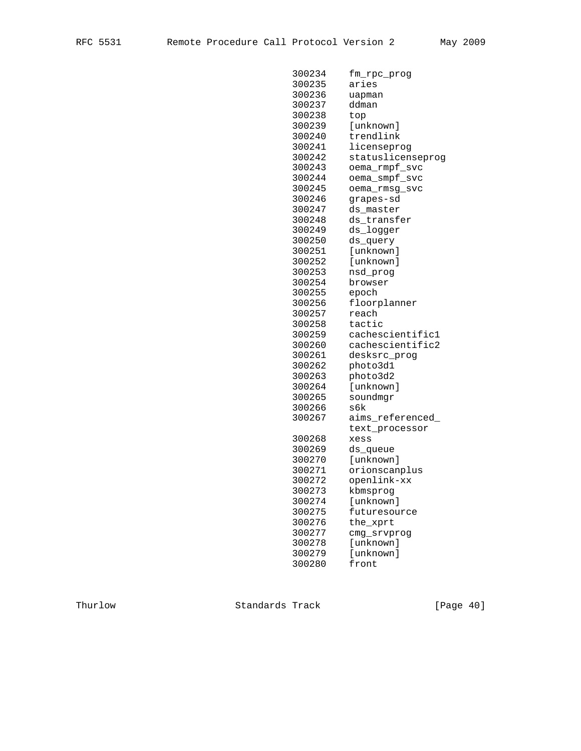```
                           300234    fm_rpc_prog
                           300235    aries
                           300236    uapman
                           300237    ddman
                           300238    top
                           300239    [unknown]
                           300240    trendlink
                           300241    licenseprog
                           300242    statuslicenseprog
                           300243    oema_rmpf_svc
                           300244    oema_smpf_svc
                           300245    oema_rmsg_svc
                           300246    grapes-sd
                           300247    ds_master
                           300248    ds_transfer
                           300249    ds_logger
                           300250    ds_query
                           300251    [unknown]
                           300252    [unknown]
                           300253    nsd_prog
                           300254    browser
                           300255    epoch
                           300256    floorplanner
                           300257    reach
                           300258    tactic
                           300259    cachescientific1
                           300260    cachescientific2
                           300261    desksrc_prog
                           300262    photo3d1
                           300263    photo3d2
                           300264    [unknown]
                           300265    soundmgr
                           300266    s6k
                           300267    aims_referenced_
                                     text_processor
                           300268    xess
                           300269    ds_queue
                           300270    [unknown]
                           300271    orionscanplus
                           300272    openlink-xx
                           300273    kbmsprog
                           300274    [unknown]
                           300275    futuresource
                           300276    the_xprt
                           300277    cmg_srvprog
                           300278    [unknown]
                           300279    [unknown]
                           300280    front
```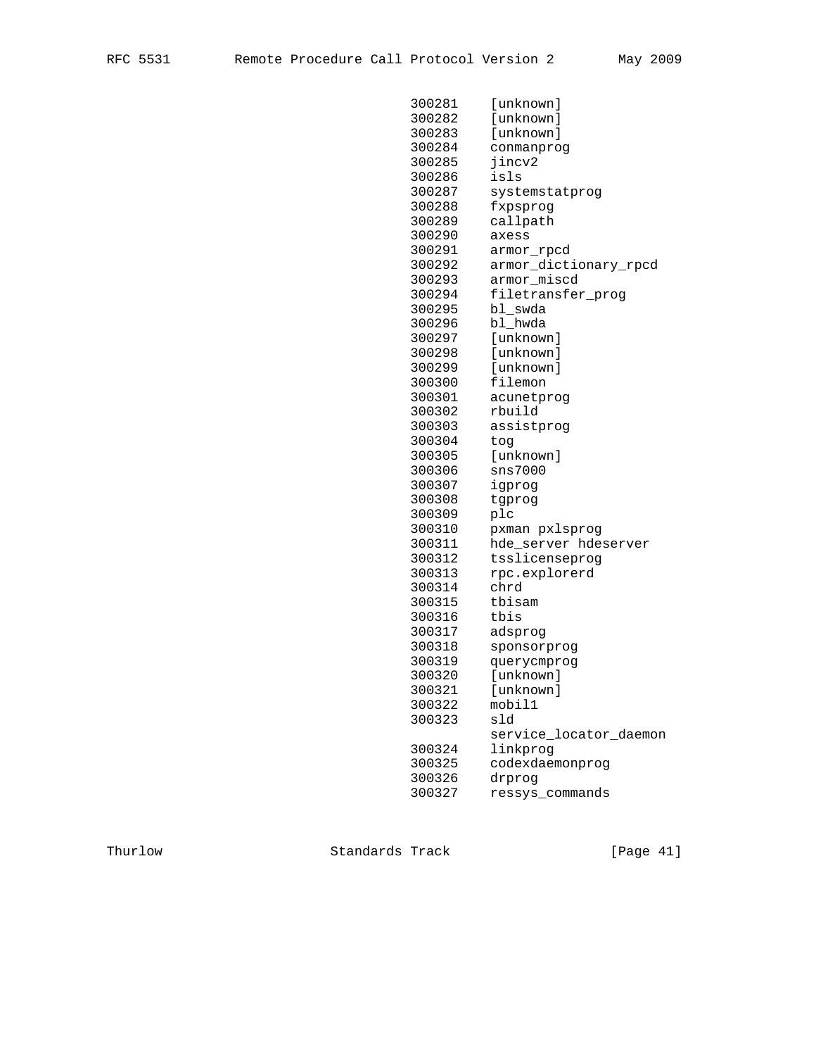```
                                 300281    [unknown]
                                 300282    [unknown]
                                 300283    [unknown]
                                 300284    conmanprog
                                 300285    jincv2
                                 300286    isls
                                 300287    systemstatprog
                                 300288    fxpsprog
                                 300289    callpath
                                 300290    axess
                                 300291    armor_rpcd
                                 300292    armor_dictionary_rpcd
                                 300293    armor_miscd
                                 300294    filetransfer_prog
                                 300295    bl_swda
                                 300296    bl_hwda
                                 300297    [unknown]
                                 300298    [unknown]
                                 300299    [unknown]
                                 300300    filemon
                                 300301    acunetprog
                                 300302    rbuild
                                 300303    assistprog
                                 300304    tog
                                 300305    [unknown]
                                 300306    sns7000
                                 300307    igprog
                                 300308    tgprog
                                 300309    plc
                                 300310    pxman pxlsprog
                                 300311    hde_server hdeserver
                                 300312    tsslicenseprog
                                 300313    rpc.explorerd
                                 300314    chrd
                                 300315    tbisam
                                 300316    tbis
                                 300317    adsprog
                                 300318    sponsorprog
                                 300319    querycmprog
                                 300320    [unknown]
                                 300321    [unknown]
                                 300322    mobil1
                                 300323    sld
                                           service_locator_daemon
                                 300324    linkprog
                                 300325    codexdaemonprog
                                 300326    drprog
                                 300327    ressys_commands
```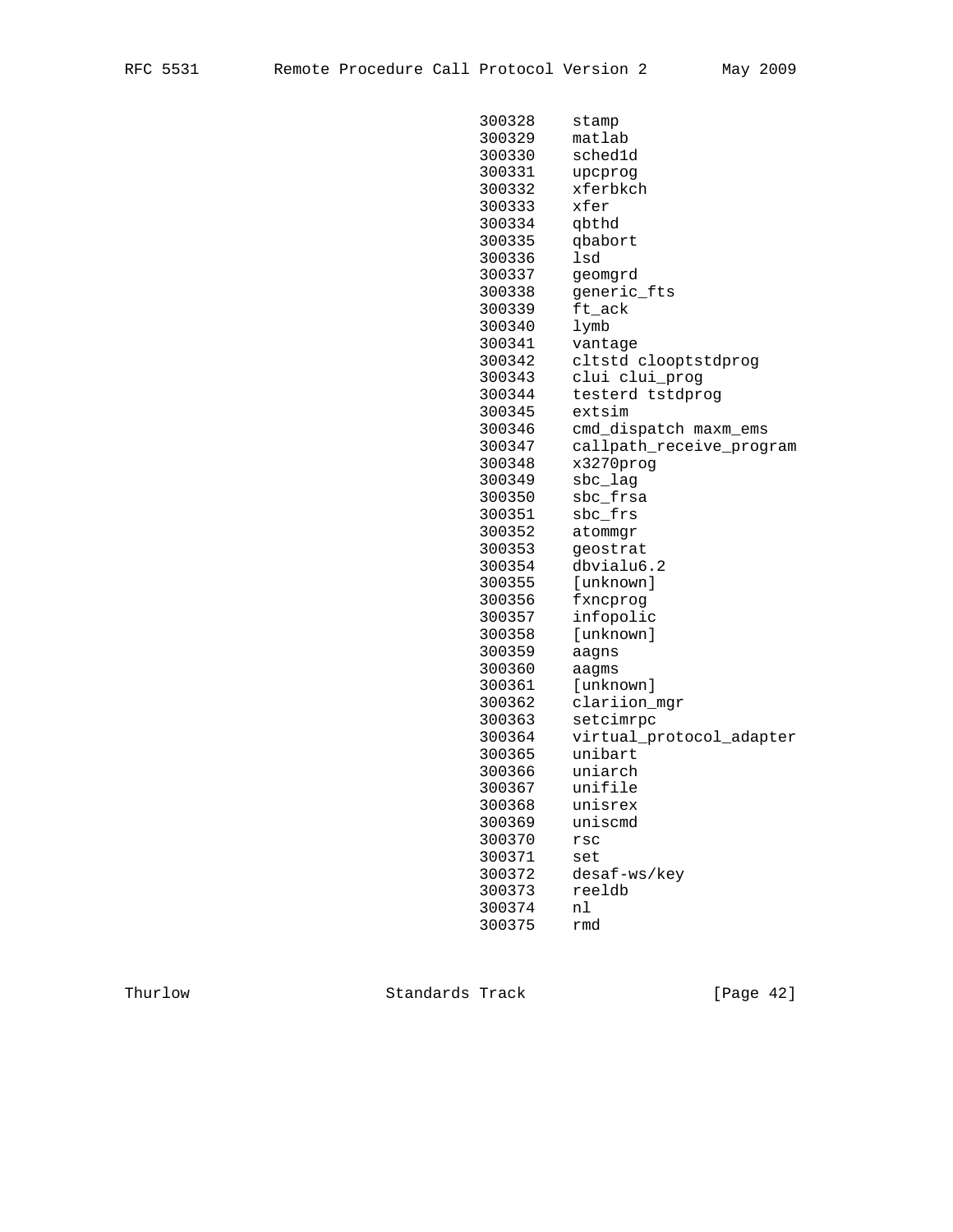```
                           300328    stamp
                           300329    matlab
                           300330    sched1d
                           300331    upcprog
                           300332    xferbkch
                           300333    xfer
                           300334    qbthd
                           300335    qbabort
                           300336    lsd
                           300337    geomgrd
                           300338    generic_fts
                           300339    ft_ack
                           300340    lymb
                           300341    vantage
                           300342    cltstd clooptstdprog
                           300343    clui clui_prog
                           300344    testerd tstdprog
                           300345    extsim
                           300346    cmd_dispatch maxm_ems
                           300347    callpath_receive_program
                           300348    x3270prog
                           300349    sbc_lag
                           300350    sbc_frsa
                           300351    sbc_frs
                           300352    atommgr
                           300353    geostrat
                           300354    dbvialu6.2
                           300355    [unknown]
                           300356    fxncprog
                           300357    infopolic
                           300358    [unknown]
                           300359    aagns
                           300360    aagms
                           300361    [unknown]
                           300362    clariion_mgr
                           300363    setcimrpc
                           300364    virtual_protocol_adapter
                           300365    unibart
                           300366    uniarch
                           300367    unifile
                           300368    unisrex
                           300369    uniscmd
                           300370    rsc
                           300371    set
                           300372    desaf-ws/key
                           300373    reeldb
                           300374    nl
                           300375    rmd
```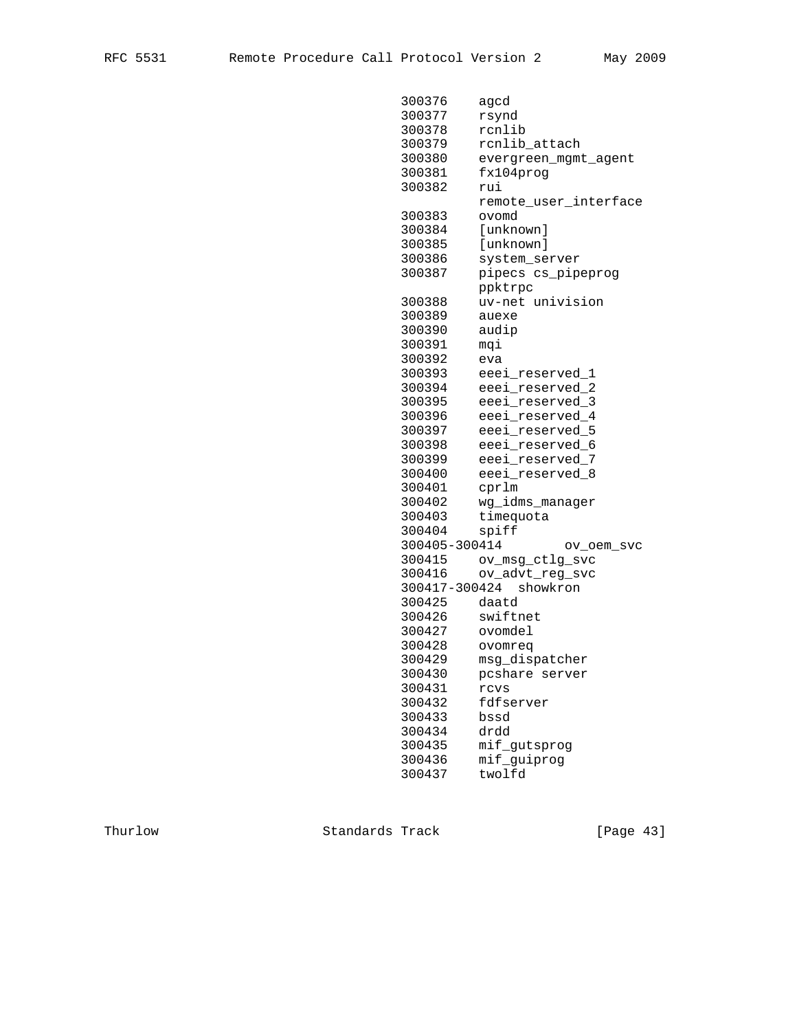```
                                          300376    agcd
                                          300377    rsynd
                                          300378    rcnlib
                                          300379    rcnlib_attach
                                          300380    evergreen_mgmt_agent
                                          300381    fx104prog
                                          300382    rui
                                                    remote_user_interface
                                          300383    ovomd
                                          300384    [unknown]
                                          300385    [unknown]
                                          300386    system_server
                                          300387    pipecs cs_pipeprog
                                                    ppktrpc
                                          300388    uv-net univision
                                          300389    auexe
                                          300390    audip
                                          300391    mqi
                                          300392    eva
                                          300393    eeei_reserved_1
                                          300394    eeei_reserved_2
                                          300395    eeei_reserved_3
                                          300396    eeei_reserved_4
                                          300397    eeei_reserved_5
                                          300398    eeei_reserved_6
                                          300399    eeei_reserved_7
                                          300400    eeei_reserved_8
                                          300401    cprlm
                                          300402    wg_idms_manager
                                          300403    timequota
                                          300404    spiff
                                          300405-300414        ov_oem_svc
                                          300415    ov_msg_ctlg_svc
                                          300416    ov_advt_reg_svc
                                          300417-300424  showkron
                                          300425    daatd
                                          300426    swiftnet
                                          300427    ovomdel
                                          300428    ovomreq
                                          300429    msg_dispatcher
                                          300430    pcshare server
                                          300431    rcvs
                                          300432    fdfserver
                                          300433    bssd
                                          300434    drdd
                                          300435    mif_gutsprog
                                          300436    mif_guiprog
                                          300437    twolfd
```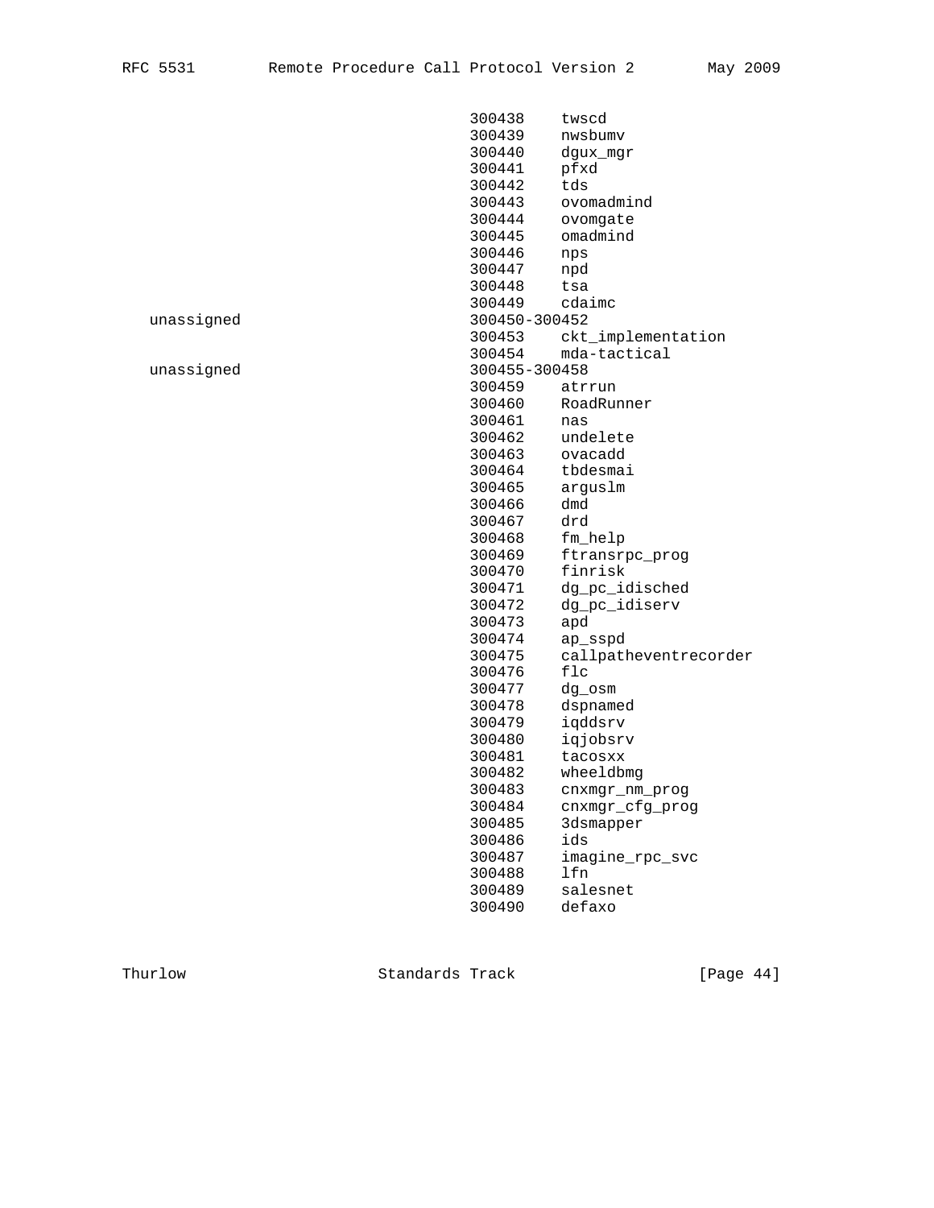```
                                    300438    twscd
                                    300439    nwsbumv
                                    300440    dgux_mgr
                                    300441    pfxd
                                    300442    tds
                                    300443    ovomadmind
                                    300444    ovomgate
                                    300445    omadmind
                                    300446    nps
                                    300447    npd
                                    300448    tsa
                                    300449    cdaimc
   unassigned                       300450-300452
                                    300453    ckt_implementation
                                    300454    mda-tactical
   unassigned                       300455-300458
                                    300459    atrrun
                                    300460    RoadRunner
                                    300461    nas
                                    300462    undelete
                                    300463    ovacadd
                                    300464    tbdesmai
                                    300465    arguslm
                                    300466    dmd
                                    300467    drd
                                    300468    fm_help
                                    300469    ftransrpc_prog
                                    300470    finrisk
                                    300471    dg_pc_idisched
                                    300472    dg_pc_idiserv
                                    300473    apd
                                    300474    ap_sspd
                                    300475    callpatheventrecorder
                                    300476    flc
                                    300477    dg_osm
                                    300478    dspnamed
                                    300479    iqddsrv
                                    300480    iqjobsrv
                                    300481    tacosxx
                                    300482    wheeldbmg
                                    300483    cnxmgr_nm_prog
                                    300484    cnxmgr_cfg_prog
                                    300485    3dsmapper
                                    300486    ids
                                    300487    imagine_rpc_svc
                                    300488    lfn
                                    300489    salesnet
                                    300490    defaxo
```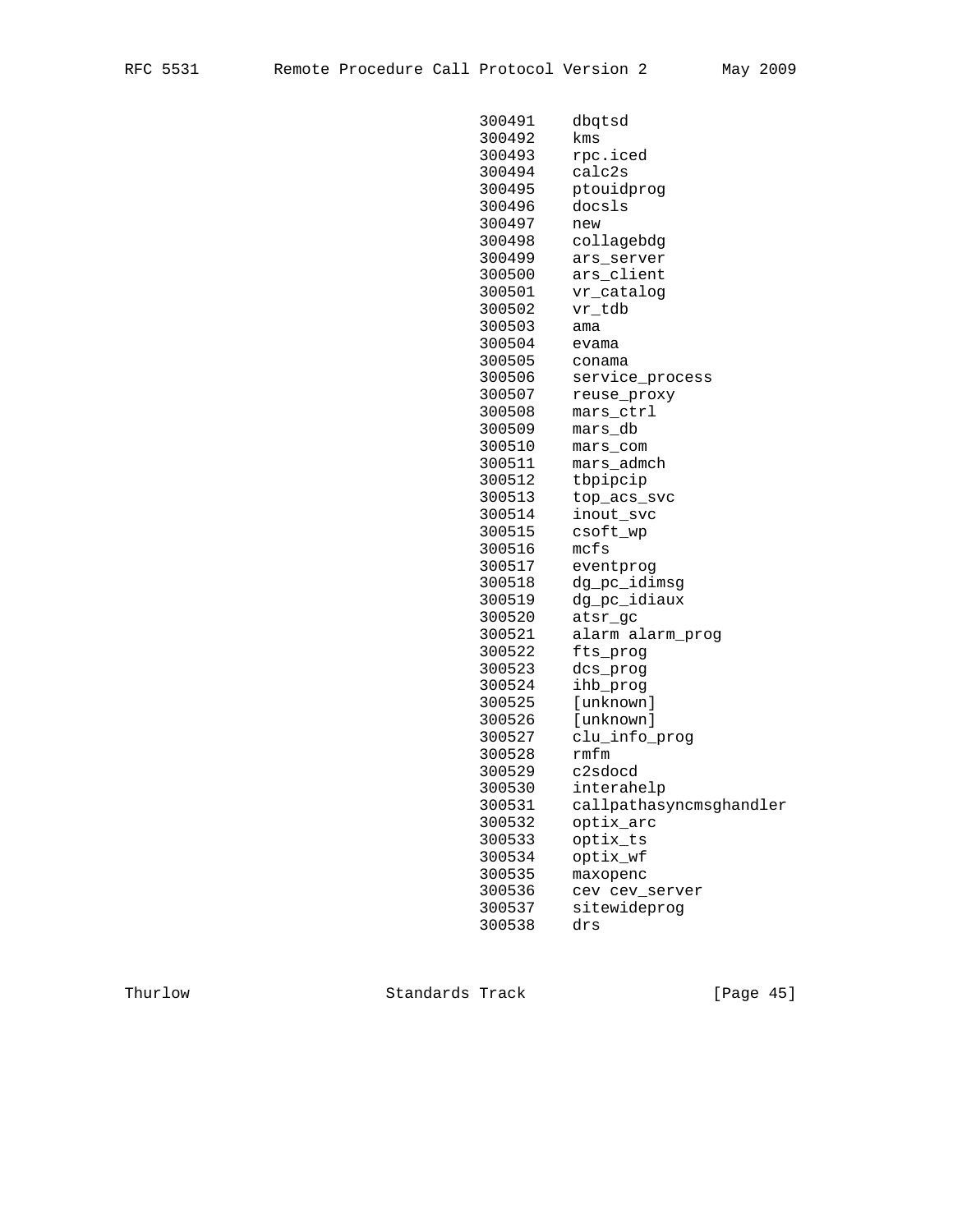```
                         300491    dbqtsd
                         300492    kms
                         300493    rpc.iced
                         300494    calc2s
                         300495    ptouidprog
                         300496    docsls
                         300497    new
                         300498    collagebdg
                         300499    ars_server
                         300500    ars_client
                         300501    vr_catalog
                         300502    vr_tdb
                         300503    ama
                         300504    evama
                         300505    conama
                         300506    service_process
                         300507    reuse_proxy
                         300508    mars_ctrl
                         300509    mars_db
                         300510    mars_com
                         300511    mars_admch
                         300512    tbpipcip
                         300513    top_acs_svc
                         300514    inout_svc
                         300515    csoft_wp
                         300516    mcfs
                         300517    eventprog
                         300518    dg_pc_idimsg
                         300519    dg_pc_idiaux
                         300520    atsr_gc
                         300521    alarm alarm_prog
                         300522    fts_prog
                         300523    dcs_prog
                         300524    ihb_prog
                         300525    [unknown]
                         300526    [unknown]
                         300527    clu_info_prog
                         300528    rmfm
                         300529    c2sdocd
                         300530    interahelp
                         300531    callpathasyncmsghandler
                         300532    optix_arc
                         300533    optix_ts
                         300534    optix_wf
                         300535    maxopenc
                         300536    cev cev_server
                         300537    sitewideprog
                         300538    drs
```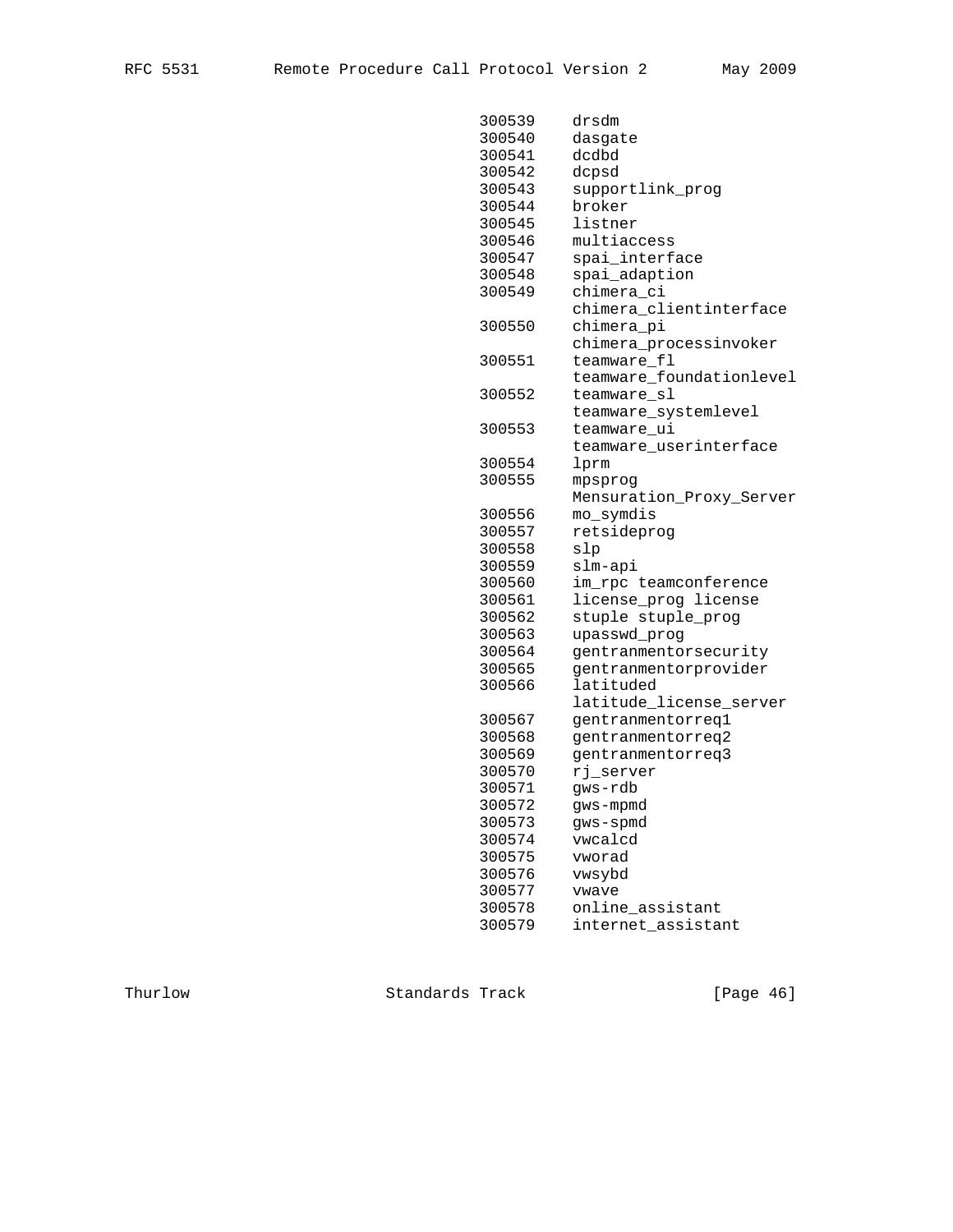```
                                300539    drsdm
                                300540    dasgate
                                300541    dcdbd
                                300542    dcpsd
                                300543    supportlink_prog
                                300544    broker
                                300545    listner
                                300546    multiaccess
                                300547    spai_interface
                                300548    spai_adaption
                                300549    chimera_ci
                                          chimera_clientinterface
                                300550    chimera_pi
                                          chimera_processinvoker
                                300551    teamware_fl
                                          teamware_foundationlevel
                                300552    teamware_sl
                                          teamware_systemlevel
                                300553    teamware_ui
                                          teamware_userinterface
                                300554    lprm
                                300555    mpsprog
                                          Mensuration_Proxy_Server
                                300556    mo_symdis
                                300557    retsideprog
                                300558    slp
                                300559    slm-api
                                300560    im_rpc teamconference
                                300561    license_prog license
                                300562    stuple stuple_prog
                                300563    upasswd_prog
                                300564    gentranmentorsecurity
                                300565    gentranmentorprovider
                                300566    latituded
                                          latitude_license_server
                                300567    gentranmentorreq1
                                300568    gentranmentorreq2
                                300569    gentranmentorreq3
                                300570    rj_server
                                300571    gws-rdb
                                300572    gws-mpmd
                                300573    gws-spmd
                                300574    vwcalcd
                                300575    vworad
                                300576    vwsybd
                                300577    vwave
                                300578    online_assistant
                                300579    internet_assistant
```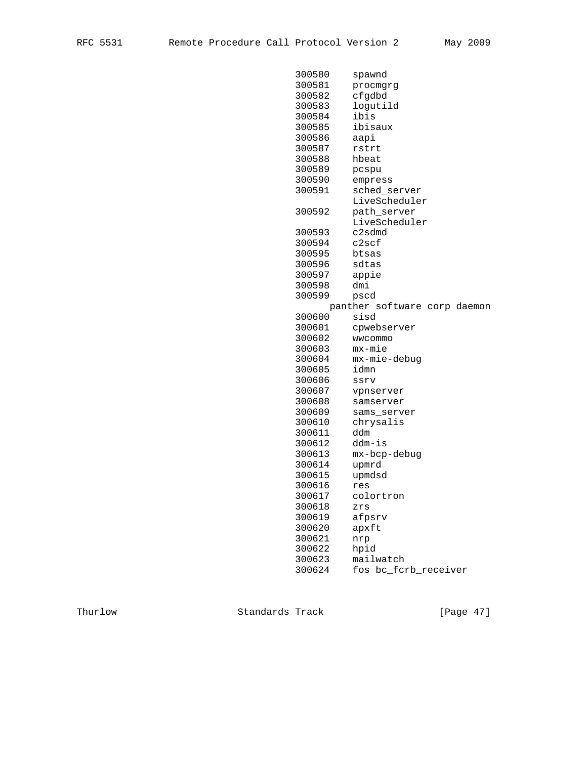```
                                           300580    spawnd
                                           300581    procmgrg
                                           300582    cfgdbd
                                           300583    logutild
                                           300584    ibis
                                           300585    ibisaux
                                           300586    aapi
                                           300587    rstrt
                                           300588    hbeat
                                           300589    pcspu
                                           300590    empress
                                           300591    sched_server
                                                     LiveScheduler
                                           300592    path_server
                                                     LiveScheduler
                                           300593    c2sdmd
                                           300594    c2scf
                                           300595    btsas
                                           300596    sdtas
                                           300597    appie
                                           300598    dmi
                                           300599    pscd
                                                 panther software corp daemon
                                           300600    sisd
                                           300601    cpwebserver
                                           300602    wwcommo
                                           300603    mx-mie
                                           300604    mx-mie-debug
                                           300605    idmn
                                           300606    ssrv
                                           300607    vpnserver
                                           300608    samserver
                                           300609    sams_server
                                           300610    chrysalis
                                           300611    ddm
                                           300612    ddm-is
                                           300613    mx-bcp-debug
                                           300614    upmrd
                                           300615    upmdsd
                                           300616    res
                                           300617    colortron
                                           300618    zrs
                                           300619    afpsrv
                                           300620    apxft
                                           300621    nrp
                                           300622    hpid
                                           300623    mailwatch
                                           300624    fos bc_fcrb_receiver
```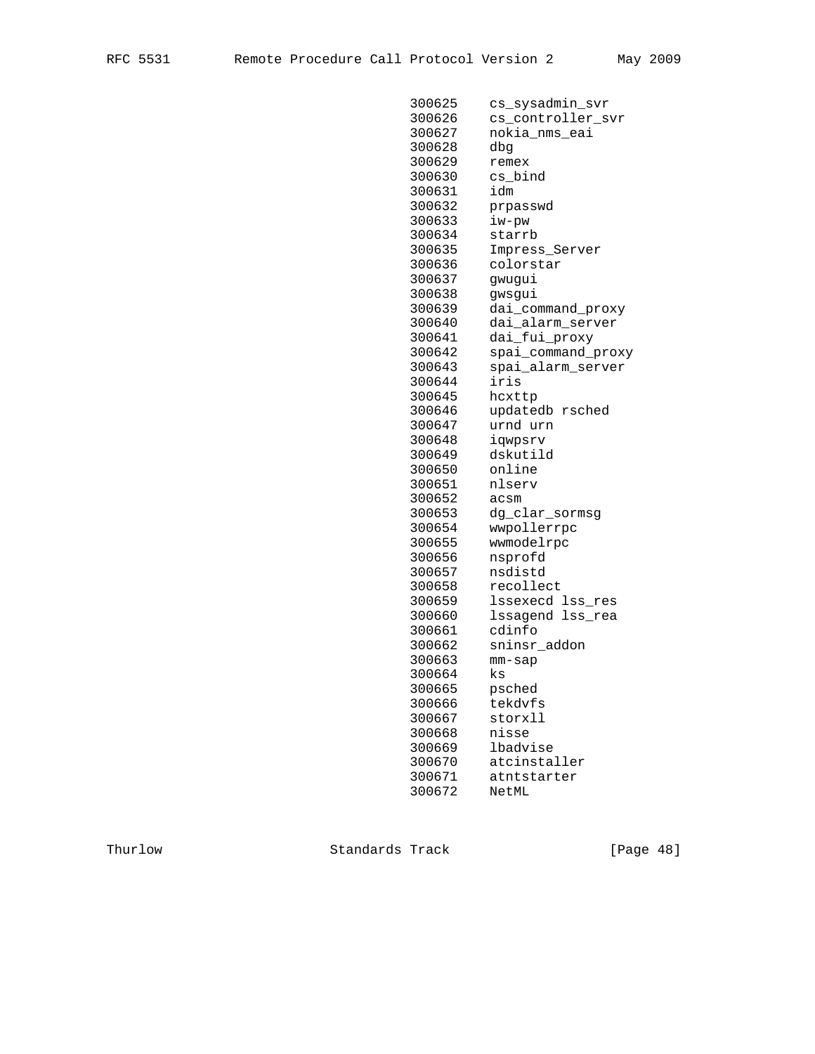```
                               300625    cs_sysadmin_svr
                               300626    cs_controller_svr
                               300627    nokia_nms_eai
                               300628    dbg
                               300629    remex
                               300630    cs_bind
                               300631    idm
                               300632    prpasswd
                               300633    iw-pw
                               300634    starrb
                               300635    Impress_Server
                               300636    colorstar
                               300637    gwugui
                               300638    gwsgui
                               300639    dai_command_proxy
                               300640    dai_alarm_server
                               300641    dai_fui_proxy
                               300642    spai_command_proxy
                               300643    spai_alarm_server
                               300644    iris
                               300645    hcxttp
                               300646    updatedb rsched
                               300647    urnd urn
                               300648    iqwpsrv
                               300649    dskutild
                               300650    online
                               300651    nlserv
                               300652    acsm
                               300653    dg_clar_sormsg
                               300654    wwpollerrpc
                               300655    wwmodelrpc
                               300656    nsprofd
                               300657    nsdistd
                               300658    recollect
                               300659    lssexecd lss_res
                               300660    lssagend lss_rea
                               300661    cdinfo
                               300662    sninsr_addon
                               300663    mm-sap
                               300664    ks
                               300665    psched
                               300666    tekdvfs
                               300667    storxll
                               300668    nisse
                               300669    lbadvise
                               300670    atcinstaller
                               300671    atntstarter
                               300672    NetML
```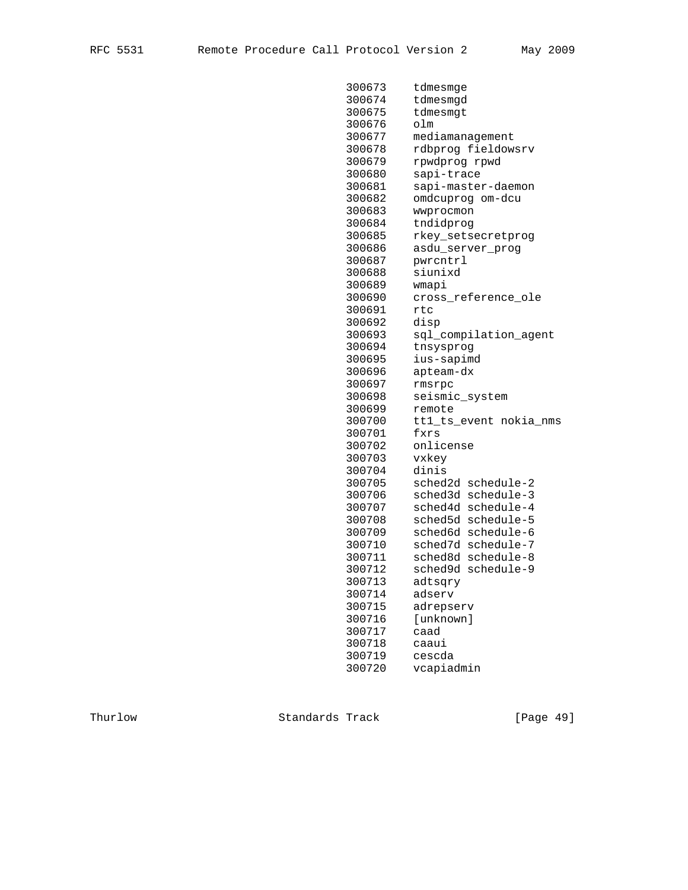```
                          300673    tdmesmge
                          300674    tdmesmgd
                          300675    tdmesmgt
                          300676    olm
                          300677    mediamanagement
                          300678    rdbprog fieldowsrv
                          300679    rpwdprog rpwd
                          300680    sapi-trace
                          300681    sapi-master-daemon
                          300682    omdcuprog om-dcu
                          300683    wwprocmon
                          300684    tndidprog
                          300685    rkey_setsecretprog
                          300686    asdu_server_prog
                          300687    pwrcntrl
                          300688    siunixd
                          300689    wmapi
                          300690    cross_reference_ole
                          300691    rtc
                          300692    disp
                          300693    sql_compilation_agent
                          300694    tnsysprog
                          300695    ius-sapimd
                          300696    apteam-dx
                          300697    rmsrpc
                          300698    seismic_system
                          300699    remote
                          300700    tt1_ts_event nokia_nms
                          300701    fxrs
                          300702    onlicense
                          300703    vxkey
                          300704    dinis
                          300705    sched2d schedule-2
                          300706    sched3d schedule-3
                          300707    sched4d schedule-4
                          300708    sched5d schedule-5
                          300709    sched6d schedule-6
                          300710    sched7d schedule-7
                          300711    sched8d schedule-8
                          300712    sched9d schedule-9
                          300713    adtsqry
                          300714    adserv
                          300715    adrepserv
                          300716    [unknown]
                          300717    caad
                          300718    caaui
                          300719    cescda
                          300720    vcapiadmin
```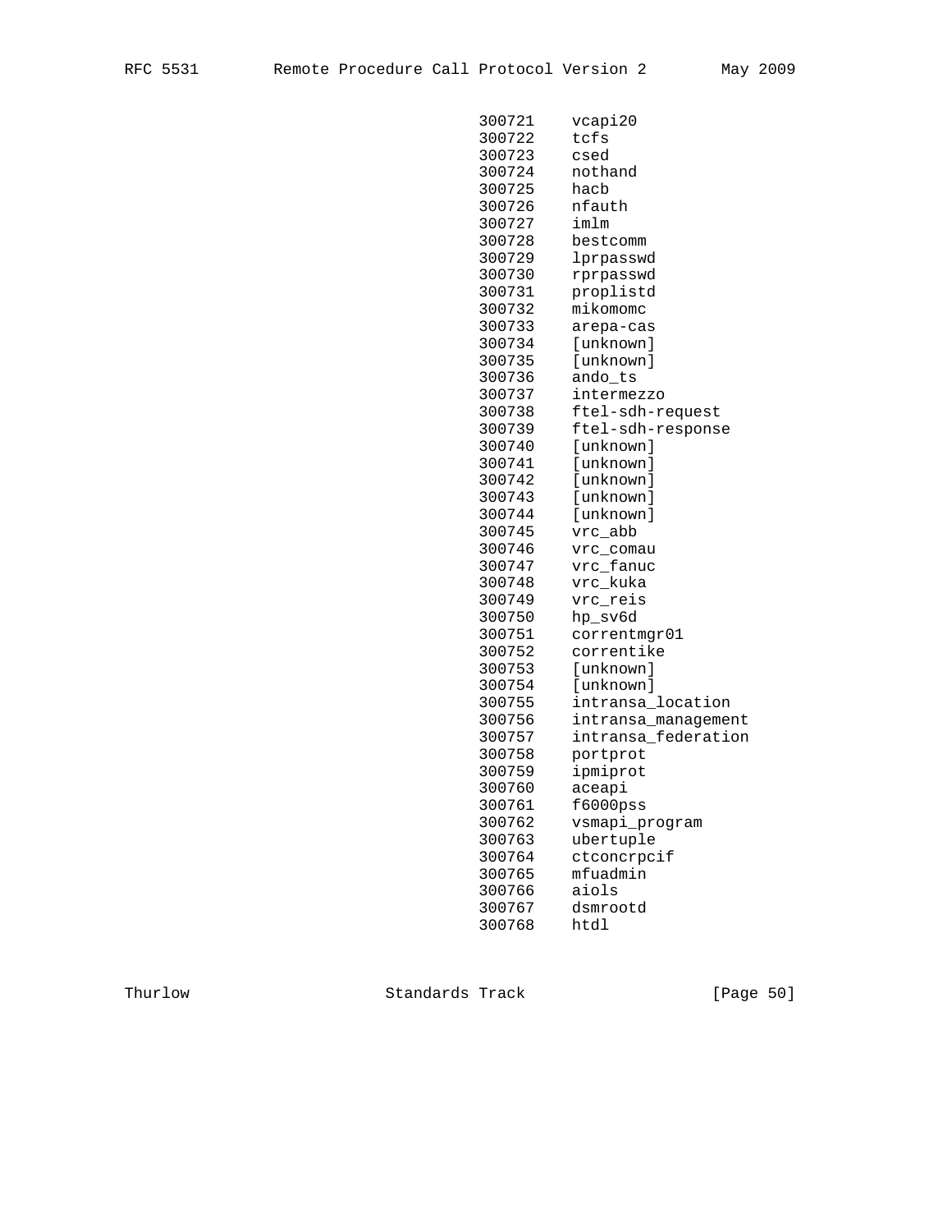```
                           300721    vcapi20
                           300722    tcfs
                           300723    csed
                           300724    nothand
                           300725    hacb
                           300726    nfauth
                           300727    imlm
                           300728    bestcomm
                           300729    lprpasswd
                           300730    rprpasswd
                           300731    proplistd
                           300732    mikomomc
                           300733    arepa-cas
                           300734    [unknown]
                           300735    [unknown]
                           300736    ando_ts
                           300737    intermezzo
                           300738    ftel-sdh-request
                           300739    ftel-sdh-response
                           300740    [unknown]
                           300741    [unknown]
                           300742    [unknown]
                           300743    [unknown]
                           300744    [unknown]
                           300745    vrc_abb
                           300746    vrc_comau
                           300747    vrc_fanuc
                           300748    vrc_kuka
                           300749    vrc_reis
                           300750    hp_sv6d
                           300751    correntmgr01
                           300752    correntike
                           300753    [unknown]
                           300754    [unknown]
                           300755    intransa_location
                           300756    intransa_management
                           300757    intransa_federation
                           300758    portprot
                           300759    ipmiprot
                           300760    aceapi
                           300761    f6000pss
                           300762    vsmapi_program
                           300763    ubertuple
                           300764    ctconcrpcif
                           300765    mfuadmin
                           300766    aiols
                           300767    dsmrootd
                           300768    htdl
```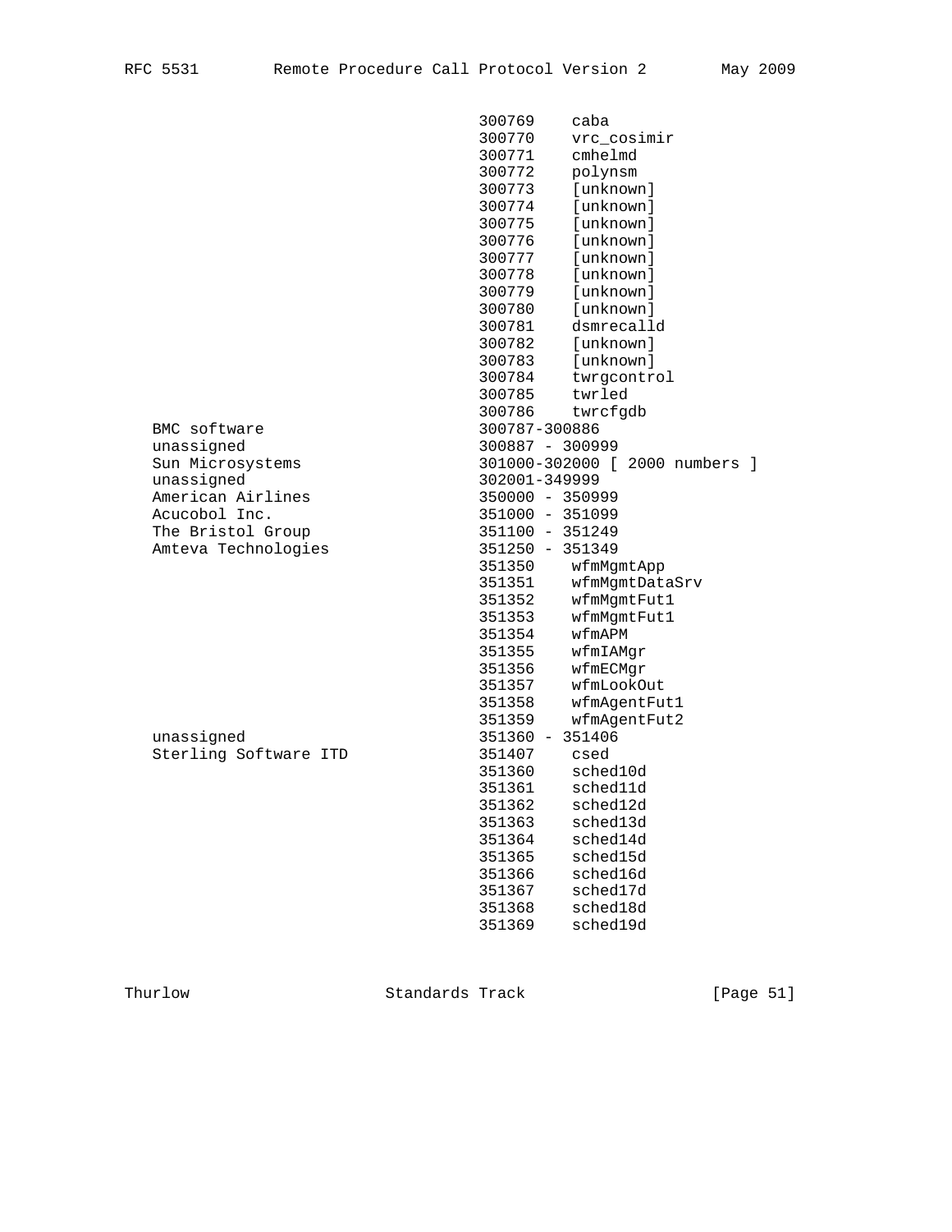```
                                   300769    caba
                                   300770    vrc_cosimir
                                   300771    cmhelmd
                                   300772    polynsm
                                   300773    [unknown]
                                   300774    [unknown]
                                   300775    [unknown]
                                   300776    [unknown]
                                   300777    [unknown]
                                   300778    [unknown]
                                   300779    [unknown]
                                   300780    [unknown]
                                   300781    dsmrecalld
                                   300782    [unknown]
                                   300783    [unknown]
                                   300784    twrgcontrol
                                   300785    twrled
                                   300786    twrcfgdb
   BMC software                    300787-300886
   unassigned                      300887 - 300999
   Sun Microsystems                301000-302000 [ 2000 numbers ]
   unassigned                      302001-349999
   American Airlines               350000 - 350999
   Acucobol Inc.                   351000 - 351099
   The Bristol Group               351100 - 351249
   Amteva Technologies             351250 - 351349
                                   351350    wfmMgmtApp
                                   351351    wfmMgmtDataSrv
                                   351352    wfmMgmtFut1
                                   351353    wfmMgmtFut1
                                   351354    wfmAPM
                                   351355    wfmIAMgr
                                   351356    wfmECMgr
                                   351357    wfmLookOut
                                   351358    wfmAgentFut1
                                   351359    wfmAgentFut2
   unassigned                      351360 - 351406
   Sterling Software ITD           351407    csed
                                   351360    sched10d
                                   351361    sched11d
                                   351362    sched12d
                                   351363    sched13d
                                   351364    sched14d
                                   351365    sched15d
                                   351366    sched16d
                                   351367    sched17d
                                   351368    sched18d
                                   351369    sched19d
```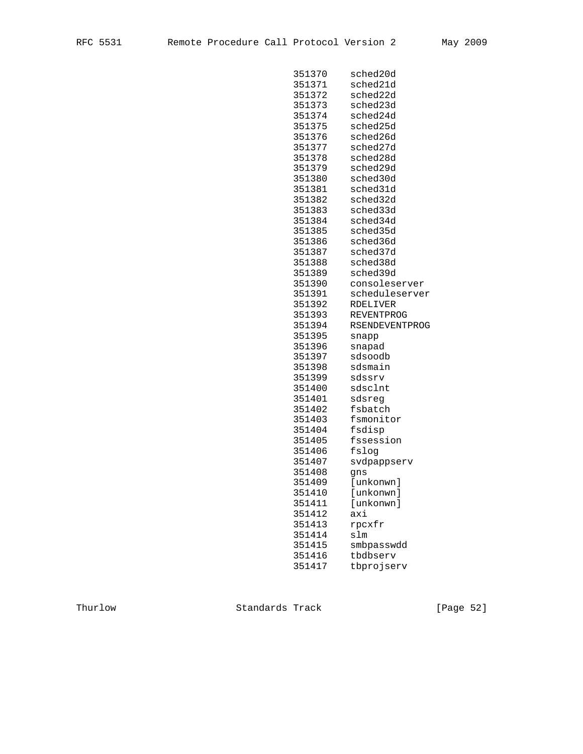```
                                          351370    sched20d
                                          351371    sched21d
                                          351372    sched22d
                                          351373    sched23d
                                          351374    sched24d
                                          351375    sched25d
                                          351376    sched26d
                                          351377    sched27d
                                          351378    sched28d
                                          351379    sched29d
                                          351380    sched30d
                                          351381    sched31d
                                          351382    sched32d
                                          351383    sched33d
                                          351384    sched34d
                                          351385    sched35d
                                          351386    sched36d
                                          351387    sched37d
                                          351388    sched38d
                                          351389    sched39d
                                          351390    consoleserver
                                          351391    scheduleserver
                                          351392    RDELIVER
                                          351393    REVENTPROG
                                          351394    RSENDEVENTPROG
                                          351395    snapp
                                          351396    snapad
                                          351397    sdsoodb
                                          351398    sdsmain
                                          351399    sdssrv
                                          351400    sdsclnt
                                          351401    sdsreg
                                          351402    fsbatch
                                          351403    fsmonitor
                                          351404    fsdisp
                                          351405    fssession
                                          351406    fslog
                                          351407    svdpappserv
                                          351408    gns
                                          351409    [unkonwn]
                                          351410    [unkonwn]
                                          351411    [unkonwn]
                                          351412    axi
                                          351413    rpcxfr
                                          351414    slm
                                          351415    smbpasswdd
                                          351416    tbdbserv
                                          351417    tbprojserv
```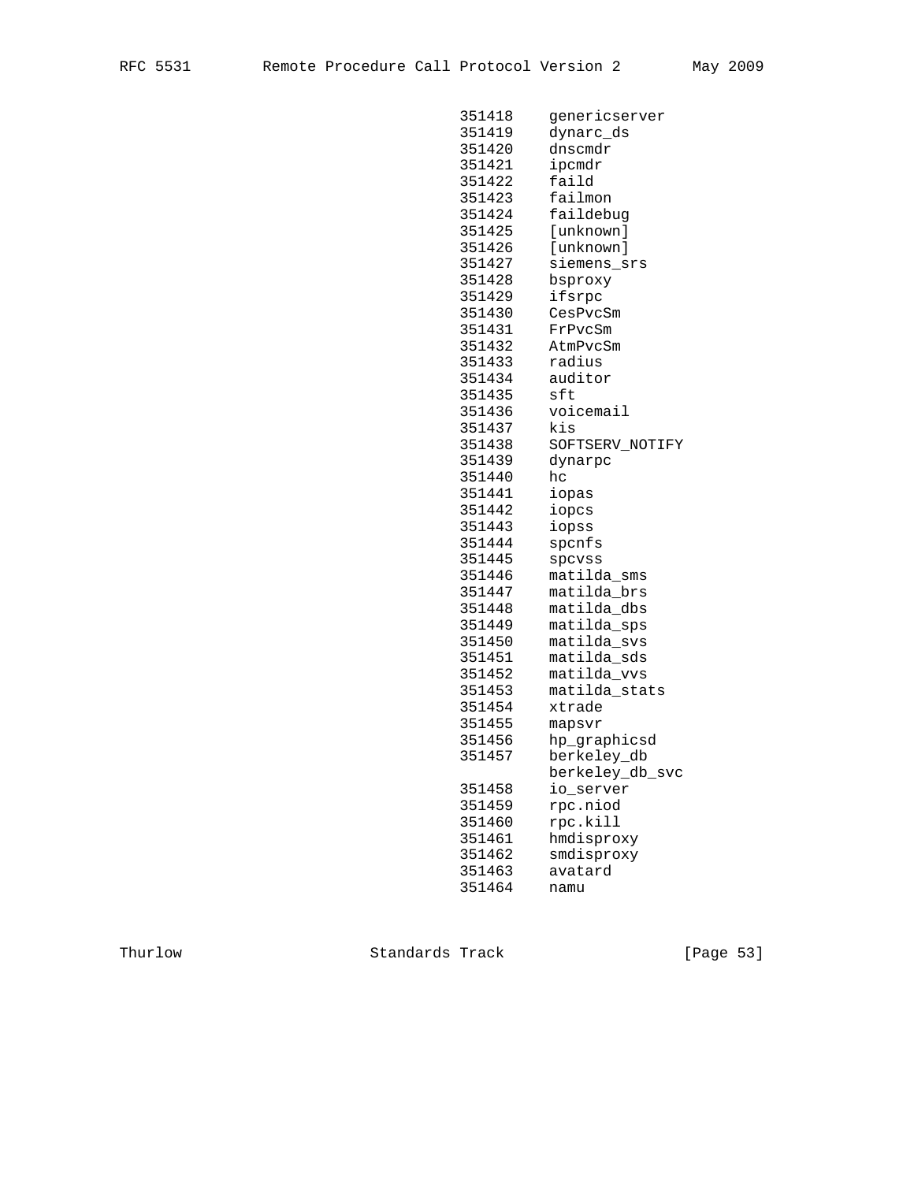```
                             351418    genericserver
                             351419    dynarc_ds
                             351420    dnscmdr
                             351421    ipcmdr
                             351422    faild
                             351423    failmon
                             351424    faildebug
                             351425    [unknown]
                             351426    [unknown]
                             351427    siemens_srs
                             351428    bsproxy
                             351429    ifsrpc
                             351430    CesPvcSm
                             351431    FrPvcSm
                             351432    AtmPvcSm
                             351433    radius
                             351434    auditor
                             351435    sft
                             351436    voicemail
                             351437    kis
                             351438    SOFTSERV_NOTIFY
                             351439    dynarpc
                             351440    hc
                             351441    iopas
                             351442    iopcs
                             351443    iopss
                             351444    spcnfs
                             351445    spcvss
                             351446    matilda_sms
                             351447    matilda_brs
                             351448    matilda_dbs
                             351449    matilda_sps
                             351450    matilda_svs
                             351451    matilda_sds
                             351452    matilda_vvs
                             351453    matilda_stats
                             351454    xtrade
                             351455    mapsvr
                             351456    hp_graphicsd
                             351457    berkeley_db
                                       berkeley_db_svc
                             351458    io_server
                             351459    rpc.niod
                             351460    rpc.kill
                             351461    hmdisproxy
                             351462    smdisproxy
                             351463    avatard
                             351464    namu
```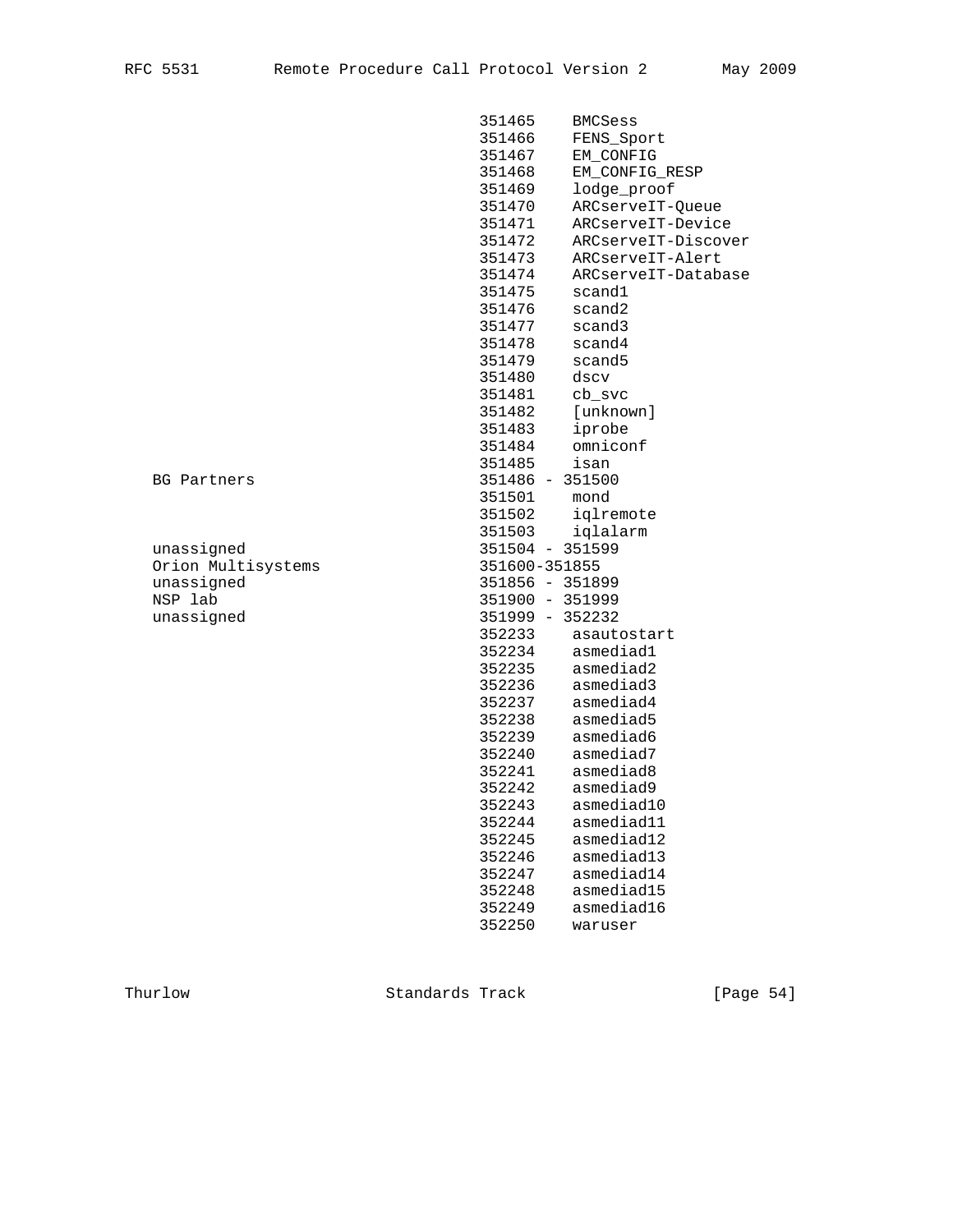```
                                351465    BMCSess
                                351466    FENS_Sport
                                351467    EM_CONFIG
                                351468    EM_CONFIG_RESP
                                351469    lodge_proof
                                351470    ARCserveIT-Queue
                                351471    ARCserveIT-Device
                                351472    ARCserveIT-Discover
                                351473    ARCserveIT-Alert
                                351474    ARCserveIT-Database
                                351475    scand1
                                351476    scand2
                                351477    scand3
                                351478    scand4
                                351479    scand5
                                351480    dscv
                                351481    cb_svc
                                351482    [unknown]
                                351483    iprobe
                                351484    omniconf
                                351485    isan
   BG Partners                  351486 - 351500
                                351501    mond
                                351502    iqlremote
                                351503    iqlalarm
   unassigned                   351504 - 351599
   Orion Multisystems           351600-351855
   unassigned                   351856 - 351899
   NSP lab                      351900 - 351999
   unassigned                   351999 - 352232
                                352233    asautostart
                                352234    asmediad1
                                352235    asmediad2
                                352236    asmediad3
                                352237    asmediad4
                                352238    asmediad5
                                352239    asmediad6
                                352240    asmediad7
                                352241    asmediad8
                                352242    asmediad9
                                352243    asmediad10
                                352244    asmediad11
                                352245    asmediad12
                                352246    asmediad13
                                352247    asmediad14
                                352248    asmediad15
                                352249    asmediad16
                                352250    waruser
```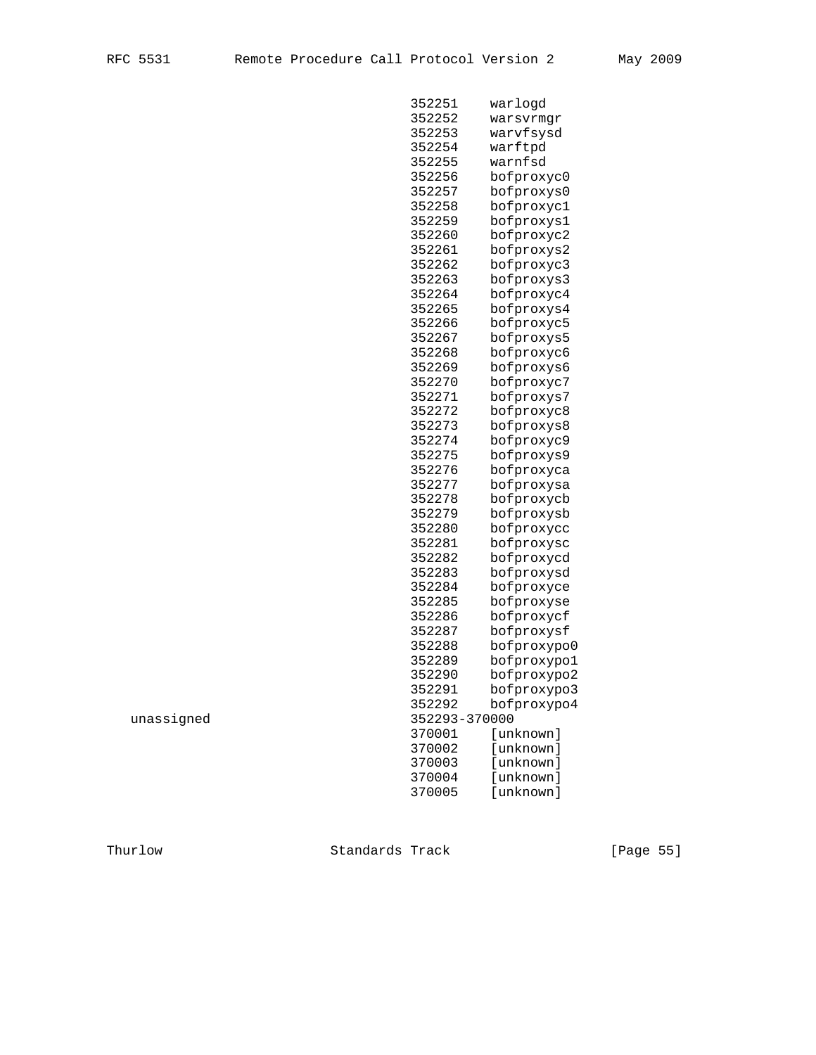```
                                 352251    warlogd
                                 352252    warsvrmgr
                                 352253    warvfsysd
                                 352254    warftpd
                                 352255    warnfsd
                                 352256    bofproxyc0
                                 352257    bofproxys0
                                 352258    bofproxyc1
                                 352259    bofproxys1
                                 352260    bofproxyc2
                                 352261    bofproxys2
                                 352262    bofproxyc3
                                 352263    bofproxys3
                                 352264    bofproxyc4
                                 352265    bofproxys4
                                 352266    bofproxyc5
                                 352267    bofproxys5
                                 352268    bofproxyc6
                                 352269    bofproxys6
                                 352270    bofproxyc7
                                 352271    bofproxys7
                                 352272    bofproxyc8
                                 352273    bofproxys8
                                 352274    bofproxyc9
                                 352275    bofproxys9
                                 352276    bofproxyca
                                 352277    bofproxysa
                                 352278    bofproxycb
                                 352279    bofproxysb
                                 352280    bofproxycc
                                 352281    bofproxysc
                                 352282    bofproxycd
                                 352283    bofproxysd
                                 352284    bofproxyce
                                 352285    bofproxyse
                                 352286    bofproxycf
                                 352287    bofproxysf
                                 352288    bofproxypo0
                                 352289    bofproxypo1
                                 352290    bofproxypo2
                                 352291    bofproxypo3
                                 352292    bofproxypo4
   unassigned                    352293-370000
                                 370001    [unknown]
                                 370002    [unknown]
                                 370003    [unknown]
                                 370004    [unknown]
                                 370005    [unknown]
```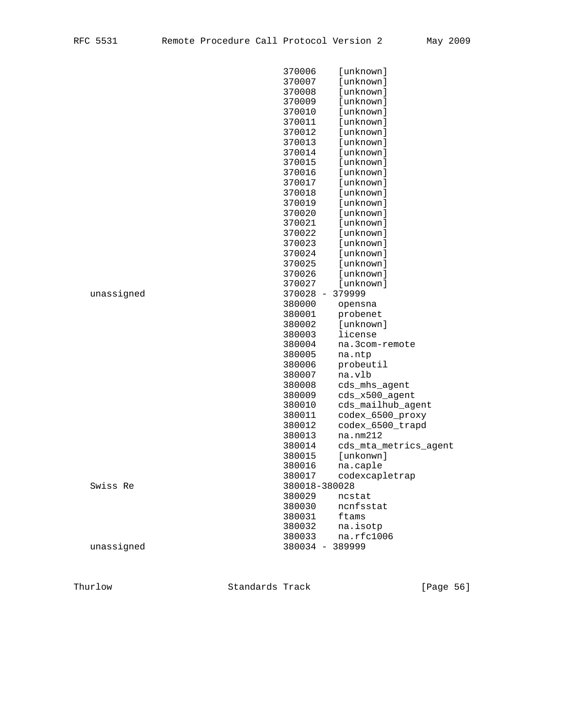```
                                370006    [unknown]
                                370007    [unknown]
                                370008    [unknown]
                                370009    [unknown]
                                370010    [unknown]
                                370011    [unknown]
                                370012    [unknown]
                                370013    [unknown]
                                370014    [unknown]
                                370015    [unknown]
                                370016    [unknown]
                                370017    [unknown]
                                370018    [unknown]
                                370019    [unknown]
                                370020    [unknown]
                                370021    [unknown]
                                370022    [unknown]
                                370023    [unknown]
                                370024    [unknown]
                                370025    [unknown]
                                370026    [unknown]
                                370027    [unknown]
   unassigned                   370028 - 379999
                                380000    opensna
                                380001    probenet
                                380002    [unknown]
                                380003    license
                                380004    na.3com-remote
                                380005    na.ntp
                                380006    probeutil
                                380007    na.vlb
                                380008    cds_mhs_agent
                                380009    cds_x500_agent
                                380010    cds_mailhub_agent
                                380011    codex_6500_proxy
                                380012    codex_6500_trapd
                                380013    na.nm212
                                380014    cds_mta_metrics_agent
                                380015    [unkonwn]
                                380016    na.caple
                                380017    codexcapletrap
   Swiss Re                     380018-380028
                                380029    ncstat
                                380030    ncnfsstat
                                380031    ftams
                                380032    na.isotp
                                380033    na.rfc1006
   unassigned                   380034 - 389999
```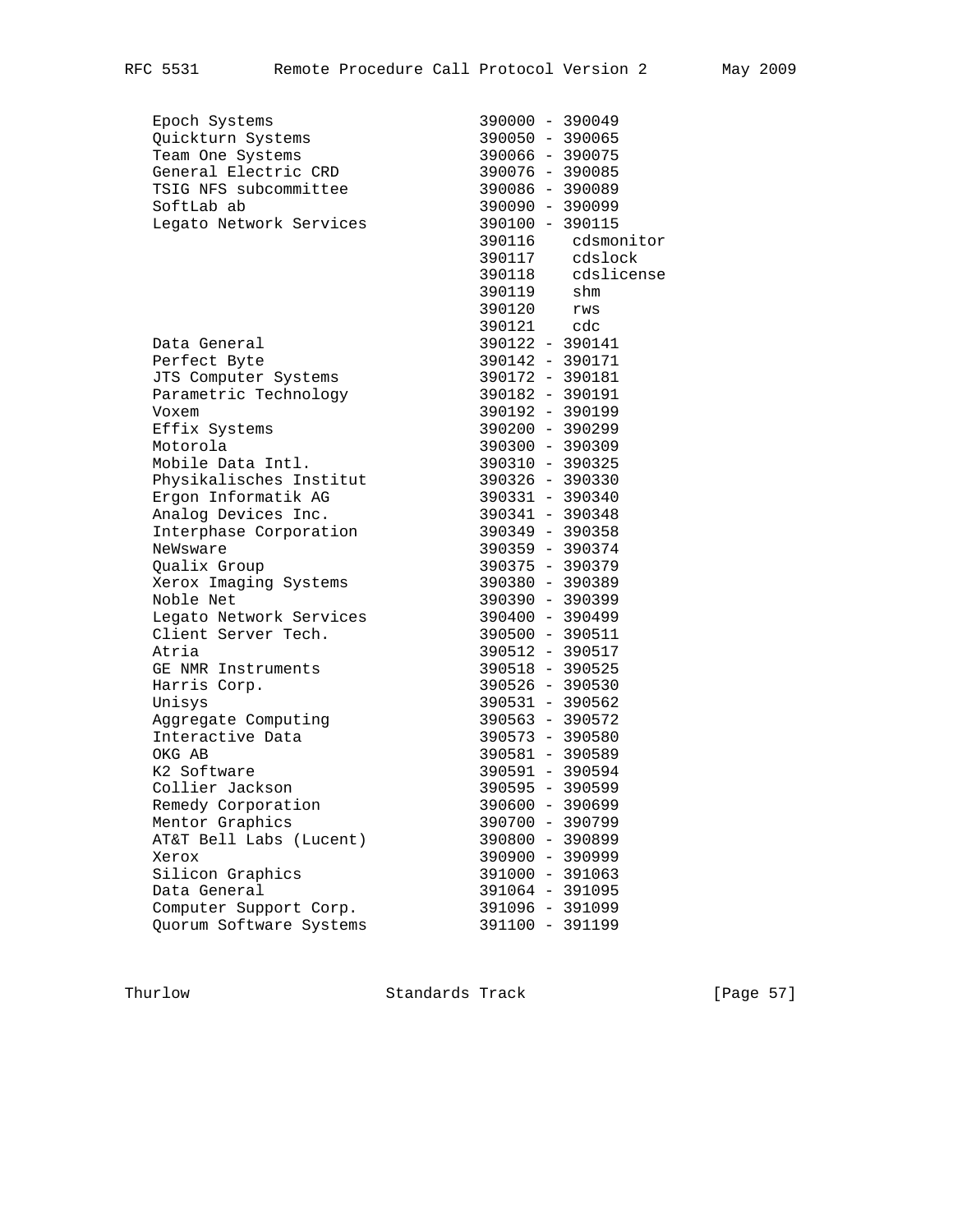```
   Epoch Systems                     390000 - 390049
   Quickturn Systems                 390050 - 390065
   Team One Systems                  390066 - 390075
   General Electric CRD              390076 - 390085
   TSIG NFS subcommittee             390086 - 390089
   SoftLab ab                        390090 - 390099
   Legato Network Services           390100 - 390115
                                     390116    cdsmonitor
                                     390117    cdslock
                                     390118    cdslicense
                                     390119    shm
                                     390120    rws
                                     390121    cdc
   Data General                      390122 - 390141
   Perfect Byte                      390142 - 390171
   JTS Computer Systems              390172 - 390181
   Parametric Technology             390182 - 390191
   Voxem                             390192 - 390199
   Effix Systems                     390200 - 390299
   Motorola                          390300 - 390309
   Mobile Data Intl.                 390310 - 390325
   Physikalisches Institut           390326 - 390330
   Ergon Informatik AG               390331 - 390340
   Analog Devices Inc.               390341 - 390348
   Interphase Corporation            390349 - 390358
   NeWsware                          390359 - 390374
   Qualix Group                      390375 - 390379
   Xerox Imaging Systems             390380 - 390389
   Noble Net                         390390 - 390399
   Legato Network Services           390400 - 390499
   Client Server Tech.               390500 - 390511
   Atria                             390512 - 390517
   GE NMR Instruments                390518 - 390525
   Harris Corp.                      390526 - 390530
   Unisys                            390531 - 390562
   Aggregate Computing               390563 - 390572
   Interactive Data                  390573 - 390580
   OKG AB                            390581 - 390589
   K2 Software                       390591 - 390594
   Collier Jackson                   390595 - 390599
   Remedy Corporation                390600 - 390699
   Mentor Graphics                   390700 - 390799
   AT&T Bell Labs (Lucent)           390800 - 390899
   Xerox                             390900 - 390999
   Silicon Graphics                  391000 - 391063
   Data General                      391064 - 391095
   Computer Support Corp.            391096 - 391099
   Quorum Software Systems           391100 - 391199
```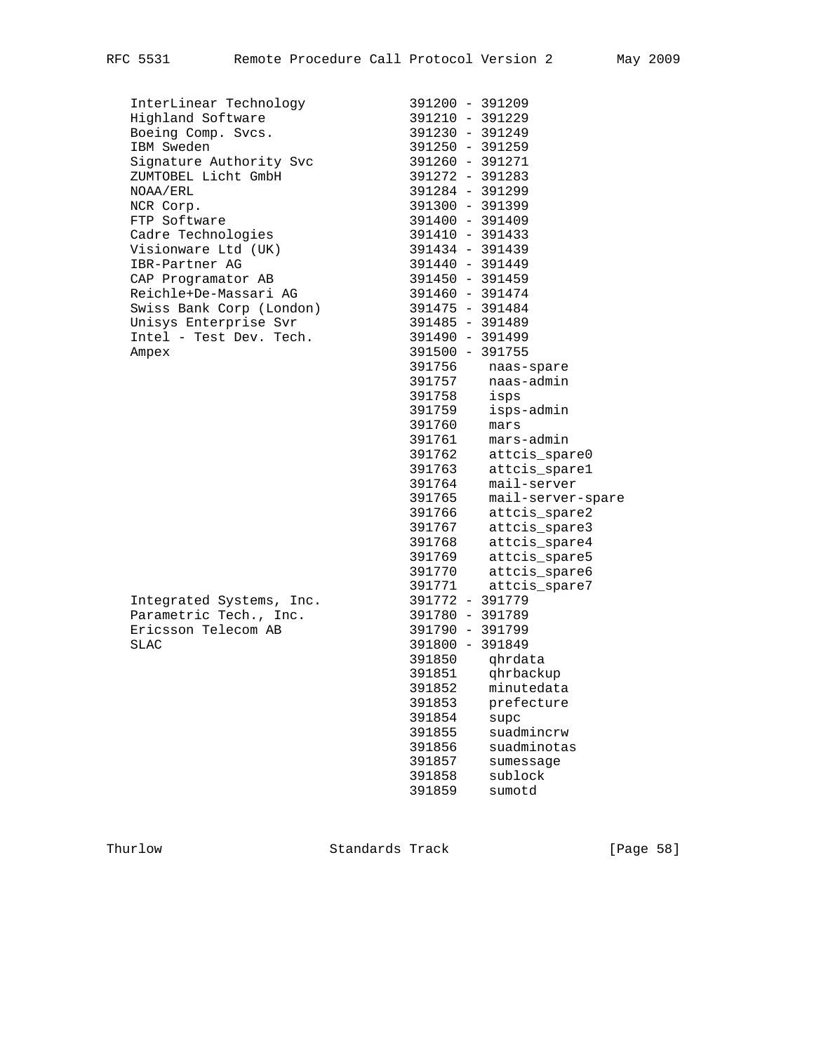```
   InterLinear Technology          391200 - 391209
   Highland Software               391210 - 391229
   Boeing Comp. Svcs.              391230 - 391249
   IBM Sweden                      391250 - 391259
   Signature Authority Svc         391260 - 391271
   ZUMTOBEL Licht GmbH             391272 - 391283
   NOAA/ERL                        391284 - 391299
   NCR Corp.                       391300 - 391399
   FTP Software                    391400 - 391409
   Cadre Technologies              391410 - 391433
   Visionware Ltd (UK)             391434 - 391439
   IBR-Partner AG                  391440 - 391449
   CAP Programator AB              391450 - 391459
   Reichle+De-Massari AG           391460 - 391474
   Swiss Bank Corp (London)        391475 - 391484
   Unisys Enterprise Svr           391485 - 391489
   Intel - Test Dev. Tech.         391490 - 391499
   Ampex                           391500 - 391755
                                   391756    naas-spare
                                   391757    naas-admin
                                   391758    isps
                                   391759    isps-admin
                                   391760    mars
                                   391761    mars-admin
                                   391762    attcis_spare0
                                   391763    attcis_spare1
                                   391764    mail-server
                                   391765    mail-server-spare
                                   391766    attcis_spare2
                                   391767    attcis_spare3
                                   391768    attcis_spare4
                                   391769    attcis_spare5
                                   391770    attcis_spare6
                                   391771    attcis_spare7
   Integrated Systems, Inc.        391772 - 391779
   Parametric Tech., Inc.          391780 - 391789
   Ericsson Telecom AB             391790 - 391799
   SLAC                            391800 - 391849
                                   391850    qhrdata
                                   391851    qhrbackup
                                   391852    minutedata
                                   391853    prefecture
                                   391854    supc
                                   391855    suadmincrw
                                   391856    suadminotas
                                   391857    sumessage
                                   391858    sublock
                                   391859    sumotd
```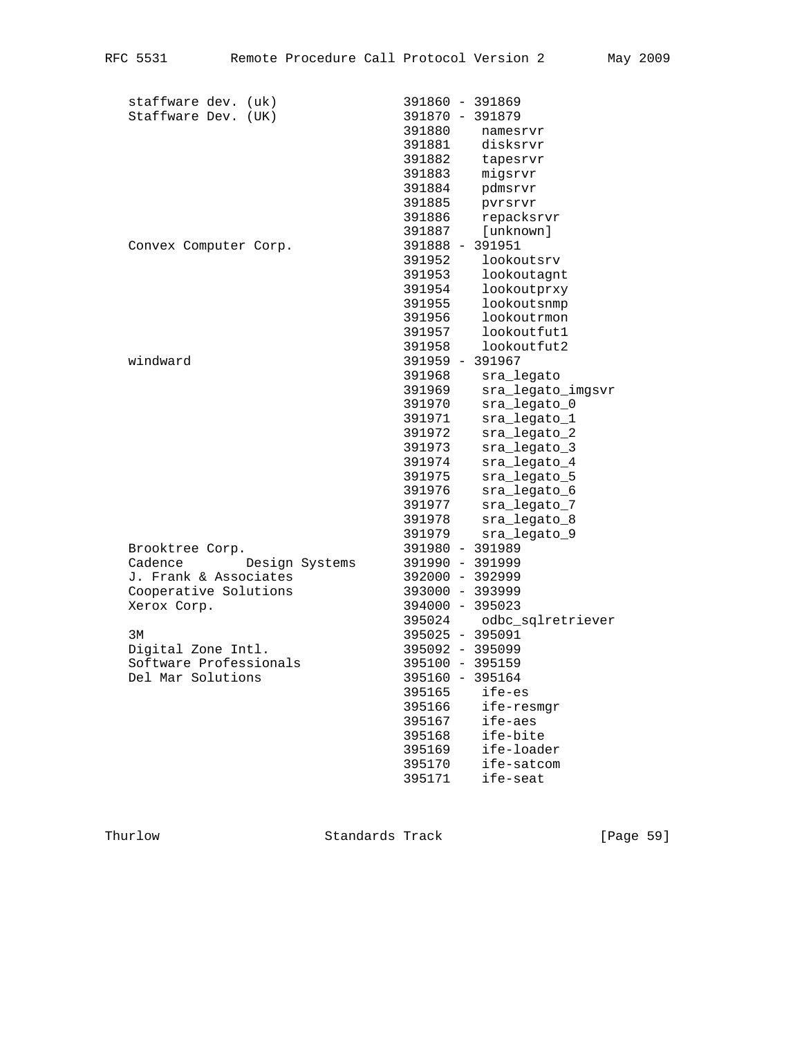```
   staffware dev. (uk)              391860 - 391869
   Staffware Dev. (UK)              391870 - 391879
                                    391880    namesrvr
                                    391881    disksrvr
                                    391882    tapesrvr
                                    391883    migsrvr
                                    391884    pdmsrvr
                                    391885    pvrsrvr
                                    391886    repacksrvr
                                    391887    [unknown]
   Convex Computer Corp.            391888 - 391951
                                    391952    lookoutsrv
                                    391953    lookoutagnt
                                    391954    lookoutprxy
                                    391955    lookoutsnmp
                                    391956    lookoutrmon
                                    391957    lookoutfut1
                                    391958    lookoutfut2
   windward                         391959 - 391967
                                    391968    sra_legato
                                    391969    sra_legato_imgsvr
                                    391970    sra_legato_0
                                    391971    sra_legato_1
                                    391972    sra_legato_2
                                    391973    sra_legato_3
                                    391974    sra_legato_4
                                    391975    sra_legato_5
                                    391976    sra_legato_6
                                    391977    sra_legato_7
                                    391978    sra_legato_8
                                    391979    sra_legato_9
   Brooktree Corp.                  391980 - 391989
   Cadence        Design Systems    391990 - 391999
   J. Frank & Associates            392000 - 392999
   Cooperative Solutions            393000 - 393999
   Xerox Corp.                      394000 - 395023
                                    395024    odbc_sqlretriever
   3M                               395025 - 395091
   Digital Zone Intl.               395092 - 395099
   Software Professionals           395100 - 395159
   Del Mar Solutions                395160 - 395164
                                    395165    ife-es
                                    395166    ife-resmgr
                                    395167    ife-aes
                                    395168    ife-bite
                                    395169    ife-loader
                                    395170    ife-satcom
                                    395171    ife-seat
```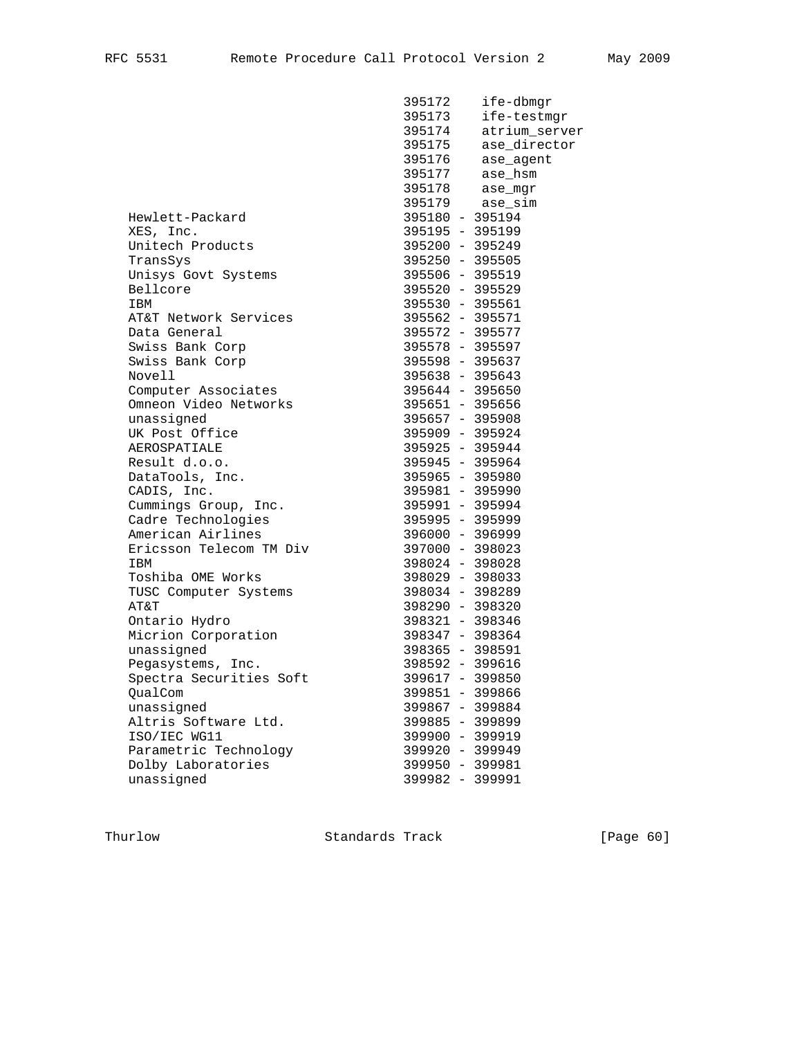```
                                 395172    ife-dbmgr
                                 395173    ife-testmgr
                                 395174    atrium_server
                                 395175    ase_director
                                 395176    ase_agent
                                 395177    ase_hsm
                                 395178    ase_mgr
                                 395179    ase_sim
   Hewlett-Packard               395180 - 395194
   XES, Inc.                     395195 - 395199
   Unitech Products              395200 - 395249
   TransSys                      395250 - 395505
   Unisys Govt Systems           395506 - 395519
   Bellcore                      395520 - 395529
   IBM                           395530 - 395561
   AT&T Network Services         395562 - 395571
   Data General                  395572 - 395577
   Swiss Bank Corp               395578 - 395597
   Swiss Bank Corp               395598 - 395637
   Novell                        395638 - 395643
   Computer Associates           395644 - 395650
   Omneon Video Networks         395651 - 395656
   unassigned                    395657 - 395908
   UK Post Office                395909 - 395924
   AEROSPATIALE                  395925 - 395944
   Result d.o.o.                 395945 - 395964
   DataTools, Inc.               395965 - 395980
   CADIS, Inc.                   395981 - 395990
   Cummings Group, Inc.          395991 - 395994
   Cadre Technologies            395995 - 395999
   American Airlines             396000 - 396999
   Ericsson Telecom TM Div       397000 - 398023
   IBM                           398024 - 398028
   Toshiba OME Works             398029 - 398033
   TUSC Computer Systems         398034 - 398289
   AT&T                          398290 - 398320
   Ontario Hydro                 398321 - 398346
   Micrion Corporation           398347 - 398364
   unassigned                    398365 - 398591
   Pegasystems, Inc.             398592 - 399616
   Spectra Securities Soft       399617 - 399850
   QualCom                       399851 - 399866
   unassigned                    399867 - 399884
   Altris Software Ltd.          399885 - 399899
   ISO/IEC WG11                  399900 - 399919
   Parametric Technology         399920 - 399949
   Dolby Laboratories            399950 - 399981
   unassigned                    399982 - 399991
```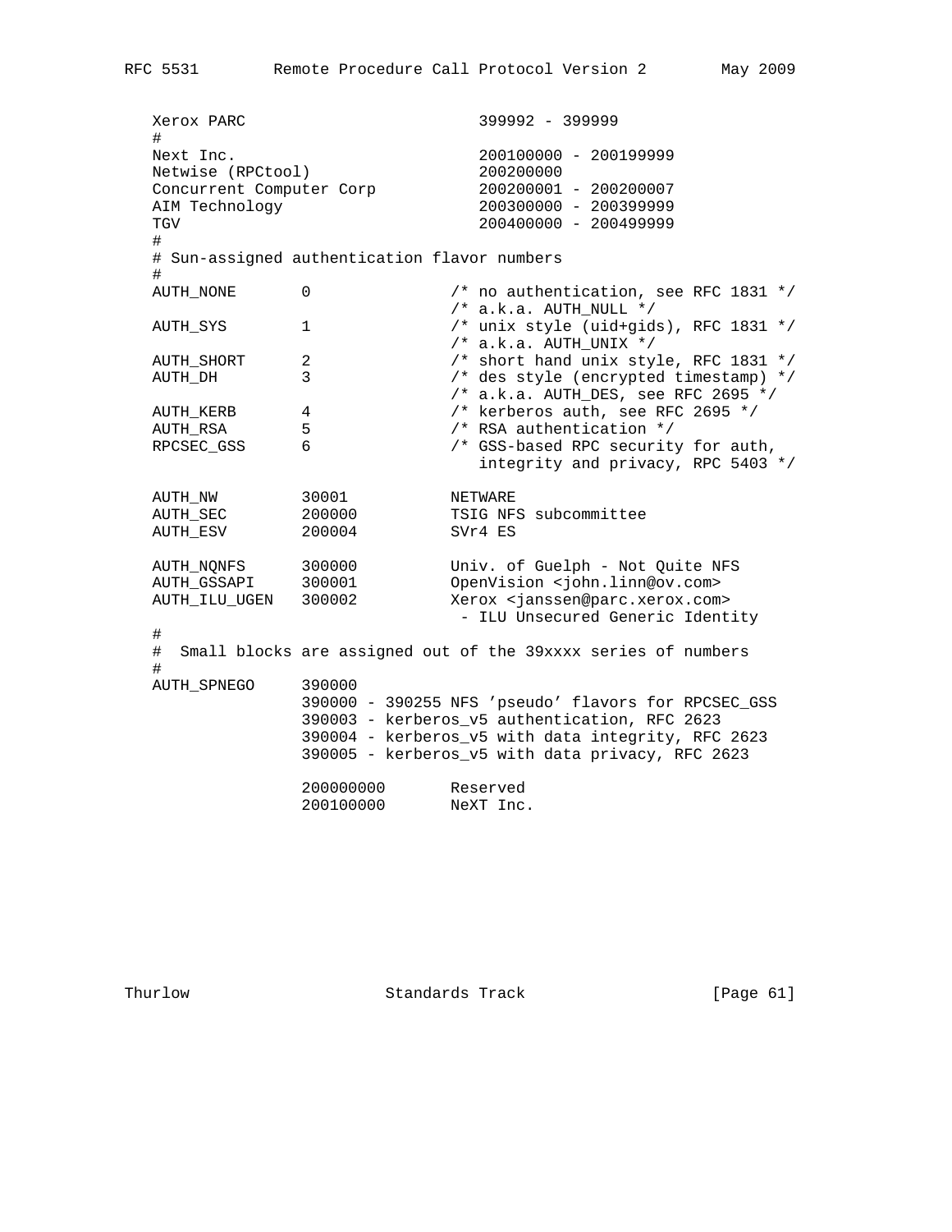```
   Xerox PARC                         399992 - 399999
   #
   Next Inc.                          200100000 - 200199999
   Netwise (RPCtool)                  200200000
   Concurrent Computer Corp           200200001 - 200200007
   AIM Technology                     200300000 - 200399999
   TGV                                200400000 - 200499999
   #
   # Sun-assigned authentication flavor numbers
   #
   AUTH_NONE       0               /* no authentication, see RFC 1831 */
                                   /* a.k.a. AUTH_NULL */
   AUTH_SYS        1               /* unix style (uid+gids), RFC 1831 */
                                   /* a.k.a. AUTH_UNIX */
   AUTH_SHORT      2               /* short hand unix style, RFC 1831 */
   AUTH_DH         3               /* des style (encrypted timestamp) */
                                   /* a.k.a. AUTH_DES, see RFC 2695 */
   AUTH_KERB       4               /* kerberos auth, see RFC 2695 */
   AUTH_RSA        5               /* RSA authentication */
   RPCSEC_GSS      6               /* GSS-based RPC security for auth,
                                      integrity and privacy, RPC 5403 */

   AUTH_NW         30001           NETWARE
   AUTH_SEC        200000          TSIG NFS subcommittee
   AUTH_ESV        200004          SVr4 ES

   AUTH_NQNFS      300000          Univ. of Guelph - Not Quite NFS
   AUTH_GSSAPI     300001          OpenVision <john.linn@ov.com>
   AUTH_ILU_UGEN   300002          Xerox <janssen@parc.xerox.com>
                                    - ILU Unsecured Generic Identity
   #
   #  Small blocks are assigned out of the 39xxxx series of numbers
   #
   AUTH_SPNEGO     390000
                   390000 - 390255 NFS 'pseudo' flavors for RPCSEC_GSS
                   390003 - kerberos_v5 authentication, RFC 2623
                   390004 - kerberos_v5 with data integrity, RFC 2623
                   390005 - kerberos_v5 with data privacy, RFC 2623

                   200000000       Reserved
                   200100000       NeXT Inc.
```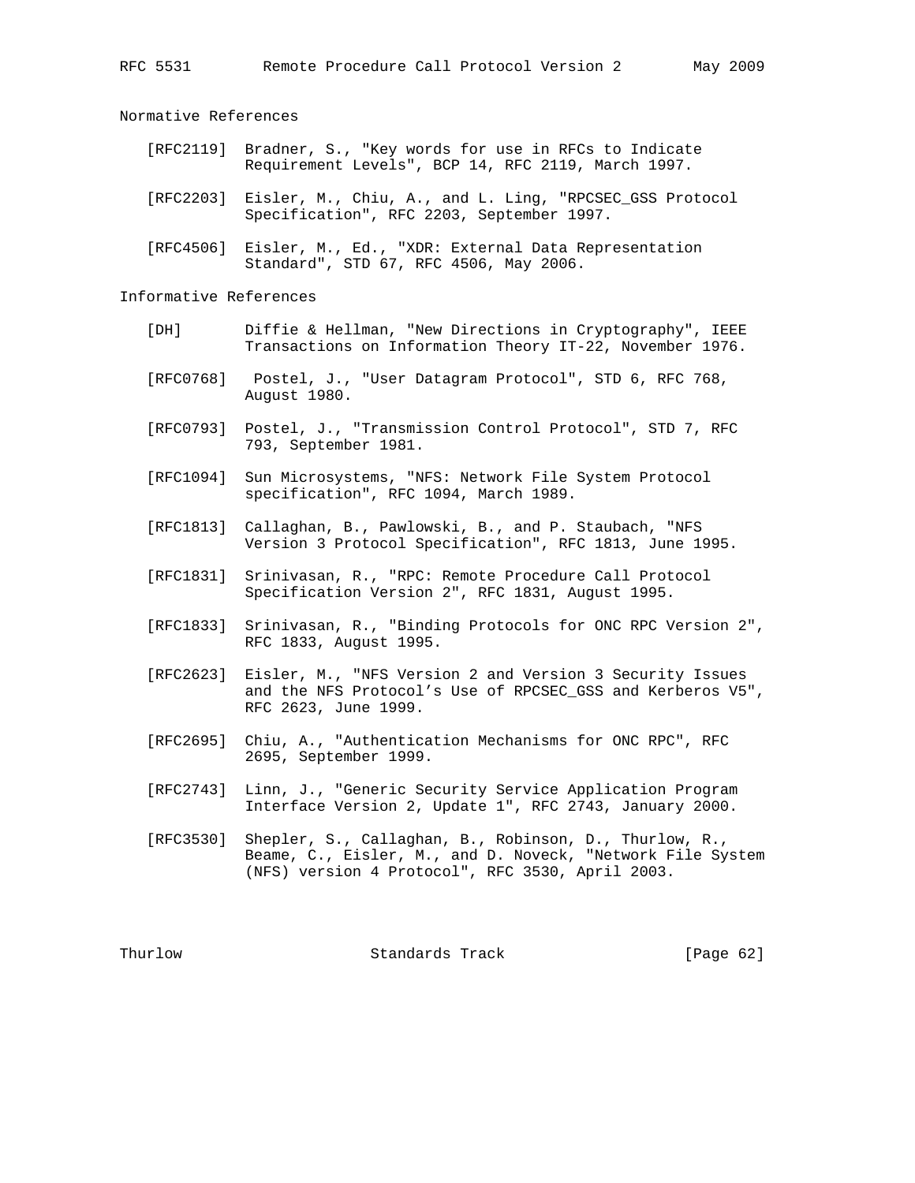## Normative References

[RFC2119] Bradner, S., "Key words for use in RFCs to Indicate Requirement Levels", BCP 14, RFC 2119, March 1997.

[RFC2203] Eisler, M., Chiu, A., and L. Ling, "RPCSEC_GSS Protocol Specification", RFC 2203, September 1997.

[RFC4506] Eisler, M., Ed., "XDR: External Data Representation Standard", STD 67, RFC 4506, May 2006.

## Informative References

[DH] Diffie & Hellman, "New Directions in Cryptography", IEEE Transactions on Information Theory IT-22, November 1976.

[RFC0768] Postel, J., "User Datagram Protocol", STD 6, RFC 768, August 1980.

[RFC0793] Postel, J., "Transmission Control Protocol", STD 7, RFC 793, September 1981.

[RFC1094] Sun Microsystems, "NFS: Network File System Protocol specification", RFC 1094, March 1989.

[RFC1813] Callaghan, B., Pawlowski, B., and P. Staubach, "NFS Version 3 Protocol Specification", RFC 1813, June 1995.

[RFC1831] Srinivasan, R., "RPC: Remote Procedure Call Protocol Specification Version 2", RFC 1831, August 1995.

[RFC1833] Srinivasan, R., "Binding Protocols for ONC RPC Version 2", RFC 1833, August 1995.

[RFC2623] Eisler, M., "NFS Version 2 and Version 3 Security Issues and the NFS Protocol's Use of RPCSEC_GSS and Kerberos V5", RFC 2623, June 1999.

[RFC2695] Chiu, A., "Authentication Mechanisms for ONC RPC", RFC 2695, September 1999.

[RFC2743] Linn, J., "Generic Security Service Application Program Interface Version 2, Update 1", RFC 2743, January 2000.

[RFC3530] Shepler, S., Callaghan, B., Robinson, D., Thurlow, R., Beame, C., Eisler, M., and D. Noveck, "Network File System (NFS) version 4 Protocol", RFC 3530, April 2003.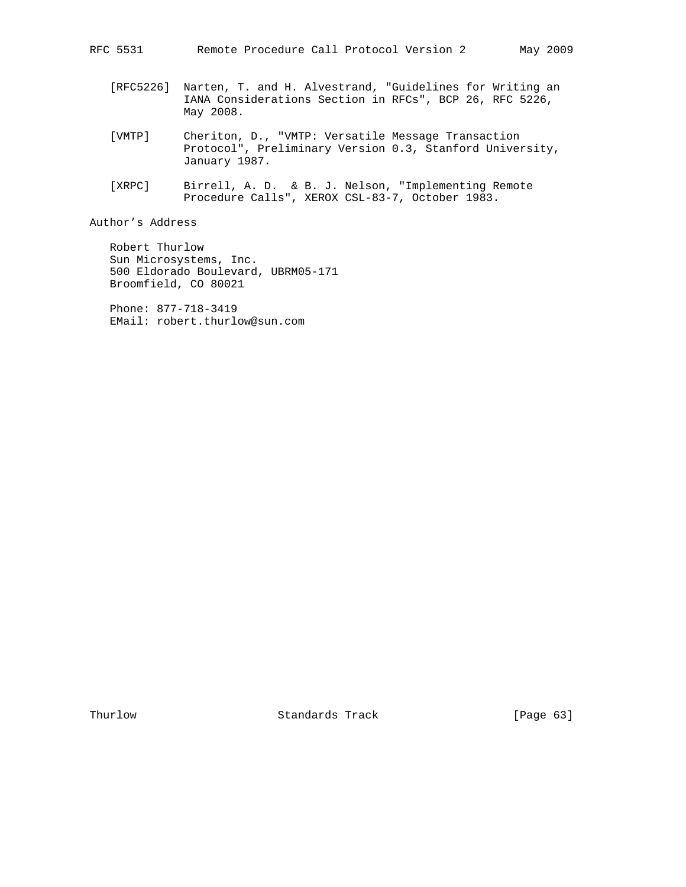[RFC5226] Narten, T. and H. Alvestrand, "Guidelines for Writing an IANA Considerations Section in RFCs", BCP 26, RFC 5226, May 2008.

[VMTP] Cheriton, D., "VMTP: Versatile Message Transaction Protocol", Preliminary Version 0.3, Stanford University, January 1987.

[XRPC] Birrell, A. D. & B. J. Nelson, "Implementing Remote Procedure Calls", XEROX CSL-83-7, October 1983.

## Author's Address

Robert Thurlow
Sun Microsystems, Inc.
500 Eldorado Boulevard, UBRM05-171
Broomfield, CO 80021

Phone: 877-718-3419
EMail: robert.thurlow@sun.com